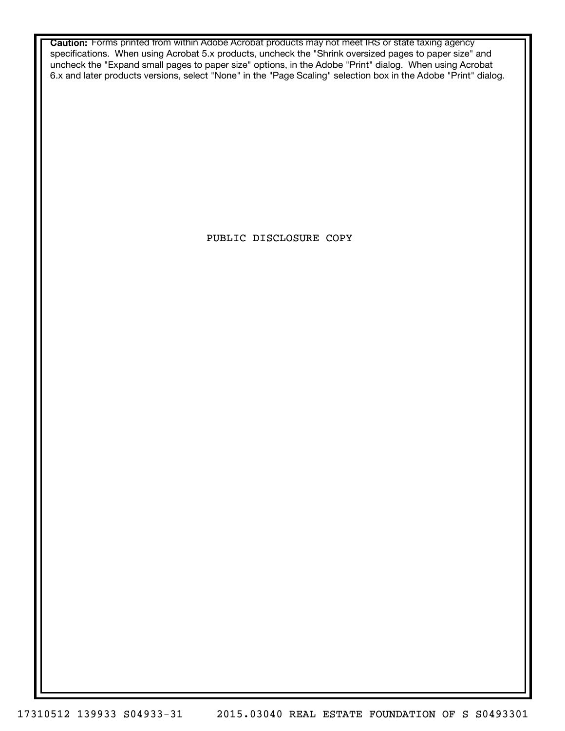**Caution:** Forms printed from within Adobe Acrobat products may not meet IRS or state taxing agency specifications. When using Acrobat 5.x products, uncheck the "Shrink oversized pages to paper size" and uncheck the "Expand small pages to paper size" options, in the Adobe "Print" dialog. When using Acrobat 6.x and later products versions, select "None" in the "Page Scaling" selection box in the Adobe "Print" dialog.

PUBLIC DISCLOSURE COPY

17310512 139933 S04933-31     2015.03040 REAL ESTATE FOUNDATION OF S S0493301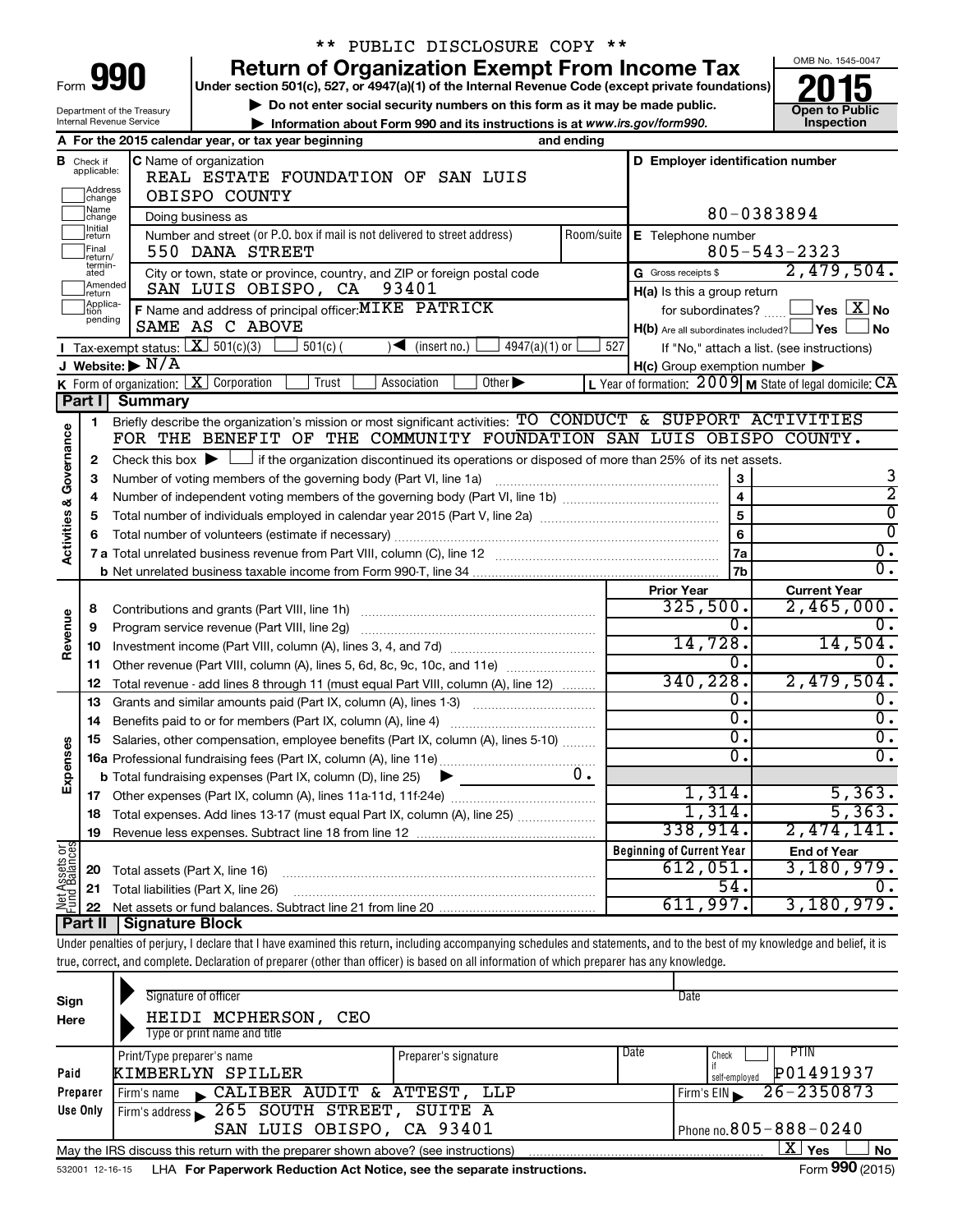\*\* PUBLIC DISCLOSURE COPY \*\*

# Form 990 — Return of Organization Exempt From Income Tax

**Under section 501(c), 527, or 4947(a)(1) of the Internal Revenue Code (except private foundations)**

▶ Do not enter social security numbers on this form as it may be made public.

▶ Information about Form 990 and its instructions is at www.irs.gov/form990.

Department of the Treasury
Internal Revenue Service

OMB No. 1545-0047

**2015**

**Open to Public Inspection**

**A** For the 2015 calendar year, or tax year beginning and ending

**B** Check if applicable: Address change, Name change, Initial return, Final return/terminated, Amended return, Application pending

**C** Name of organization
REAL ESTATE FOUNDATION OF SAN LUIS OBISPO COUNTY

Doing business as

Number and street (or P.O. box if mail is not delivered to street address): 550 DANA STREET — Room/suite

City or town, state or province, country, and ZIP or foreign postal code: SAN LUIS OBISPO, CA 93401

**D** Employer identification number: 80-0383894

**E** Telephone number: 805-543-2323

**G** Gross receipts $ 2,479,504.

**F** Name and address of principal officer: MIKE PATRICK
SAME AS C ABOVE

**H(a)** Is this a group return for subordinates? ☐ Yes ☒ No

**H(b)** Are all subordinates included? ☐ Yes ☐ No
If "No," attach a list. (see instructions)

**H(c)** Group exemption number ▶

**I** Tax-exempt status: ☒ 501(c)(3) ☐ 501(c) ( ) ◀ (insert no.) ☐ 4947(a)(1) or ☐ 527

**J** Website: ▶ N/A

**K** Form of organization: ☒ Corporation ☐ Trust ☐ Association ☐ Other ▶

**L** Year of formation: 2009 **M** State of legal domicile: CA

## Part I Summary

**Activities & Governance**

1 Briefly describe the organization's mission or most significant activities: TO CONDUCT & SUPPORT ACTIVITIES FOR THE BENEFIT OF THE COMMUNITY FOUNDATION SAN LUIS OBISPO COUNTY.

2 Check this box ▶ ☐ if the organization discontinued its operations or disposed of more than 25% of its net assets.

| | | Line | |
|---|---|---|---|
| 3 | Number of voting members of the governing body (Part VI, line 1a) | 3 | 3 |
| 4 | Number of independent voting members of the governing body (Part VI, line 1b) | 4 | 2 |
| 5 | Total number of individuals employed in calendar year 2015 (Part V, line 2a) | 5 | 0 |
| 6 | Total number of volunteers (estimate if necessary) | 6 | 0 |
| 7a | Total unrelated business revenue from Part VIII, column (C), line 12 | 7a | 0. |
| b | Net unrelated business taxable income from Form 990-T, line 34 | 7b | 0. |

| | | | Prior Year | Current Year |
|---|---|---|---|---|
| **Revenue** | 8 | Contributions and grants (Part VIII, line 1h) | 325,500. | 2,465,000. |
| | 9 | Program service revenue (Part VIII, line 2g) | 0. | 0. |
| | 10 | Investment income (Part VIII, column (A), lines 3, 4, and 7d) | 14,728. | 14,504. |
| | 11 | Other revenue (Part VIII, column (A), lines 5, 6d, 8c, 9c, 10c, and 11e) | 0. | 0. |
| | 12 | Total revenue - add lines 8 through 11 (must equal Part VIII, column (A), line 12) | 340,228. | 2,479,504. |
| **Expenses** | 13 | Grants and similar amounts paid (Part IX, column (A), lines 1-3) | 0. | 0. |
| | 14 | Benefits paid to or for members (Part IX, column (A), line 4) | 0. | 0. |
| | 15 | Salaries, other compensation, employee benefits (Part IX, column (A), lines 5-10) | 0. | 0. |
| | 16a | Professional fundraising fees (Part IX, column (A), line 11e) | 0. | 0. |
| | b | Total fundraising expenses (Part IX, column (D), line 25) ▶ 0. | | |
| | 17 | Other expenses (Part IX, column (A), lines 11a-11d, 11f-24e) | 1,314. | 5,363. |
| | 18 | Total expenses. Add lines 13-17 (must equal Part IX, column (A), line 25) | 1,314. | 5,363. |
| | 19 | Revenue less expenses. Subtract line 18 from line 12 | 338,914. | 2,474,141. |
| | | | **Beginning of Current Year** | **End of Year** |
| **Net Assets or Fund Balances** | 20 | Total assets (Part X, line 16) | 612,051. | 3,180,979. |
| | 21 | Total liabilities (Part X, line 26) | 54. | 0. |
| | 22 | Net assets or fund balances. Subtract line 21 from line 20 | 611,997. | 3,180,979. |

## Part II Signature Block

Under penalties of perjury, I declare that I have examined this return, including accompanying schedules and statements, and to the best of my knowledge and belief, it is true, correct, and complete. Declaration of preparer (other than officer) is based on all information of which preparer has any knowledge.

**Sign Here**

Signature of officer — Date

HEIDI MCPHERSON, CEO
Type or print name and title

**Paid Preparer Use Only**

| Print/Type preparer's name | Preparer's signature | Date | Check if self-employed | PTIN |
|---|---|---|---|---|
| KIMBERLYN SPILLER | | | ☐ | P01491937 |

Firm's name ▶ CALIBER AUDIT & ATTEST, LLP — Firm's EIN ▶ 26-2350873

Firm's address ▶ 265 SOUTH STREET, SUITE A, SAN LUIS OBISPO, CA 93401 — Phone no. 805-888-0240

May the IRS discuss this return with the preparer shown above? (see instructions) ☒ Yes ☐ No

532001 12-16-15 LHA For Paperwork Reduction Act Notice, see the separate instructions. Form **990** (2015)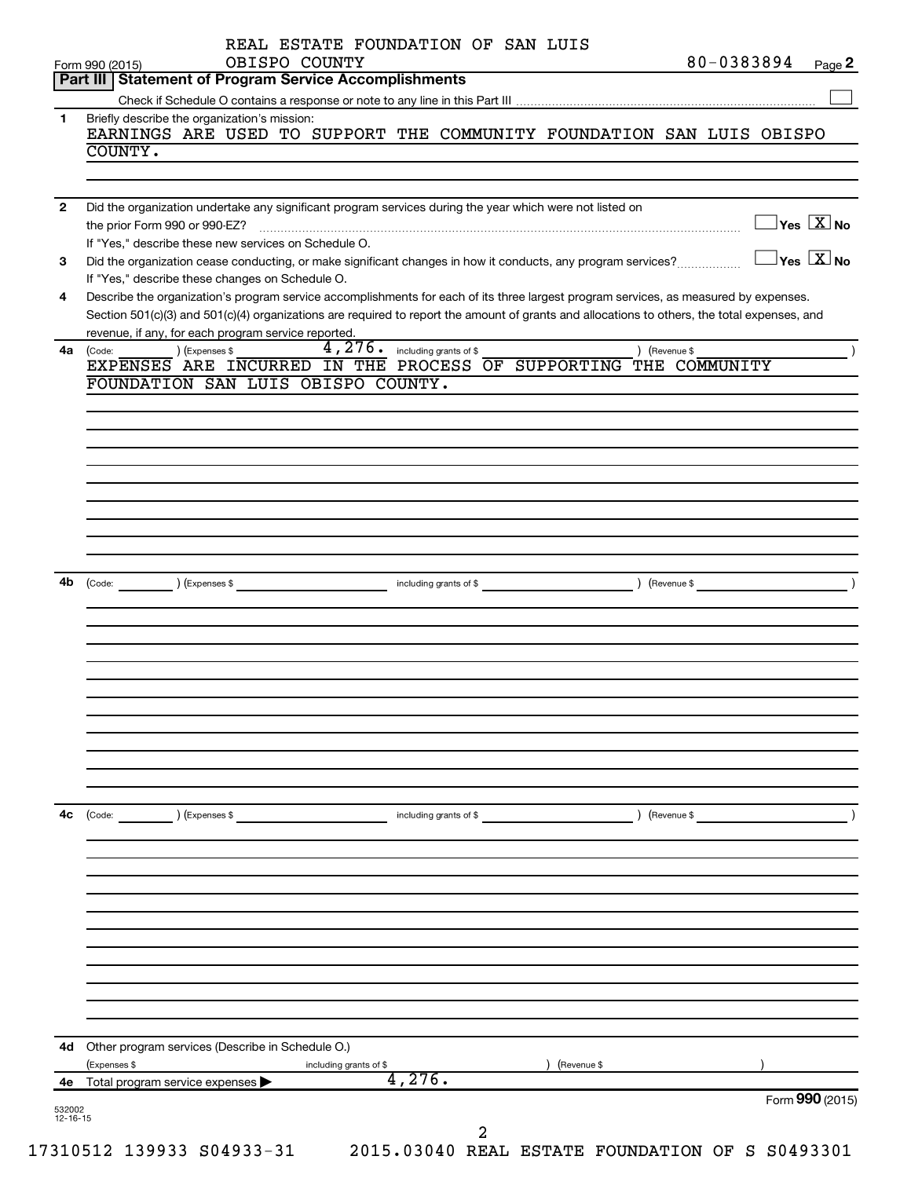REAL ESTATE FOUNDATION OF SAN LUIS OBISPO COUNTY

Form 990 (2015) 80-0383894 Page **2**

## Part III Statement of Program Service Accomplishments

Check if Schedule O contains a response or note to any line in this Part III ☐

**1** Briefly describe the organization's mission:

EARNINGS ARE USED TO SUPPORT THE COMMUNITY FOUNDATION SAN LUIS OBISPO COUNTY.

**2** Did the organization undertake any significant program services during the year which were not listed on the prior Form 990 or 990-EZ? ☐ Yes ☒ No

If "Yes," describe these new services on Schedule O.

**3** Did the organization cease conducting, or make significant changes in how it conducts, any program services? ☐ Yes ☒ No

If "Yes," describe these changes on Schedule O.

**4** Describe the organization's program service accomplishments for each of its three largest program services, as measured by expenses. Section 501(c)(3) and 501(c)(4) organizations are required to report the amount of grants and allocations to others, the total expenses, and revenue, if any, for each program service reported.

**4a** (Code: ) (Expenses $ 4,276. including grants of $ ) (Revenue $ )

EXPENSES ARE INCURRED IN THE PROCESS OF SUPPORTING THE COMMUNITY FOUNDATION SAN LUIS OBISPO COUNTY.

**4b** (Code: ) (Expenses $ including grants of $ ) (Revenue $ )

**4c** (Code: ) (Expenses $ including grants of $ ) (Revenue $ )

**4d** Other program services (Describe in Schedule O.)

(Expenses $ including grants of $ ) (Revenue $ )

**4e** Total program service expenses ▶ 4,276.

Form **990** (2015)

532002 12-16-15

17310512 139933 S04933-31 2015.03040 REAL ESTATE FOUNDATION OF S S0493301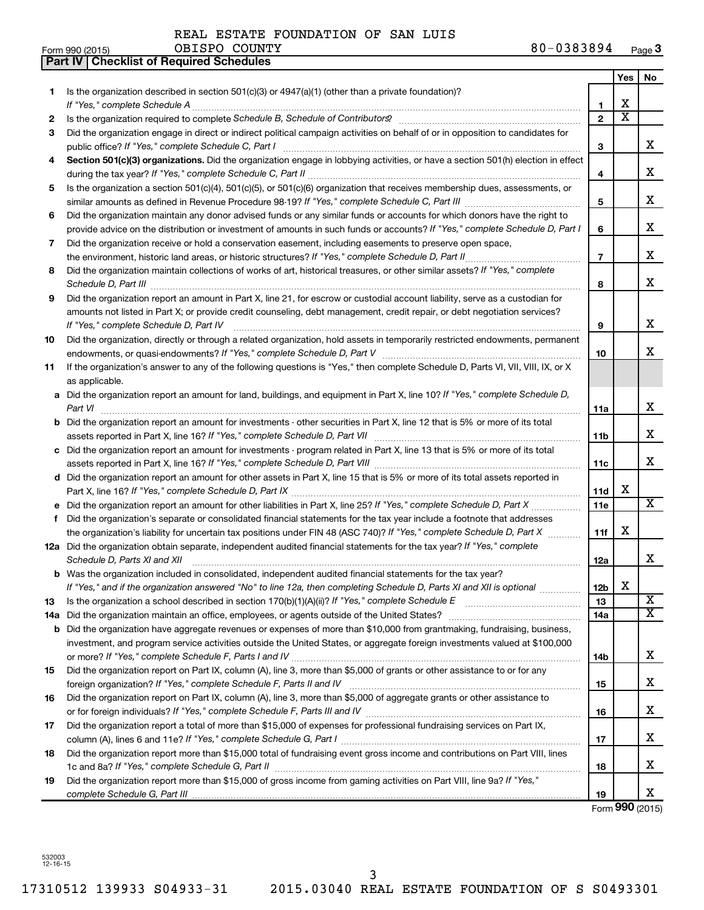REAL ESTATE FOUNDATION OF SAN LUIS OBISPO COUNTY 80-0383894

Form 990 (2015)

## Part IV Checklist of Required Schedules

| | | | Yes | No |
|---|---|---|---|---|
| 1 | Is the organization described in section 501(c)(3) or 4947(a)(1) (other than a private foundation)? *If "Yes," complete Schedule A* | 1 | X | |
| 2 | Is the organization required to complete *Schedule B, Schedule of Contributors*? | 2 | X | |
| 3 | Did the organization engage in direct or indirect political campaign activities on behalf of or in opposition to candidates for public office? *If "Yes," complete Schedule C, Part I* | 3 | | X |
| 4 | **Section 501(c)(3) organizations.** Did the organization engage in lobbying activities, or have a section 501(h) election in effect during the tax year? *If "Yes," complete Schedule C, Part II* | 4 | | X |
| 5 | Is the organization a section 501(c)(4), 501(c)(5), or 501(c)(6) organization that receives membership dues, assessments, or similar amounts as defined in Revenue Procedure 98-19? *If "Yes," complete Schedule C, Part III* | 5 | | X |
| 6 | Did the organization maintain any donor advised funds or any similar funds or accounts for which donors have the right to provide advice on the distribution or investment of amounts in such funds or accounts? *If "Yes," complete Schedule D, Part I* | 6 | | X |
| 7 | Did the organization receive or hold a conservation easement, including easements to preserve open space, the environment, historic land areas, or historic structures? *If "Yes," complete Schedule D, Part II* | 7 | | X |
| 8 | Did the organization maintain collections of works of art, historical treasures, or other similar assets? *If "Yes," complete Schedule D, Part III* | 8 | | X |
| 9 | Did the organization report an amount in Part X, line 21, for escrow or custodial account liability, serve as a custodian for amounts not listed in Part X; or provide credit counseling, debt management, credit repair, or debt negotiation services? *If "Yes," complete Schedule D, Part IV* | 9 | | X |
| 10 | Did the organization, directly or through a related organization, hold assets in temporarily restricted endowments, permanent endowments, or quasi-endowments? *If "Yes," complete Schedule D, Part V* | 10 | | X |
| 11 | If the organization's answer to any of the following questions is "Yes," then complete Schedule D, Parts VI, VII, VIII, IX, or X as applicable. | | | |
| a | Did the organization report an amount for land, buildings, and equipment in Part X, line 10? *If "Yes," complete Schedule D, Part VI* | 11a | | X |
| b | Did the organization report an amount for investments - other securities in Part X, line 12 that is 5% or more of its total assets reported in Part X, line 16? *If "Yes," complete Schedule D, Part VII* | 11b | | X |
| c | Did the organization report an amount for investments - program related in Part X, line 13 that is 5% or more of its total assets reported in Part X, line 16? *If "Yes," complete Schedule D, Part VIII* | 11c | | X |
| d | Did the organization report an amount for other assets in Part X, line 15 that is 5% or more of its total assets reported in Part X, line 16? *If "Yes," complete Schedule D, Part IX* | 11d | X | |
| e | Did the organization report an amount for other liabilities in Part X, line 25? *If "Yes," complete Schedule D, Part X* | 11e | | X |
| f | Did the organization's separate or consolidated financial statements for the tax year include a footnote that addresses the organization's liability for uncertain tax positions under FIN 48 (ASC 740)? *If "Yes," complete Schedule D, Part X* | 11f | X | |
| 12a | Did the organization obtain separate, independent audited financial statements for the tax year? *If "Yes," complete Schedule D, Parts XI and XII* | 12a | | X |
| b | Was the organization included in consolidated, independent audited financial statements for the tax year? *If "Yes," and if the organization answered "No" to line 12a, then completing Schedule D, Parts XI and XII is optional* | 12b | X | |
| 13 | Is the organization a school described in section 170(b)(1)(A)(ii)? *If "Yes," complete Schedule E* | 13 | | X |
| 14a | Did the organization maintain an office, employees, or agents outside of the United States? | 14a | | X |
| b | Did the organization have aggregate revenues or expenses of more than $10,000 from grantmaking, fundraising, business, investment, and program service activities outside the United States, or aggregate foreign investments valued at $100,000 or more? *If "Yes," complete Schedule F, Parts I and IV* | 14b | | X |
| 15 | Did the organization report on Part IX, column (A), line 3, more than $5,000 of grants or other assistance to or for any foreign organization? *If "Yes," complete Schedule F, Parts II and IV* | 15 | | X |
| 16 | Did the organization report on Part IX, column (A), line 3, more than $5,000 of aggregate grants or other assistance to or for foreign individuals? *If "Yes," complete Schedule F, Parts III and IV* | 16 | | X |
| 17 | Did the organization report a total of more than $15,000 of expenses for professional fundraising services on Part IX, column (A), lines 6 and 11e? *If "Yes," complete Schedule G, Part I* | 17 | | X |
| 18 | Did the organization report more than $15,000 total of fundraising event gross income and contributions on Part VIII, lines 1c and 8a? *If "Yes," complete Schedule G, Part II* | 18 | | X |
| 19 | Did the organization report more than $15,000 of gross income from gaming activities on Part VIII, line 9a? *If "Yes," complete Schedule G, Part III* | 19 | | X |

Form **990** (2015)

532003 12-16-15

17310512 139933 S04933-31 2015.03040 REAL ESTATE FOUNDATION OF S S0493301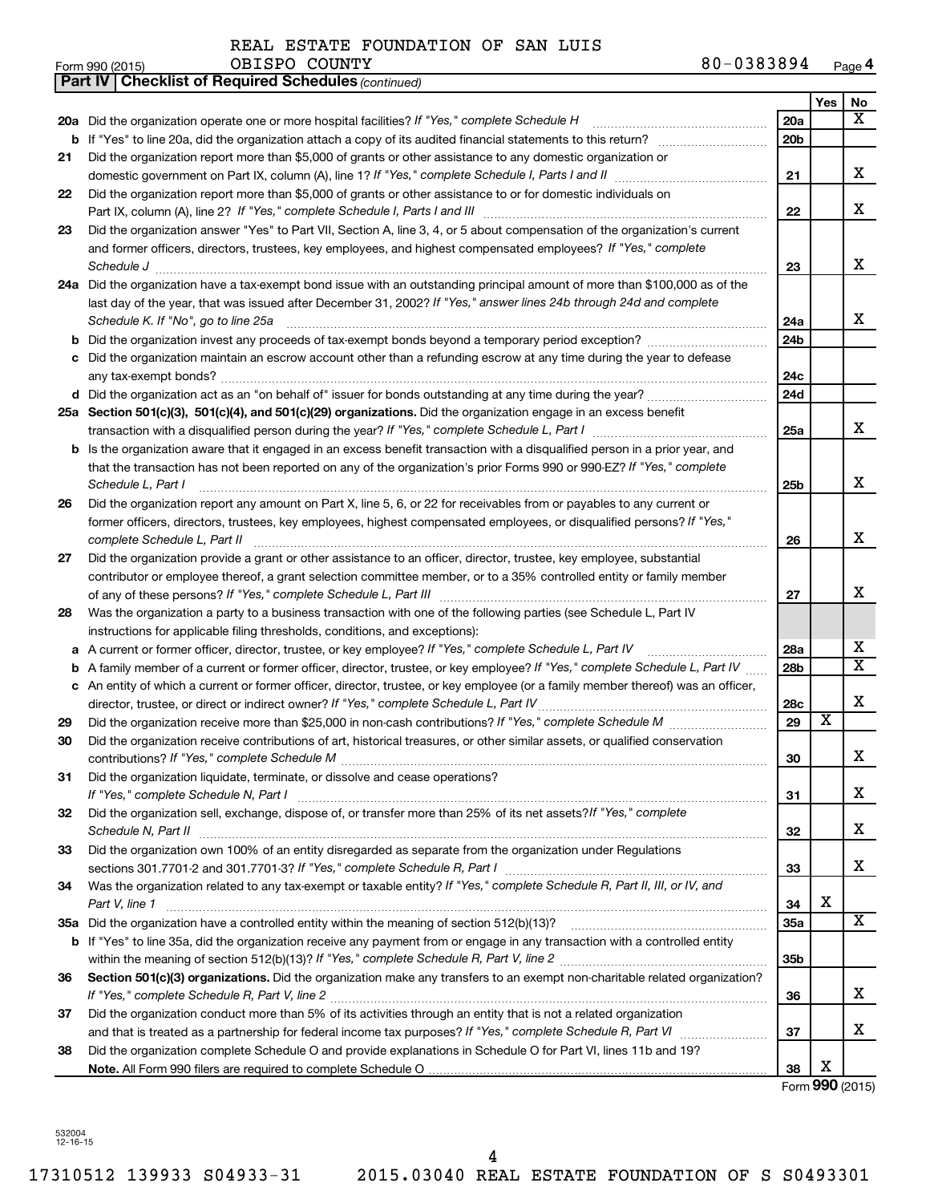REAL ESTATE FOUNDATION OF SAN LUIS OBISPO COUNTY

Form 990 (2015) 80-0383894 Page 4

**Part IV | Checklist of Required Schedules** *(continued)*

| | | | Yes | No |
|---|---|---|---|---|
| **20a** | Did the organization operate one or more hospital facilities? *If "Yes," complete Schedule H* | 20a | | X |
| **b** | If "Yes" to line 20a, did the organization attach a copy of its audited financial statements to this return? | 20b | | |
| **21** | Did the organization report more than $5,000 of grants or other assistance to any domestic organization or domestic government on Part IX, column (A), line 1? *If "Yes," complete Schedule I, Parts I and II* | 21 | | X |
| **22** | Did the organization report more than $5,000 of grants or other assistance to or for domestic individuals on Part IX, column (A), line 2? *If "Yes," complete Schedule I, Parts I and III* | 22 | | X |
| **23** | Did the organization answer "Yes" to Part VII, Section A, line 3, 4, or 5 about compensation of the organization's current and former officers, directors, trustees, key employees, and highest compensated employees? *If "Yes," complete Schedule J* | 23 | | X |
| **24a** | Did the organization have a tax-exempt bond issue with an outstanding principal amount of more than $100,000 as of the last day of the year, that was issued after December 31, 2002? *If "Yes," answer lines 24b through 24d and complete Schedule K. If "No", go to line 25a* | 24a | | X |
| **b** | Did the organization invest any proceeds of tax-exempt bonds beyond a temporary period exception? | 24b | | |
| **c** | Did the organization maintain an escrow account other than a refunding escrow at any time during the year to defease any tax-exempt bonds? | 24c | | |
| **d** | Did the organization act as an "on behalf of" issuer for bonds outstanding at any time during the year? | 24d | | |
| **25a** | **Section 501(c)(3), 501(c)(4), and 501(c)(29) organizations.** Did the organization engage in an excess benefit transaction with a disqualified person during the year? *If "Yes," complete Schedule L, Part I* | 25a | | X |
| **b** | Is the organization aware that it engaged in an excess benefit transaction with a disqualified person in a prior year, and that the transaction has not been reported on any of the organization's prior Forms 990 or 990-EZ? *If "Yes," complete Schedule L, Part I* | 25b | | X |
| **26** | Did the organization report any amount on Part X, line 5, 6, or 22 for receivables from or payables to any current or former officers, directors, trustees, key employees, highest compensated employees, or disqualified persons? *If "Yes," complete Schedule L, Part II* | 26 | | X |
| **27** | Did the organization provide a grant or other assistance to an officer, director, trustee, key employee, substantial contributor or employee thereof, a grant selection committee member, or to a 35% controlled entity or family member of any of these persons? *If "Yes," complete Schedule L, Part III* | 27 | | X |
| **28** | Was the organization a party to a business transaction with one of the following parties (see Schedule L, Part IV instructions for applicable filing thresholds, conditions, and exceptions): | | | |
| **a** | A current or former officer, director, trustee, or key employee? *If "Yes," complete Schedule L, Part IV* | 28a | | X |
| **b** | A family member of a current or former officer, director, trustee, or key employee? *If "Yes," complete Schedule L, Part IV* | 28b | | X |
| **c** | An entity of which a current or former officer, director, trustee, or key employee (or a family member thereof) was an officer, director, trustee, or direct or indirect owner? *If "Yes," complete Schedule L, Part IV* | 28c | | X |
| **29** | Did the organization receive more than $25,000 in non-cash contributions? *If "Yes," complete Schedule M* | 29 | X | |
| **30** | Did the organization receive contributions of art, historical treasures, or other similar assets, or qualified conservation contributions? *If "Yes," complete Schedule M* | 30 | | X |
| **31** | Did the organization liquidate, terminate, or dissolve and cease operations? *If "Yes," complete Schedule N, Part I* | 31 | | X |
| **32** | Did the organization sell, exchange, dispose of, or transfer more than 25% of its net assets? *If "Yes," complete Schedule N, Part II* | 32 | | X |
| **33** | Did the organization own 100% of an entity disregarded as separate from the organization under Regulations sections 301.7701-2 and 301.7701-3? *If "Yes," complete Schedule R, Part I* | 33 | | X |
| **34** | Was the organization related to any tax-exempt or taxable entity? *If "Yes," complete Schedule R, Part II, III, or IV, and Part V, line 1* | 34 | X | |
| **35a** | Did the organization have a controlled entity within the meaning of section 512(b)(13)? | 35a | | X |
| **b** | If "Yes" to line 35a, did the organization receive any payment from or engage in any transaction with a controlled entity within the meaning of section 512(b)(13)? *If "Yes," complete Schedule R, Part V, line 2* | 35b | | |
| **36** | **Section 501(c)(3) organizations.** Did the organization make any transfers to an exempt non-charitable related organization? *If "Yes," complete Schedule R, Part V, line 2* | 36 | | X |
| **37** | Did the organization conduct more than 5% of its activities through an entity that is not a related organization and that is treated as a partnership for federal income tax purposes? *If "Yes," complete Schedule R, Part VI* | 37 | | X |
| **38** | Did the organization complete Schedule O and provide explanations in Schedule O for Part VI, lines 11b and 19? **Note.** All Form 990 filers are required to complete Schedule O | 38 | X | |

Form **990** (2015)

532004 12-16-15

17310512 139933 S04933-31 2015.03040 REAL ESTATE FOUNDATION OF S S0493301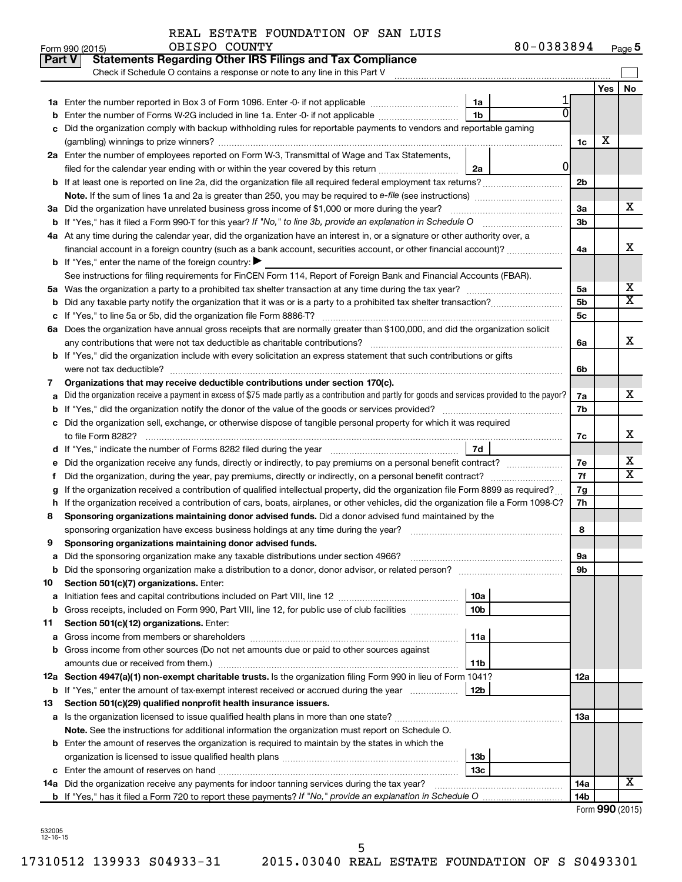REAL ESTATE FOUNDATION OF SAN LUIS OBISPO COUNTY

Form 990 (2015) 80-0383894 Page 5

## Part V Statements Regarding Other IRS Filings and Tax Compliance

Check if Schedule O contains a response or note to any line in this Part V

| | | | | | Yes | No |
|---|---|---|---|---|---|---|
| **1a** | Enter the number reported in Box 3 of Form 1096. Enter -0- if not applicable | 1a | 1 | | | |
| **b** | Enter the number of Forms W-2G included in line 1a. Enter -0- if not applicable | 1b | 0 | | | |
| **c** | Did the organization comply with backup withholding rules for reportable payments to vendors and reportable gaming (gambling) winnings to prize winners? | | | 1c | X | |
| **2a** | Enter the number of employees reported on Form W-3, Transmittal of Wage and Tax Statements, filed for the calendar year ending with or within the year covered by this return | 2a | 0 | | | |
| **b** | If at least one is reported on line 2a, did the organization file all required federal employment tax returns? | | | 2b | | |
| | **Note.** If the sum of lines 1a and 2a is greater than 250, you may be required to *e-file* (see instructions) | | | | | |
| **3a** | Did the organization have unrelated business gross income of $1,000 or more during the year? | | | 3a | | X |
| **b** | If "Yes," has it filed a Form 990-T for this year? *If "No," to line 3b, provide an explanation in Schedule O* | | | 3b | | |
| **4a** | At any time during the calendar year, did the organization have an interest in, or a signature or other authority over, a financial account in a foreign country (such as a bank account, securities account, or other financial account)? | | | 4a | | X |
| **b** | If "Yes," enter the name of the foreign country: ▶ | | | | | |
| | See instructions for filing requirements for FinCEN Form 114, Report of Foreign Bank and Financial Accounts (FBAR). | | | | | |
| **5a** | Was the organization a party to a prohibited tax shelter transaction at any time during the tax year? | | | 5a | | X |
| **b** | Did any taxable party notify the organization that it was or is a party to a prohibited tax shelter transaction? | | | 5b | | X |
| **c** | If "Yes," to line 5a or 5b, did the organization file Form 8886-T? | | | 5c | | |
| **6a** | Does the organization have annual gross receipts that are normally greater than $100,000, and did the organization solicit any contributions that were not tax deductible as charitable contributions? | | | 6a | | X |
| **b** | If "Yes," did the organization include with every solicitation an express statement that such contributions or gifts were not tax deductible? | | | 6b | | |
| **7** | **Organizations that may receive deductible contributions under section 170(c).** | | | | | |
| **a** | Did the organization receive a payment in excess of $75 made partly as a contribution and partly for goods and services provided to the payor? | | | 7a | | X |
| **b** | If "Yes," did the organization notify the donor of the value of the goods or services provided? | | | 7b | | |
| **c** | Did the organization sell, exchange, or otherwise dispose of tangible personal property for which it was required to file Form 8282? | | | 7c | | X |
| **d** | If "Yes," indicate the number of Forms 8282 filed during the year | 7d | | | | |
| **e** | Did the organization receive any funds, directly or indirectly, to pay premiums on a personal benefit contract? | | | 7e | | X |
| **f** | Did the organization, during the year, pay premiums, directly or indirectly, on a personal benefit contract? | | | 7f | | X |
| **g** | If the organization received a contribution of qualified intellectual property, did the organization file Form 8899 as required? | | | 7g | | |
| **h** | If the organization received a contribution of cars, boats, airplanes, or other vehicles, did the organization file a Form 1098-C? | | | 7h | | |
| **8** | **Sponsoring organizations maintaining donor advised funds.** Did a donor advised fund maintained by the sponsoring organization have excess business holdings at any time during the year? | | | 8 | | |
| **9** | **Sponsoring organizations maintaining donor advised funds.** | | | | | |
| **a** | Did the sponsoring organization make any taxable distributions under section 4966? | | | 9a | | |
| **b** | Did the sponsoring organization make a distribution to a donor, donor advisor, or related person? | | | 9b | | |
| **10** | **Section 501(c)(7) organizations.** Enter: | | | | | |
| **a** | Initiation fees and capital contributions included on Part VIII, line 12 | 10a | | | | |
| **b** | Gross receipts, included on Form 990, Part VIII, line 12, for public use of club facilities | 10b | | | | |
| **11** | **Section 501(c)(12) organizations.** Enter: | | | | | |
| **a** | Gross income from members or shareholders | 11a | | | | |
| **b** | Gross income from other sources (Do not net amounts due or paid to other sources against amounts due or received from them.) | 11b | | | | |
| **12a** | **Section 4947(a)(1) non-exempt charitable trusts.** Is the organization filing Form 990 in lieu of Form 1041? | | | 12a | | |
| **b** | If "Yes," enter the amount of tax-exempt interest received or accrued during the year | 12b | | | | |
| **13** | **Section 501(c)(29) qualified nonprofit health insurance issuers.** | | | | | |
| **a** | Is the organization licensed to issue qualified health plans in more than one state? | | | 13a | | |
| | **Note.** See the instructions for additional information the organization must report on Schedule O. | | | | | |
| **b** | Enter the amount of reserves the organization is required to maintain by the states in which the organization is licensed to issue qualified health plans | 13b | | | | |
| **c** | Enter the amount of reserves on hand | 13c | | | | |
| **14a** | Did the organization receive any payments for indoor tanning services during the tax year? | | | 14a | | X |
| **b** | If "Yes," has it filed a Form 720 to report these payments? *If "No," provide an explanation in Schedule O* | | | 14b | | |

Form **990** (2015)

532005 12-16-15

17310512 139933 S04933-31 2015.03040 REAL ESTATE FOUNDATION OF S S0493301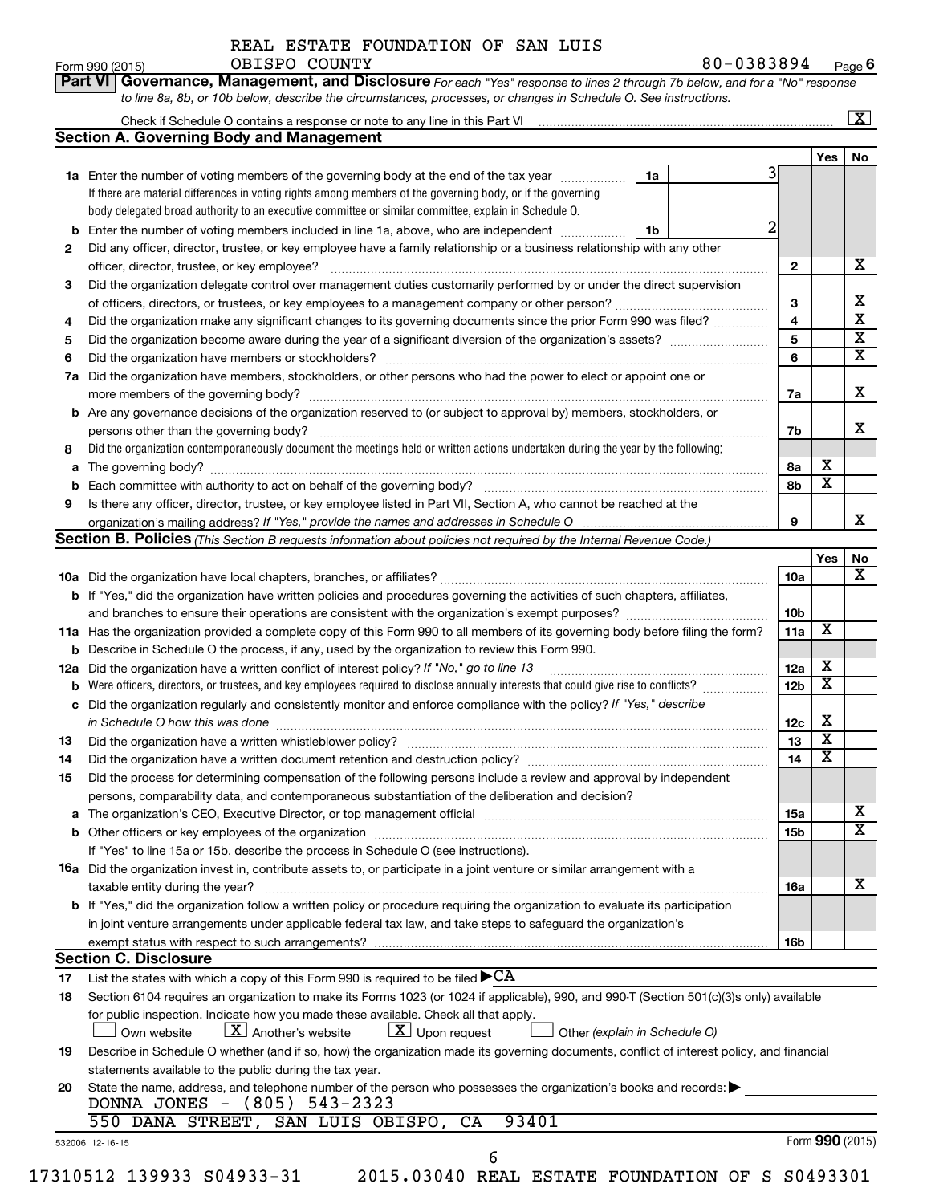REAL ESTATE FOUNDATION OF SAN LUIS OBISPO COUNTY

Form 990 (2015) 80-0383894 Page 6

**Part VI Governance, Management, and Disclosure** *For each "Yes" response to lines 2 through 7b below, and for a "No" response to line 8a, 8b, or 10b below, describe the circumstances, processes, or changes in Schedule O. See instructions.*

Check if Schedule O contains a response or note to any line in this Part VI ..... [X]

## Section A. Governing Body and Management

| | | | | Yes | No |
|---|---|---|---|---|---|
| 1a | Enter the number of voting members of the governing body at the end of the tax year (1a) ..... 3. If there are material differences in voting rights among members of the governing body, or if the governing body delegated broad authority to an executive committee or similar committee, explain in Schedule O. | | | | |
| b | Enter the number of voting members included in line 1a, above, who are independent (1b) ..... 2 | | | | |
| 2 | Did any officer, director, trustee, or key employee have a family relationship or a business relationship with any other officer, director, trustee, or key employee? | 2 | | | X |
| 3 | Did the organization delegate control over management duties customarily performed by or under the direct supervision of officers, directors, or trustees, or key employees to a management company or other person? | 3 | | | X |
| 4 | Did the organization make any significant changes to its governing documents since the prior Form 990 was filed? | 4 | | | X |
| 5 | Did the organization become aware during the year of a significant diversion of the organization's assets? | 5 | | | X |
| 6 | Did the organization have members or stockholders? | 6 | | | X |
| 7a | Did the organization have members, stockholders, or other persons who had the power to elect or appoint one or more members of the governing body? | 7a | | | X |
| b | Are any governance decisions of the organization reserved to (or subject to approval by) members, stockholders, or persons other than the governing body? | 7b | | | X |
| 8 | Did the organization contemporaneously document the meetings held or written actions undertaken during the year by the following: | | | | |
| a | The governing body? | 8a | | X | |
| b | Each committee with authority to act on behalf of the governing body? | 8b | | X | |
| 9 | Is there any officer, director, trustee, or key employee listed in Part VII, Section A, who cannot be reached at the organization's mailing address? *If "Yes," provide the names and addresses in Schedule O* | 9 | | | X |

## Section B. Policies *(This Section B requests information about policies not required by the Internal Revenue Code.)*

| | | | Yes | No |
|---|---|---|---|---|
| 10a | Did the organization have local chapters, branches, or affiliates? | 10a | | X |
| b | If "Yes," did the organization have written policies and procedures governing the activities of such chapters, affiliates, and branches to ensure their operations are consistent with the organization's exempt purposes? | 10b | | |
| 11a | Has the organization provided a complete copy of this Form 990 to all members of its governing body before filing the form? | 11a | X | |
| b | Describe in Schedule O the process, if any, used by the organization to review this Form 990. | | | |
| 12a | Did the organization have a written conflict of interest policy? *If "No," go to line 13* | 12a | X | |
| b | Were officers, directors, or trustees, and key employees required to disclose annually interests that could give rise to conflicts? | 12b | X | |
| c | Did the organization regularly and consistently monitor and enforce compliance with the policy? *If "Yes," describe in Schedule O how this was done* | 12c | X | |
| 13 | Did the organization have a written whistleblower policy? | 13 | X | |
| 14 | Did the organization have a written document retention and destruction policy? | 14 | X | |
| 15 | Did the process for determining compensation of the following persons include a review and approval by independent persons, comparability data, and contemporaneous substantiation of the deliberation and decision? | | | |
| a | The organization's CEO, Executive Director, or top management official | 15a | | X |
| b | Other officers or key employees of the organization | 15b | | X |
| | If "Yes" to line 15a or 15b, describe the process in Schedule O (see instructions). | | | |
| 16a | Did the organization invest in, contribute assets to, or participate in a joint venture or similar arrangement with a taxable entity during the year? | 16a | | X |
| b | If "Yes," did the organization follow a written policy or procedure requiring the organization to evaluate its participation in joint venture arrangements under applicable federal tax law, and take steps to safeguard the organization's exempt status with respect to such arrangements? | 16b | | |

## Section C. Disclosure

17 List the states with which a copy of this Form 990 is required to be filed ▶ CA

18 Section 6104 requires an organization to make its Forms 1023 (or 1024 if applicable), 990, and 990-T (Section 501(c)(3)s only) available for public inspection. Indicate how you made these available. Check all that apply.

[ ] Own website [X] Another's website [X] Upon request [ ] Other *(explain in Schedule O)*

19 Describe in Schedule O whether (and if so, how) the organization made its governing documents, conflict of interest policy, and financial statements available to the public during the tax year.

20 State the name, address, and telephone number of the person who possesses the organization's books and records: ▶

DONNA JONES - (805) 543-2323
550 DANA STREET, SAN LUIS OBISPO, CA 93401

532006 12-16-15 Form 990 (2015)

17310512 139933 S04933-31 2015.03040 REAL ESTATE FOUNDATION OF S S0493301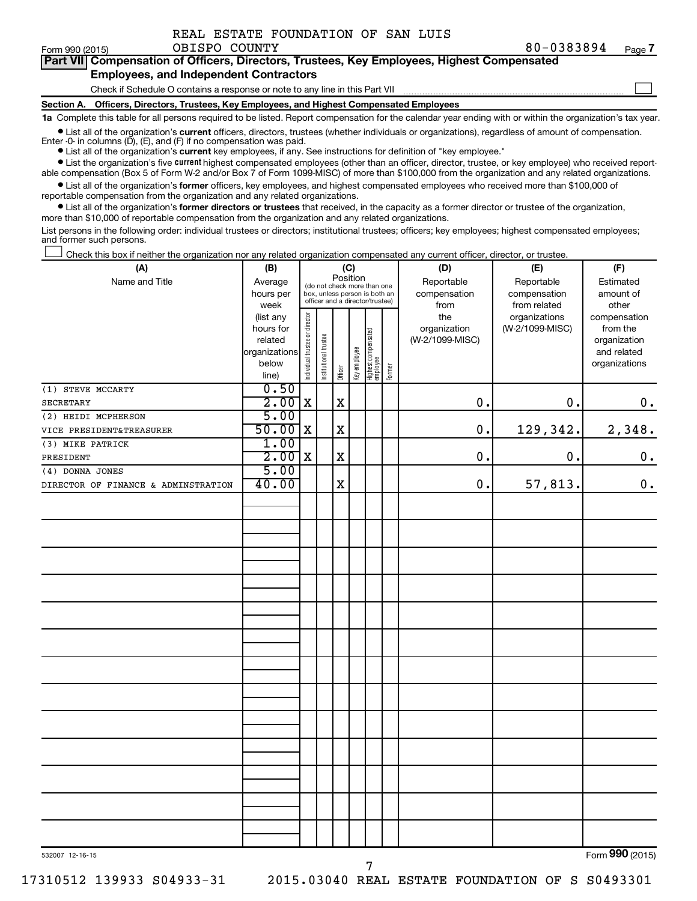REAL ESTATE FOUNDATION OF SAN LUIS OBISPO COUNTY

Form 990 (2015) 80-0383894 Page 7

**Part VII Compensation of Officers, Directors, Trustees, Key Employees, Highest Compensated Employees, and Independent Contractors**

Check if Schedule O contains a response or note to any line in this Part VII

**Section A. Officers, Directors, Trustees, Key Employees, and Highest Compensated Employees**

**1a** Complete this table for all persons required to be listed. Report compensation for the calendar year ending with or within the organization's tax year.

- List all of the organization's **current** officers, directors, trustees (whether individuals or organizations), regardless of amount of compensation. Enter -0- in columns (D), (E), and (F) if no compensation was paid.
- List all of the organization's **current** key employees, if any. See instructions for definition of "key employee."
- List the organization's five **current** highest compensated employees (other than an officer, director, trustee, or key employee) who received reportable compensation (Box 5 of Form W-2 and/or Box 7 of Form 1099-MISC) of more than $100,000 from the organization and any related organizations.
- List all of the organization's **former** officers, key employees, and highest compensated employees who received more than $100,000 of reportable compensation from the organization and any related organizations.
- List all of the organization's **former directors or trustees** that received, in the capacity as a former director or trustee of the organization, more than $10,000 of reportable compensation from the organization and any related organizations.

List persons in the following order: individual trustees or directors; institutional trustees; officers; key employees; highest compensated employees; and former such persons.

Check this box if neither the organization nor any related organization compensated any current officer, director, or trustee.

| (A) Name and Title | (B) Average hours per week (list any hours for related organizations below line) | (C) Position: Individual trustee or director | Institutional trustee | Officer | Key employee | Highest compensated employee | Former | (D) Reportable compensation from the organization (W-2/1099-MISC) | (E) Reportable compensation from related organizations (W-2/1099-MISC) | (F) Estimated amount of other compensation from the organization and related organizations |
|---|---|---|---|---|---|---|---|---|---|---|
| (1) STEVE MCCARTY<br>SECRETARY | 0.50<br>2.00 | X | | X | | | | 0. | 0. | 0. |
| (2) HEIDI MCPHERSON<br>VICE PRESIDENT&TREASURER | 5.00<br>50.00 | X | | X | | | | 0. | 129,342. | 2,348. |
| (3) MIKE PATRICK<br>PRESIDENT | 1.00<br>2.00 | X | | X | | | | 0. | 0. | 0. |
| (4) DONNA JONES<br>DIRECTOR OF FINANCE & ADMINSTRATION | 5.00<br>40.00 | | | X | | | | 0. | 57,813. | 0. |

532007 12-16-15

Form 990 (2015)

17310512 139933 S04933-31 2015.03040 REAL ESTATE FOUNDATION OF S S0493301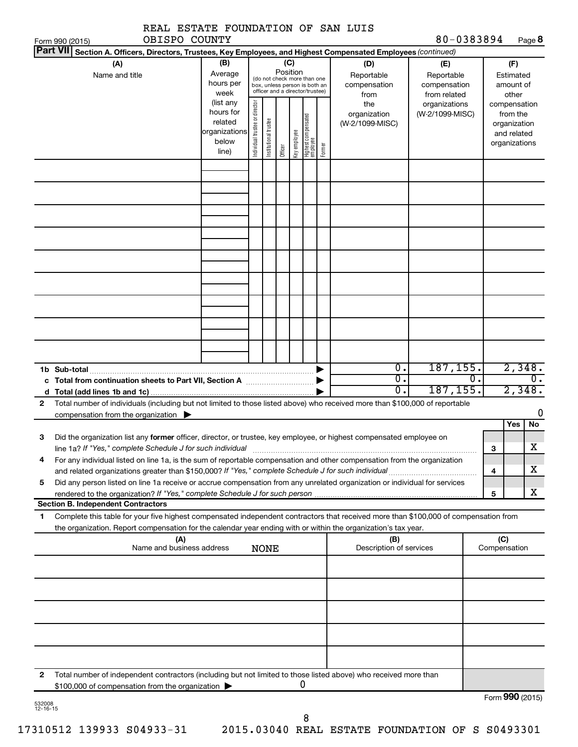REAL ESTATE FOUNDATION OF SAN LUIS OBISPO COUNTY

Form 990 (2015) 80-0383894 Page **8**

**Part VII** **Section A. Officers, Directors, Trustees, Key Employees, and Highest Compensated Employees** *(continued)*

| (A) Name and title | (B) Average hours per week (list any hours for related organizations below line) | (C) Position: Individual trustee or director | Institutional trustee | Officer | Key employee | Highest compensated employee | Former | (D) Reportable compensation from the organization (W-2/1099-MISC) | (E) Reportable compensation from related organizations (W-2/1099-MISC) | (F) Estimated amount of other compensation from the organization and related organizations |
|---|---|---|---|---|---|---|---|---|---|---|
| | | | | | | | | | | |
| | | | | | | | | | | |
| | | | | | | | | | | |
| | | | | | | | | | | |
| | | | | | | | | | | |
| | | | | | | | | | | |
| | | | | | | | | | | |
| | | | | | | | | | | |
| | | | | | | | | | | |
| **1b Sub-total** | | | | | | | | 0. | 187,155. | 2,348. |
| **c Total from continuation sheets to Part VII, Section A** | | | | | | | | 0. | 0. | 0. |
| **d Total (add lines 1b and 1c)** | | | | | | | | 0. | 187,155. | 2,348. |

**2** Total number of individuals (including but not limited to those listed above) who received more than $100,000 of reportable compensation from the organization ▶ 0

| | | Yes | No |
|---|---|---|---|
| **3** Did the organization list any **former** officer, director, or trustee, key employee, or highest compensated employee on line 1a? *If "Yes," complete Schedule J for such individual* | 3 | | X |
| **4** For any individual listed on line 1a, is the sum of reportable compensation and other compensation from the organization and related organizations greater than $150,000? *If "Yes," complete Schedule J for such individual* | 4 | | X |
| **5** Did any person listed on line 1a receive or accrue compensation from any unrelated organization or individual for services rendered to the organization? *If "Yes," complete Schedule J for such person* | 5 | | X |

**Section B. Independent Contractors**

**1** Complete this table for your five highest compensated independent contractors that received more than $100,000 of compensation from the organization. Report compensation for the calendar year ending with or within the organization's tax year.

| (A) Name and business address NONE | (B) Description of services | (C) Compensation |
|---|---|---|
| | | |
| | | |
| | | |
| | | |
| | | |

**2** Total number of independent contractors (including but not limited to those listed above) who received more than $100,000 of compensation from the organization ▶ 0

Form **990** (2015)

532008 12-16-15

17310512 139933 S04933-31 2015.03040 REAL ESTATE FOUNDATION OF S S0493301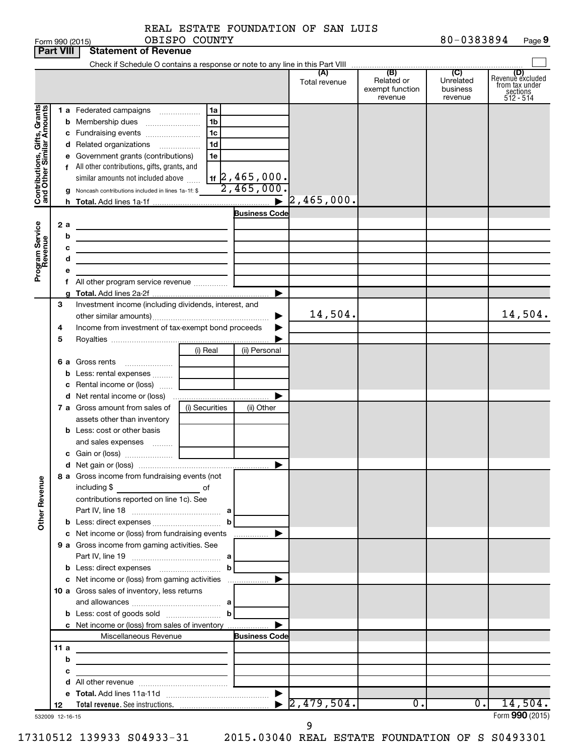REAL ESTATE FOUNDATION OF SAN LUIS OBISPO COUNTY

Form 990 (2015) 80-0383894 Page **9**

## Part VIII Statement of Revenue

Check if Schedule O contains a response or note to any line in this Part VIII ☐

| | | | | (A) Total revenue | (B) Related or exempt function revenue | (C) Unrelated business revenue | (D) Revenue excluded from tax under sections 512 - 514 |
|---|---|---|---|---|---|---|---|
| **Contributions, Gifts, Grants and Other Similar Amounts** | 1 a | Federated campaigns | 1a | | | | |
| | b | Membership dues | 1b | | | | |
| | c | Fundraising events | 1c | | | | |
| | d | Related organizations | 1d | | | | |
| | e | Government grants (contributions) | 1e | | | | |
| | f | All other contributions, gifts, grants, and similar amounts not included above | 1f 2,465,000. | | | | |
| | g | Noncash contributions included in lines 1a-1f: $ 2,465,000. | | | | | |
| | h | **Total.** Add lines 1a-1f | ▶ | 2,465,000. | | | |
| **Program Service Revenue** | | | **Business Code** | | | | |
| | 2 a | | | | | | |
| | b | | | | | | |
| | c | | | | | | |
| | d | | | | | | |
| | e | | | | | | |
| | f | All other program service revenue | | | | | |
| | g | **Total.** Add lines 2a-2f | ▶ | | | | |
| | 3 | Investment income (including dividends, interest, and other similar amounts) | ▶ | 14,504. | | | 14,504. |
| | 4 | Income from investment of tax-exempt bond proceeds | ▶ | | | | |
| | 5 | Royalties | ▶ | | | | |
| | | | (i) Real / (ii) Personal | | | | |
| | 6 a | Gross rents | | | | | |
| | b | Less: rental expenses | | | | | |
| | c | Rental income or (loss) | | | | | |
| | d | Net rental income or (loss) | ▶ | | | | |
| | 7 a | Gross amount from sales of assets other than inventory | (i) Securities / (ii) Other | | | | |
| | b | Less: cost or other basis and sales expenses | | | | | |
| | c | Gain or (loss) | | | | | |
| | d | Net gain or (loss) | ▶ | | | | |
| **Other Revenue** | 8 a | Gross income from fundraising events (not including $ of contributions reported on line 1c). See Part IV, line 18 | a | | | | |
| | b | Less: direct expenses | b | | | | |
| | c | Net income or (loss) from fundraising events | ▶ | | | | |
| | 9 a | Gross income from gaming activities. See Part IV, line 19 | a | | | | |
| | b | Less: direct expenses | b | | | | |
| | c | Net income or (loss) from gaming activities | ▶ | | | | |
| | 10 a | Gross sales of inventory, less returns and allowances | a | | | | |
| | b | Less: cost of goods sold | b | | | | |
| | c | Net income or (loss) from sales of inventory | ▶ | | | | |
| | | Miscellaneous Revenue | **Business Code** | | | | |
| | 11 a | | | | | | |
| | b | | | | | | |
| | c | | | | | | |
| | d | All other revenue | | | | | |
| | e | **Total.** Add lines 11a-11d | ▶ | | | | |
| | 12 | **Total revenue.** See instructions. | ▶ | 2,479,504. | 0. | 0. | 14,504. |

532009 12-16-15 Form **990** (2015)

17310512 139933 S04933-31 2015.03040 REAL ESTATE FOUNDATION OF S S0493301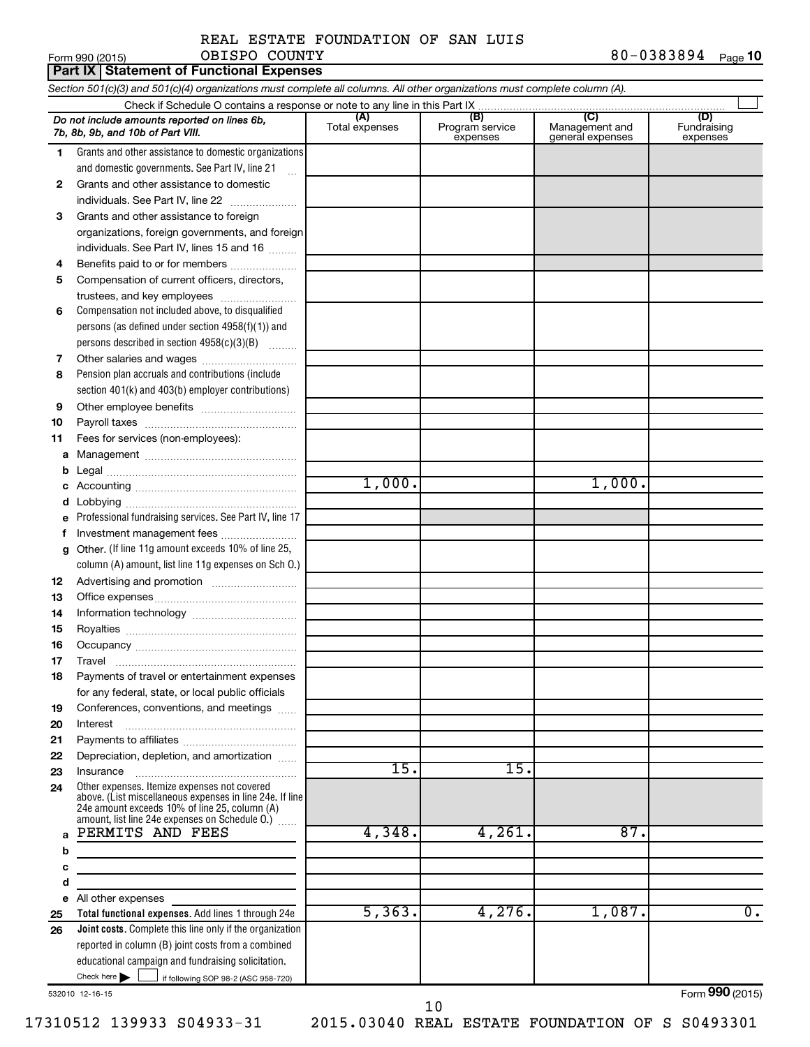REAL ESTATE FOUNDATION OF SAN LUIS OBISPO COUNTY

Form 990 (2015) 80-0383894 Page **10**

**Part IX | Statement of Functional Expenses**

*Section 501(c)(3) and 501(c)(4) organizations must complete all columns. All other organizations must complete column (A).*

Check if Schedule O contains a response or note to any line in this Part IX ☐

| *Do not include amounts reported on lines 6b, 7b, 8b, 9b, and 10b of Part VIII.* | (A) Total expenses | (B) Program service expenses | (C) Management and general expenses | (D) Fundraising expenses |
|---|---|---|---|---|
| 1 Grants and other assistance to domestic organizations and domestic governments. See Part IV, line 21 | | | | |
| 2 Grants and other assistance to domestic individuals. See Part IV, line 22 | | | | |
| 3 Grants and other assistance to foreign organizations, foreign governments, and foreign individuals. See Part IV, lines 15 and 16 | | | | |
| 4 Benefits paid to or for members | | | | |
| 5 Compensation of current officers, directors, trustees, and key employees | | | | |
| 6 Compensation not included above, to disqualified persons (as defined under section 4958(f)(1)) and persons described in section 4958(c)(3)(B) | | | | |
| 7 Other salaries and wages | | | | |
| 8 Pension plan accruals and contributions (include section 401(k) and 403(b) employer contributions) | | | | |
| 9 Other employee benefits | | | | |
| 10 Payroll taxes | | | | |
| 11 Fees for services (non-employees): | | | | |
| a Management | | | | |
| b Legal | | | | |
| c Accounting | 1,000. | | 1,000. | |
| d Lobbying | | | | |
| e Professional fundraising services. See Part IV, line 17 | | | | |
| f Investment management fees | | | | |
| g Other. (If line 11g amount exceeds 10% of line 25, column (A) amount, list line 11g expenses on Sch O.) | | | | |
| 12 Advertising and promotion | | | | |
| 13 Office expenses | | | | |
| 14 Information technology | | | | |
| 15 Royalties | | | | |
| 16 Occupancy | | | | |
| 17 Travel | | | | |
| 18 Payments of travel or entertainment expenses for any federal, state, or local public officials | | | | |
| 19 Conferences, conventions, and meetings | | | | |
| 20 Interest | | | | |
| 21 Payments to affiliates | | | | |
| 22 Depreciation, depletion, and amortization | | | | |
| 23 Insurance | 15. | 15. | | |
| 24 Other expenses. Itemize expenses not covered above. (List miscellaneous expenses in line 24e. If line 24e amount exceeds 10% of line 25, column (A) amount, list line 24e expenses on Schedule O.) | | | | |
| a PERMITS AND FEES | 4,348. | 4,261. | 87. | |
| b | | | | |
| c | | | | |
| d | | | | |
| e All other expenses | | | | |
| 25 **Total functional expenses.** Add lines 1 through 24e | 5,363. | 4,276. | 1,087. | 0. |
| 26 **Joint costs.** Complete this line only if the organization reported in column (B) joint costs from a combined educational campaign and fundraising solicitation. Check here ☐ if following SOP 98-2 (ASC 958-720) | | | | |

532010 12-16-15 Form **990** (2015)

17310512 139933 S04933-31 2015.03040 REAL ESTATE FOUNDATION OF S S0493301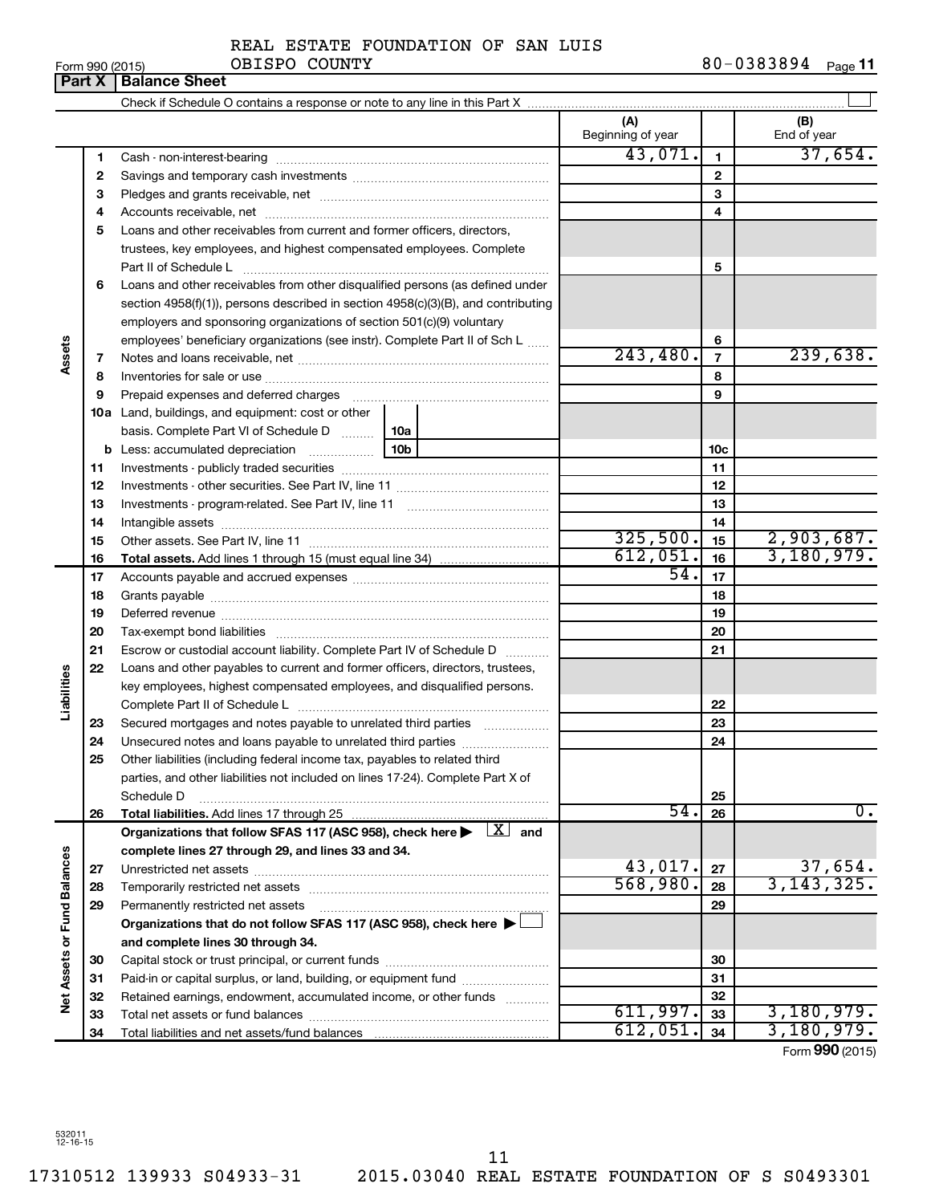REAL ESTATE FOUNDATION OF SAN LUIS OBISPO COUNTY

Form 990 (2015) 80-0383894

## Part X | Balance Sheet

Check if Schedule O contains a response or note to any line in this Part X

| | | | (A) Beginning of year | | (B) End of year |
|---|---|---|---|---|---|
| Assets | 1 | Cash - non-interest-bearing | 43,071. | 1 | 37,654. |
| | 2 | Savings and temporary cash investments | | 2 | |
| | 3 | Pledges and grants receivable, net | | 3 | |
| | 4 | Accounts receivable, net | | 4 | |
| | 5 | Loans and other receivables from current and former officers, directors, trustees, key employees, and highest compensated employees. Complete Part II of Schedule L | | 5 | |
| | 6 | Loans and other receivables from other disqualified persons (as defined under section 4958(f)(1)), persons described in section 4958(c)(3)(B), and contributing employers and sponsoring organizations of section 501(c)(9) voluntary employees' beneficiary organizations (see instr). Complete Part II of Sch L | | 6 | |
| | 7 | Notes and loans receivable, net | 243,480. | 7 | 239,638. |
| | 8 | Inventories for sale or use | | 8 | |
| | 9 | Prepaid expenses and deferred charges | | 9 | |
| | 10a | Land, buildings, and equipment: cost or other basis. Complete Part VI of Schedule D — 10a | | | |
| | b | Less: accumulated depreciation — 10b | | 10c | |
| | 11 | Investments - publicly traded securities | | 11 | |
| | 12 | Investments - other securities. See Part IV, line 11 | | 12 | |
| | 13 | Investments - program-related. See Part IV, line 11 | | 13 | |
| | 14 | Intangible assets | | 14 | |
| | 15 | Other assets. See Part IV, line 11 | 325,500. | 15 | 2,903,687. |
| | 16 | **Total assets.** Add lines 1 through 15 (must equal line 34) | 612,051. | 16 | 3,180,979. |
| Liabilities | 17 | Accounts payable and accrued expenses | 54. | 17 | |
| | 18 | Grants payable | | 18 | |
| | 19 | Deferred revenue | | 19 | |
| | 20 | Tax-exempt bond liabilities | | 20 | |
| | 21 | Escrow or custodial account liability. Complete Part IV of Schedule D | | 21 | |
| | 22 | Loans and other payables to current and former officers, directors, trustees, key employees, highest compensated employees, and disqualified persons. Complete Part II of Schedule L | | 22 | |
| | 23 | Secured mortgages and notes payable to unrelated third parties | | 23 | |
| | 24 | Unsecured notes and loans payable to unrelated third parties | | 24 | |
| | 25 | Other liabilities (including federal income tax, payables to related third parties, and other liabilities not included on lines 17-24). Complete Part X of Schedule D | | 25 | |
| | 26 | **Total liabilities.** Add lines 17 through 25 | 54. | 26 | 0. |
| Net Assets or Fund Balances | | **Organizations that follow SFAS 117 (ASC 958), check here** [X] **and complete lines 27 through 29, and lines 33 and 34.** | | | |
| | 27 | Unrestricted net assets | 43,017. | 27 | 37,654. |
| | 28 | Temporarily restricted net assets | 568,980. | 28 | 3,143,325. |
| | 29 | Permanently restricted net assets | | 29 | |
| | | **Organizations that do not follow SFAS 117 (ASC 958), check here** [ ] **and complete lines 30 through 34.** | | | |
| | 30 | Capital stock or trust principal, or current funds | | 30 | |
| | 31 | Paid-in or capital surplus, or land, building, or equipment fund | | 31 | |
| | 32 | Retained earnings, endowment, accumulated income, or other funds | | 32 | |
| | 33 | Total net assets or fund balances | 611,997. | 33 | 3,180,979. |
| | 34 | Total liabilities and net assets/fund balances | 612,051. | 34 | 3,180,979. |

Form **990** (2015)

532011 12-16-15

17310512 139933 S04933-31 2015.03040 REAL ESTATE FOUNDATION OF S S0493301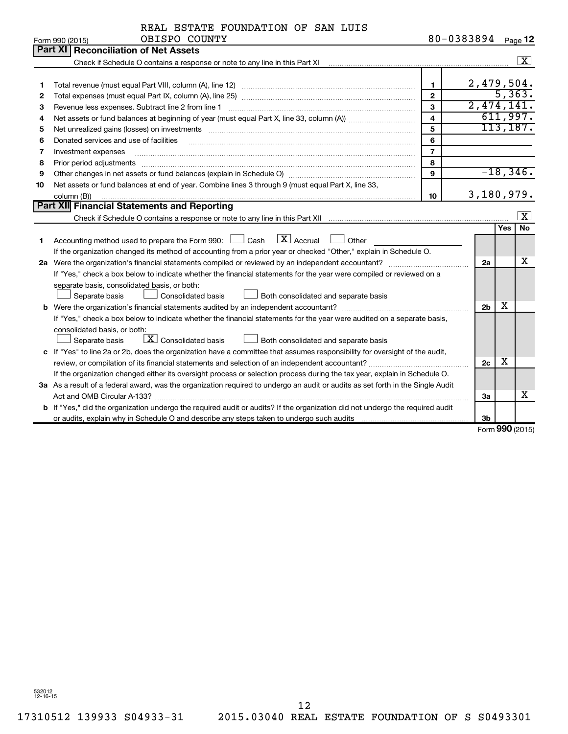REAL ESTATE FOUNDATION OF SAN LUIS OBISPO COUNTY 80-0383894

Form 990 (2015) Page 12

## Part XI Reconciliation of Net Assets

Check if Schedule O contains a response or note to any line in this Part XI [X]

| | | | |
|---|---|---|---|
| 1 | Total revenue (must equal Part VIII, column (A), line 12) | 1 | 2,479,504. |
| 2 | Total expenses (must equal Part IX, column (A), line 25) | 2 | 5,363. |
| 3 | Revenue less expenses. Subtract line 2 from line 1 | 3 | 2,474,141. |
| 4 | Net assets or fund balances at beginning of year (must equal Part X, line 33, column (A)) | 4 | 611,997. |
| 5 | Net unrealized gains (losses) on investments | 5 | 113,187. |
| 6 | Donated services and use of facilities | 6 | |
| 7 | Investment expenses | 7 | |
| 8 | Prior period adjustments | 8 | |
| 9 | Other changes in net assets or fund balances (explain in Schedule O) | 9 | -18,346. |
| 10 | Net assets or fund balances at end of year. Combine lines 3 through 9 (must equal Part X, line 33, column (B)) | 10 | 3,180,979. |

## Part XII Financial Statements and Reporting

Check if Schedule O contains a response or note to any line in this Part XII [X]

| | | | Yes | No |
|---|---|---|---|---|
| 1 | Accounting method used to prepare the Form 990: [ ] Cash [X] Accrual [ ] Other<br>If the organization changed its method of accounting from a prior year or checked "Other," explain in Schedule O. | | | |
| 2a | Were the organization's financial statements compiled or reviewed by an independent accountant?<br>If "Yes," check a box below to indicate whether the financial statements for the year were compiled or reviewed on a separate basis, consolidated basis, or both:<br>[ ] Separate basis [ ] Consolidated basis [ ] Both consolidated and separate basis | 2a | | X |
| b | Were the organization's financial statements audited by an independent accountant?<br>If "Yes," check a box below to indicate whether the financial statements for the year were audited on a separate basis, consolidated basis, or both:<br>[ ] Separate basis [X] Consolidated basis [ ] Both consolidated and separate basis | 2b | X | |
| c | If "Yes" to line 2a or 2b, does the organization have a committee that assumes responsibility for oversight of the audit, review, or compilation of its financial statements and selection of an independent accountant?<br>If the organization changed either its oversight process or selection process during the tax year, explain in Schedule O. | 2c | X | |
| 3a | As a result of a federal award, was the organization required to undergo an audit or audits as set forth in the Single Audit Act and OMB Circular A-133? | 3a | | X |
| b | If "Yes," did the organization undergo the required audit or audits? If the organization did not undergo the required audit or audits, explain why in Schedule O and describe any steps taken to undergo such audits | 3b | | |

Form 990 (2015)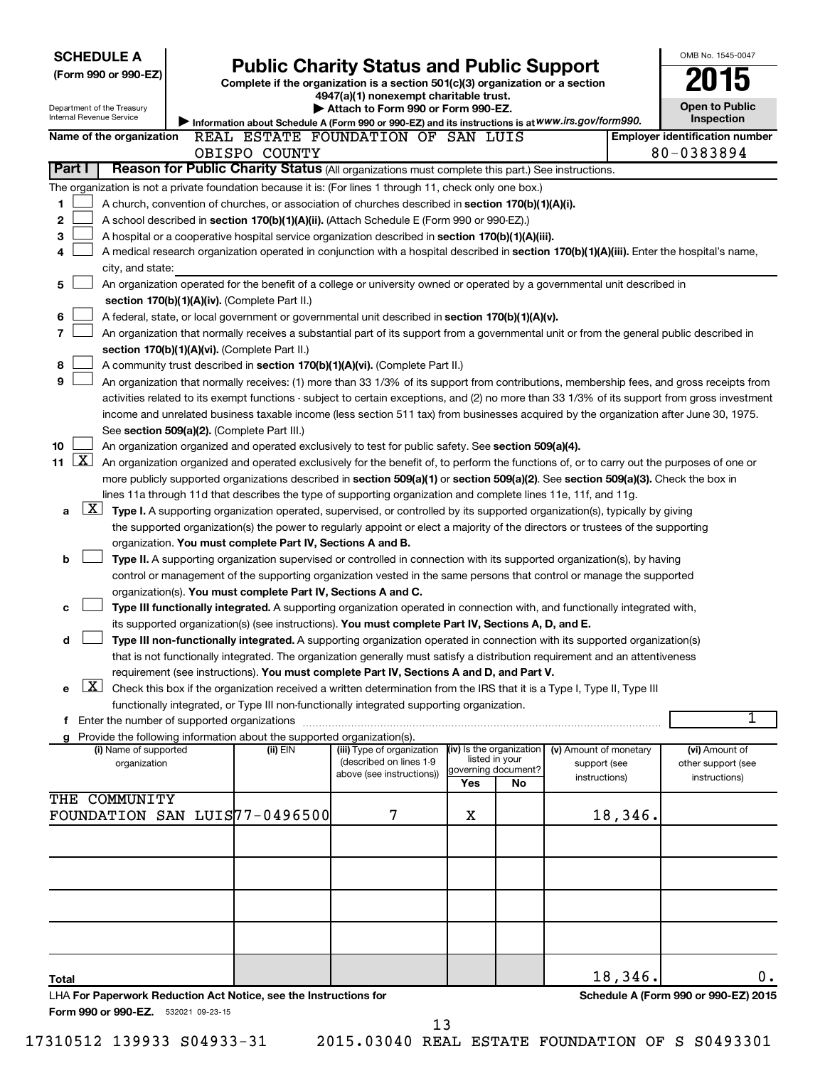**SCHEDULE A**
**(Form 990 or 990-EZ)**

Department of the Treasury
Internal Revenue Service

# Public Charity Status and Public Support

**Complete if the organization is a section 501(c)(3) organization or a section 4947(a)(1) nonexempt charitable trust.**
**▶ Attach to Form 990 or Form 990-EZ.**
▶ Information about Schedule A (Form 990 or 990-EZ) and its instructions is at www.irs.gov/form990.

OMB No. 1545-0047
**2015**
**Open to Public Inspection**

**Name of the organization** REAL ESTATE FOUNDATION OF SAN LUIS OBISPO COUNTY
**Employer identification number** 80-0383894

**Part I | Reason for Public Charity Status** (All organizations must complete this part.) See instructions.

The organization is not a private foundation because it is: (For lines 1 through 11, check only one box.)

1. [ ] A church, convention of churches, or association of churches described in **section 170(b)(1)(A)(i).**
2. [ ] A school described in **section 170(b)(1)(A)(ii).** (Attach Schedule E (Form 990 or 990-EZ).)
3. [ ] A hospital or a cooperative hospital service organization described in **section 170(b)(1)(A)(iii).**
4. [ ] A medical research organization operated in conjunction with a hospital described in **section 170(b)(1)(A)(iii).** Enter the hospital's name, city, and state:
5. [ ] An organization operated for the benefit of a college or university owned or operated by a governmental unit described in **section 170(b)(1)(A)(iv).** (Complete Part II.)
6. [ ] A federal, state, or local government or governmental unit described in **section 170(b)(1)(A)(v).**
7. [ ] An organization that normally receives a substantial part of its support from a governmental unit or from the general public described in **section 170(b)(1)(A)(vi).** (Complete Part II.)
8. [ ] A community trust described in **section 170(b)(1)(A)(vi).** (Complete Part II.)
9. [ ] An organization that normally receives: (1) more than 33 1/3% of its support from contributions, membership fees, and gross receipts from activities related to its exempt functions - subject to certain exceptions, and (2) no more than 33 1/3% of its support from gross investment income and unrelated business taxable income (less section 511 tax) from businesses acquired by the organization after June 30, 1975. See **section 509(a)(2).** (Complete Part III.)
10. [ ] An organization organized and operated exclusively to test for public safety. See **section 509(a)(4).**
11. [X] An organization organized and operated exclusively for the benefit of, to perform the functions of, or to carry out the purposes of one or more publicly supported organizations described in **section 509(a)(1)** or **section 509(a)(2).** See **section 509(a)(3).** Check the box in lines 11a through 11d that describes the type of supporting organization and complete lines 11e, 11f, and 11g.
   - a [X] **Type I.** A supporting organization operated, supervised, or controlled by its supported organization(s), typically by giving the supported organization(s) the power to regularly appoint or elect a majority of the directors or trustees of the supporting organization. **You must complete Part IV, Sections A and B.**
   - b [ ] **Type II.** A supporting organization supervised or controlled in connection with its supported organization(s), by having control or management of the supporting organization vested in the same persons that control or manage the supported organization(s). **You must complete Part IV, Sections A and C.**
   - c [ ] **Type III functionally integrated.** A supporting organization operated in connection with, and functionally integrated with, its supported organization(s) (see instructions). **You must complete Part IV, Sections A, D, and E.**
   - d [ ] **Type III non-functionally integrated.** A supporting organization operated in connection with its supported organization(s) that is not functionally integrated. The organization generally must satisfy a distribution requirement and an attentiveness requirement (see instructions). **You must complete Part IV, Sections A and D, and Part V.**
   - e [X] Check this box if the organization received a written determination from the IRS that it is a Type I, Type II, Type III functionally integrated, or Type III non-functionally integrated supporting organization.
   - f Enter the number of supported organizations: 1
   - g Provide the following information about the supported organization(s).

| (i) Name of supported organization | (ii) EIN | (iii) Type of organization (described on lines 1-9 above (see instructions)) | (iv) Is the organization listed in your governing document? Yes | No | (v) Amount of monetary support (see instructions) | (vi) Amount of other support (see instructions) |
|---|---|---|---|---|---|---|
| THE COMMUNITY FOUNDATION SAN LUIS | 77-0496500 | 7 | X | | 18,346. | |
| | | | | | | |
| | | | | | | |
| | | | | | | |
| | | | | | | |
| **Total** | | | | | 18,346. | 0. |

LHA **For Paperwork Reduction Act Notice, see the Instructions for Form 990 or 990-EZ.** 532021 09-23-15 **Schedule A (Form 990 or 990-EZ) 2015**

17310512 139933 S04933-31 2015.03040 REAL ESTATE FOUNDATION OF S S0493301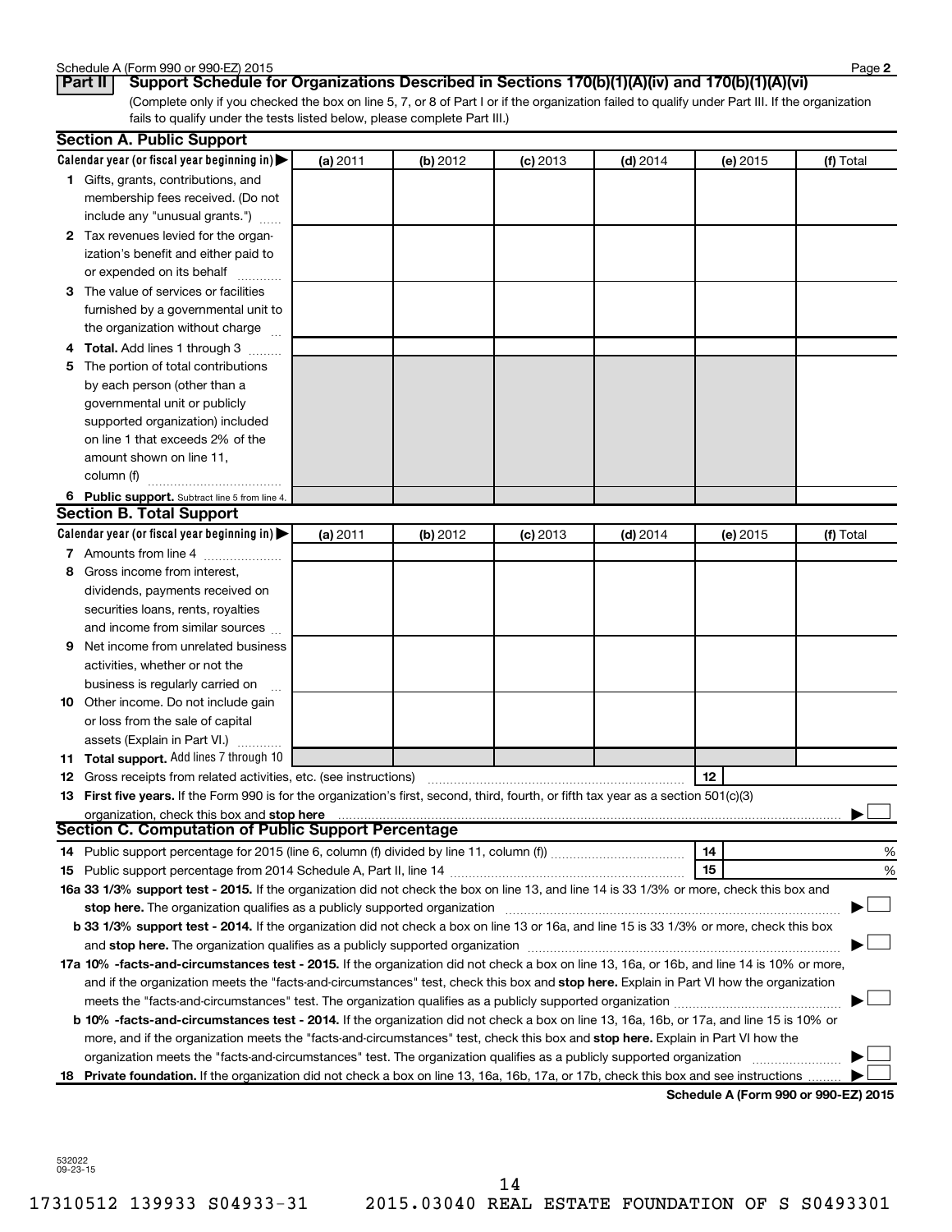## Part II Support Schedule for Organizations Described in Sections 170(b)(1)(A)(iv) and 170(b)(1)(A)(vi)

(Complete only if you checked the box on line 5, 7, or 8 of Part I or if the organization failed to qualify under Part III. If the organization fails to qualify under the tests listed below, please complete Part III.)

### Section A. Public Support

| Calendar year (or fiscal year beginning in) ▶ | (a) 2011 | (b) 2012 | (c) 2013 | (d) 2014 | (e) 2015 | (f) Total |
|---|---|---|---|---|---|---|
| **1** Gifts, grants, contributions, and membership fees received. (Do not include any "unusual grants.") | | | | | | |
| **2** Tax revenues levied for the organization's benefit and either paid to or expended on its behalf | | | | | | |
| **3** The value of services or facilities furnished by a governmental unit to the organization without charge | | | | | | |
| **4 Total.** Add lines 1 through 3 | | | | | | |
| **5** The portion of total contributions by each person (other than a governmental unit or publicly supported organization) included on line 1 that exceeds 2% of the amount shown on line 11, column (f) | | | | | | |
| **6 Public support.** Subtract line 5 from line 4. | | | | | | |

### Section B. Total Support

| Calendar year (or fiscal year beginning in) ▶ | (a) 2011 | (b) 2012 | (c) 2013 | (d) 2014 | (e) 2015 | (f) Total |
|---|---|---|---|---|---|---|
| **7** Amounts from line 4 | | | | | | |
| **8** Gross income from interest, dividends, payments received on securities loans, rents, royalties and income from similar sources | | | | | | |
| **9** Net income from unrelated business activities, whether or not the business is regularly carried on | | | | | | |
| **10** Other income. Do not include gain or loss from the sale of capital assets (Explain in Part VI.) | | | | | | |
| **11 Total support.** Add lines 7 through 10 | | | | | | |

**12** Gross receipts from related activities, etc. (see instructions) **12**

**13 First five years.** If the Form 990 is for the organization's first, second, third, fourth, or fifth tax year as a section 501(c)(3) organization, check this box and **stop here** ▶ ☐

### Section C. Computation of Public Support Percentage

**14** Public support percentage for 2015 (line 6, column (f) divided by line 11, column (f)) **14** %

**15** Public support percentage from 2014 Schedule A, Part II, line 14 **15** %

**16a 33 1/3% support test - 2015.** If the organization did not check the box on line 13, and line 14 is 33 1/3% or more, check this box and **stop here.** The organization qualifies as a publicly supported organization ▶ ☐

**b 33 1/3% support test - 2014.** If the organization did not check a box on line 13 or 16a, and line 15 is 33 1/3% or more, check this box and **stop here.** The organization qualifies as a publicly supported organization ▶ ☐

**17a 10% -facts-and-circumstances test - 2015.** If the organization did not check a box on line 13, 16a, or 16b, and line 14 is 10% or more, and if the organization meets the "facts-and-circumstances" test, check this box and **stop here.** Explain in Part VI how the organization meets the "facts-and-circumstances" test. The organization qualifies as a publicly supported organization ▶ ☐

**b 10% -facts-and-circumstances test - 2014.** If the organization did not check a box on line 13, 16a, 16b, or 17a, and line 15 is 10% or more, and if the organization meets the "facts-and-circumstances" test, check this box and **stop here.** Explain in Part VI how the organization meets the "facts-and-circumstances" test. The organization qualifies as a publicly supported organization ▶ ☐

**18 Private foundation.** If the organization did not check a box on line 13, 16a, 16b, 17a, or 17b, check this box and see instructions ▶ ☐

**Schedule A (Form 990 or 990-EZ) 2015**

532022 09-23-15

17310512 139933 S04933-31 2015.03040 REAL ESTATE FOUNDATION OF S S0493301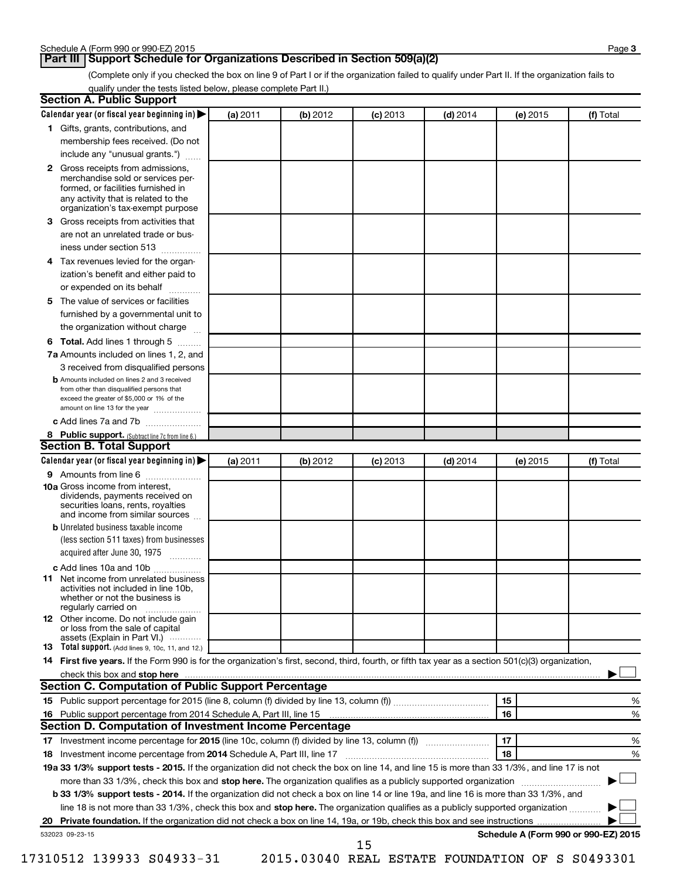## Part III Support Schedule for Organizations Described in Section 509(a)(2)

(Complete only if you checked the box on line 9 of Part I or if the organization failed to qualify under Part II. If the organization fails to qualify under the tests listed below, please complete Part II.)

### Section A. Public Support

| Calendar year (or fiscal year beginning in) ▶ | (a) 2011 | (b) 2012 | (c) 2013 | (d) 2014 | (e) 2015 | (f) Total |
|---|---|---|---|---|---|---|
| **1** Gifts, grants, contributions, and membership fees received. (Do not include any "unusual grants.") | | | | | | |
| **2** Gross receipts from admissions, merchandise sold or services performed, or facilities furnished in any activity that is related to the organization's tax-exempt purpose | | | | | | |
| **3** Gross receipts from activities that are not an unrelated trade or business under section 513 | | | | | | |
| **4** Tax revenues levied for the organization's benefit and either paid to or expended on its behalf | | | | | | |
| **5** The value of services or facilities furnished by a governmental unit to the organization without charge | | | | | | |
| **6 Total.** Add lines 1 through 5 | | | | | | |
| **7a** Amounts included on lines 1, 2, and 3 received from disqualified persons | | | | | | |
| **b** Amounts included on lines 2 and 3 received from other than disqualified persons that exceed the greater of $5,000 or 1% of the amount on line 13 for the year | | | | | | |
| **c** Add lines 7a and 7b | | | | | | |
| **8 Public support.** (Subtract line 7c from line 6.) | | | | | | |

### Section B. Total Support

| Calendar year (or fiscal year beginning in) ▶ | (a) 2011 | (b) 2012 | (c) 2013 | (d) 2014 | (e) 2015 | (f) Total |
|---|---|---|---|---|---|---|
| **9** Amounts from line 6 | | | | | | |
| **10a** Gross income from interest, dividends, payments received on securities loans, rents, royalties and income from similar sources | | | | | | |
| **b** Unrelated business taxable income (less section 511 taxes) from businesses acquired after June 30, 1975 | | | | | | |
| **c** Add lines 10a and 10b | | | | | | |
| **11** Net income from unrelated business activities not included in line 10b, whether or not the business is regularly carried on | | | | | | |
| **12** Other income. Do not include gain or loss from the sale of capital assets (Explain in Part VI.) | | | | | | |
| **13 Total support.** (Add lines 9, 10c, 11, and 12.) | | | | | | |

**14 First five years.** If the Form 990 is for the organization's first, second, third, fourth, or fifth tax year as a section 501(c)(3) organization, check this box and **stop here** ▶ ☐

### Section C. Computation of Public Support Percentage

| | | | |
|---|---|---|---|
| **15** Public support percentage for 2015 (line 8, column (f) divided by line 13, column (f)) | 15 | | % |
| **16** Public support percentage from 2014 Schedule A, Part III, line 15 | 16 | | % |

### Section D. Computation of Investment Income Percentage

| | | | |
|---|---|---|---|
| **17** Investment income percentage for **2015** (line 10c, column (f) divided by line 13, column (f)) | 17 | | % |
| **18** Investment income percentage from **2014** Schedule A, Part III, line 17 | 18 | | % |

**19a 33 1/3% support tests - 2015.** If the organization did not check the box on line 14, and line 15 is more than 33 1/3%, and line 17 is not more than 33 1/3%, check this box and **stop here.** The organization qualifies as a publicly supported organization ▶ ☐

**b 33 1/3% support tests - 2014.** If the organization did not check a box on line 14 or line 19a, and line 16 is more than 33 1/3%, and line 18 is not more than 33 1/3%, check this box and **stop here.** The organization qualifies as a publicly supported organization ▶ ☐

**20 Private foundation.** If the organization did not check a box on line 14, 19a, or 19b, check this box and see instructions ▶ ☐

532023 09-23-15

**Schedule A (Form 990 or 990-EZ) 2015**

17310512 139933 S04933-31 2015.03040 REAL ESTATE FOUNDATION OF S S0493301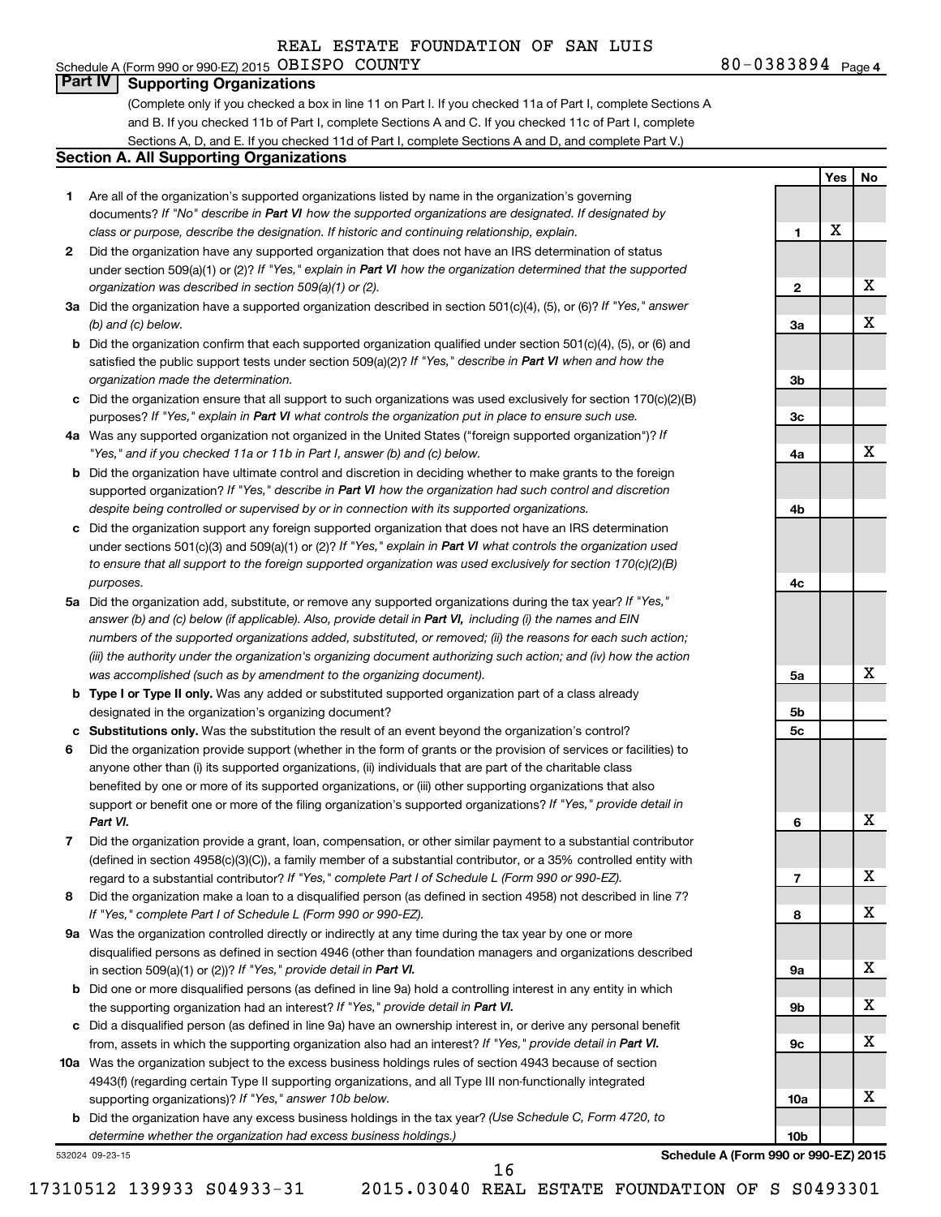REAL ESTATE FOUNDATION OF SAN LUIS

Schedule A (Form 990 or 990-EZ) 2015 OBISPO COUNTY 80-0383894 Page 4

## Part IV Supporting Organizations

(Complete only if you checked a box in line 11 on Part I. If you checked 11a of Part I, complete Sections A and B. If you checked 11b of Part I, complete Sections A and C. If you checked 11c of Part I, complete Sections A, D, and E. If you checked 11d of Part I, complete Sections A and D, and complete Part V.)

### Section A. All Supporting Organizations

| | | Line | Yes | No |
|---|---|---|---|---|
| **1** | Are all of the organization's supported organizations listed by name in the organization's governing documents? *If "No" describe in **Part VI** how the supported organizations are designated. If designated by class or purpose, describe the designation. If historic and continuing relationship, explain.* | 1 | X | |
| **2** | Did the organization have any supported organization that does not have an IRS determination of status under section 509(a)(1) or (2)? *If "Yes," explain in **Part VI** how the organization determined that the supported organization was described in section 509(a)(1) or (2).* | 2 | | X |
| **3a** | Did the organization have a supported organization described in section 501(c)(4), (5), or (6)? *If "Yes," answer (b) and (c) below.* | 3a | | X |
| **b** | Did the organization confirm that each supported organization qualified under section 501(c)(4), (5), or (6) and satisfied the public support tests under section 509(a)(2)? *If "Yes," describe in **Part VI** when and how the organization made the determination.* | 3b | | |
| **c** | Did the organization ensure that all support to such organizations was used exclusively for section 170(c)(2)(B) purposes? *If "Yes," explain in **Part VI** what controls the organization put in place to ensure such use.* | 3c | | |
| **4a** | Was any supported organization not organized in the United States ("foreign supported organization")? *If "Yes," and if you checked 11a or 11b in Part I, answer (b) and (c) below.* | 4a | | X |
| **b** | Did the organization have ultimate control and discretion in deciding whether to make grants to the foreign supported organization? *If "Yes," describe in **Part VI** how the organization had such control and discretion despite being controlled or supervised by or in connection with its supported organizations.* | 4b | | |
| **c** | Did the organization support any foreign supported organization that does not have an IRS determination under sections 501(c)(3) and 509(a)(1) or (2)? *If "Yes," explain in **Part VI** what controls the organization used to ensure that all support to the foreign supported organization was used exclusively for section 170(c)(2)(B) purposes.* | 4c | | |
| **5a** | Did the organization add, substitute, or remove any supported organizations during the tax year? *If "Yes," answer (b) and (c) below (if applicable). Also, provide detail in **Part VI**, including (i) the names and EIN numbers of the supported organizations added, substituted, or removed; (ii) the reasons for each such action; (iii) the authority under the organization's organizing document authorizing such action; and (iv) how the action was accomplished (such as by amendment to the organizing document).* | 5a | | X |
| **b** | **Type I or Type II only.** Was any added or substituted supported organization part of a class already designated in the organization's organizing document? | 5b | | |
| **c** | **Substitutions only.** Was the substitution the result of an event beyond the organization's control? | 5c | | |
| **6** | Did the organization provide support (whether in the form of grants or the provision of services or facilities) to anyone other than (i) its supported organizations, (ii) individuals that are part of the charitable class benefited by one or more of its supported organizations, or (iii) other supporting organizations that also support or benefit one or more of the filing organization's supported organizations? *If "Yes," provide detail in **Part VI.*** | 6 | | X |
| **7** | Did the organization provide a grant, loan, compensation, or other similar payment to a substantial contributor (defined in section 4958(c)(3)(C)), a family member of a substantial contributor, or a 35% controlled entity with regard to a substantial contributor? *If "Yes," complete Part I of Schedule L (Form 990 or 990-EZ).* | 7 | | X |
| **8** | Did the organization make a loan to a disqualified person (as defined in section 4958) not described in line 7? *If "Yes," complete Part I of Schedule L (Form 990 or 990-EZ).* | 8 | | X |
| **9a** | Was the organization controlled directly or indirectly at any time during the tax year by one or more disqualified persons as defined in section 4946 (other than foundation managers and organizations described in section 509(a)(1) or (2))? *If "Yes," provide detail in **Part VI.*** | 9a | | X |
| **b** | Did one or more disqualified persons (as defined in line 9a) hold a controlling interest in any entity in which the supporting organization had an interest? *If "Yes," provide detail in **Part VI.*** | 9b | | X |
| **c** | Did a disqualified person (as defined in line 9a) have an ownership interest in, or derive any personal benefit from, assets in which the supporting organization also had an interest? *If "Yes," provide detail in **Part VI.*** | 9c | | X |
| **10a** | Was the organization subject to the excess business holdings rules of section 4943 because of section 4943(f) (regarding certain Type II supporting organizations, and all Type III non-functionally integrated supporting organizations)? *If "Yes," answer 10b below.* | 10a | | X |
| **b** | Did the organization have any excess business holdings in the tax year? *(Use Schedule C, Form 4720, to determine whether the organization had excess business holdings.)* | 10b | | |

532024 09-23-15 **Schedule A (Form 990 or 990-EZ) 2015**

17310512 139933 S04933-31 2015.03040 REAL ESTATE FOUNDATION OF S S0493301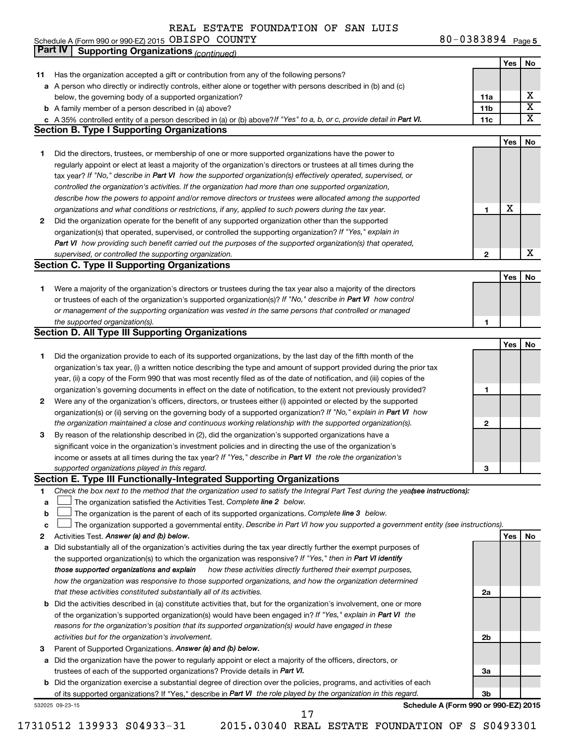REAL ESTATE FOUNDATION OF SAN LUIS
Schedule A (Form 990 or 990-EZ) 2015 OBISPO COUNTY 80-0383894 Page 5

**Part IV Supporting Organizations** *(continued)*

| | | | Yes | No |
|---|---|---|---|---|
| **11** | Has the organization accepted a gift or contribution from any of the following persons? | | | |
| **a** | A person who directly or indirectly controls, either alone or together with persons described in (b) and (c) below, the governing body of a supported organization? | **11a** | | X |
| **b** | A family member of a person described in (a) above? | **11b** | | X |
| **c** | A 35% controlled entity of a person described in (a) or (b) above? *If "Yes" to a, b, or c, provide detail in* ***Part VI.*** | **11c** | | X |

**Section B. Type I Supporting Organizations**

| | | | Yes | No |
|---|---|---|---|---|
| **1** | Did the directors, trustees, or membership of one or more supported organizations have the power to regularly appoint or elect at least a majority of the organization's directors or trustees at all times during the tax year? *If "No," describe in* ***Part VI*** *how the supported organization(s) effectively operated, supervised, or controlled the organization's activities. If the organization had more than one supported organization, describe how the powers to appoint and/or remove directors or trustees were allocated among the supported organizations and what conditions or restrictions, if any, applied to such powers during the tax year.* | **1** | X | |
| **2** | Did the organization operate for the benefit of any supported organization other than the supported organization(s) that operated, supervised, or controlled the supporting organization? *If "Yes," explain in* ***Part VI*** *how providing such benefit carried out the purposes of the supported organization(s) that operated, supervised, or controlled the supporting organization.* | **2** | | X |

**Section C. Type II Supporting Organizations**

| | | | Yes | No |
|---|---|---|---|---|
| **1** | Were a majority of the organization's directors or trustees during the tax year also a majority of the directors or trustees of each of the organization's supported organization(s)? *If "No," describe in* ***Part VI*** *how control or management of the supporting organization was vested in the same persons that controlled or managed the supported organization(s).* | **1** | | |

**Section D. All Type III Supporting Organizations**

| | | | Yes | No |
|---|---|---|---|---|
| **1** | Did the organization provide to each of its supported organizations, by the last day of the fifth month of the organization's tax year, (i) a written notice describing the type and amount of support provided during the prior tax year, (ii) a copy of the Form 990 that was most recently filed as of the date of notification, and (iii) copies of the organization's governing documents in effect on the date of notification, to the extent not previously provided? | **1** | | |
| **2** | Were any of the organization's officers, directors, or trustees either (i) appointed or elected by the supported organization(s) or (ii) serving on the governing body of a supported organization? *If "No," explain in* ***Part VI*** *how the organization maintained a close and continuous working relationship with the supported organization(s).* | **2** | | |
| **3** | By reason of the relationship described in (2), did the organization's supported organizations have a significant voice in the organization's investment policies and in directing the use of the organization's income or assets at all times during the tax year? *If "Yes," describe in* ***Part VI*** *the role the organization's supported organizations played in this regard.* | **3** | | |

**Section E. Type III Functionally-Integrated Supporting Organizations**

**1** *Check the box next to the method that the organization used to satisfy the Integral Part Test during the year* ***(see instructions):***

**a** ☐ The organization satisfied the Activities Test. *Complete* ***line 2*** *below.*

**b** ☐ The organization is the parent of each of its supported organizations. *Complete* ***line 3*** *below.*

**c** ☐ The organization supported a governmental entity. *Describe in Part VI how you supported a government entity (see instructions).*

| | | | Yes | No |
|---|---|---|---|---|
| **2** | Activities Test. ***Answer (a) and (b) below.*** | | | |
| **a** | Did substantially all of the organization's activities during the tax year directly further the exempt purposes of the supported organization(s) to which the organization was responsive? *If "Yes," then in* ***Part VI identify those supported organizations and explain*** *how these activities directly furthered their exempt purposes, how the organization was responsive to those supported organizations, and how the organization determined that these activities constituted substantially all of its activities.* | **2a** | | |
| **b** | Did the activities described in (a) constitute activities that, but for the organization's involvement, one or more of the organization's supported organization(s) would have been engaged in? *If "Yes," explain in* ***Part VI*** *the reasons for the organization's position that its supported organization(s) would have engaged in these activities but for the organization's involvement.* | **2b** | | |
| **3** | Parent of Supported Organizations. ***Answer (a) and (b) below.*** | | | |
| **a** | Did the organization have the power to regularly appoint or elect a majority of the officers, directors, or trustees of each of the supported organizations? Provide details in ***Part VI.*** | **3a** | | |
| **b** | Did the organization exercise a substantial degree of direction over the policies, programs, and activities of each of its supported organizations? If "Yes," describe in ***Part VI*** *the role played by the organization in this regard.* | **3b** | | |

532025 09-23-15 **Schedule A (Form 990 or 990-EZ) 2015**

17310512 139933 S04933-31 2015.03040 REAL ESTATE FOUNDATION OF S S0493301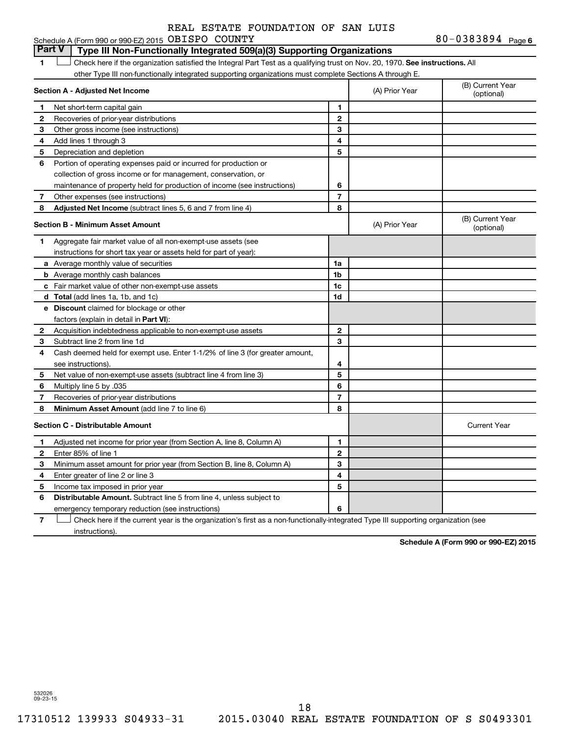REAL ESTATE FOUNDATION OF SAN LUIS

Schedule A (Form 990 or 990-EZ) 2015 OBISPO COUNTY 80-0383894 Page 6

## Part V Type III Non-Functionally Integrated 509(a)(3) Supporting Organizations

1 ☐ Check here if the organization satisfied the Integral Part Test as a qualifying trust on Nov. 20, 1970. **See instructions.** All other Type III non-functionally integrated supporting organizations must complete Sections A through E.

| **Section A - Adjusted Net Income** | | (A) Prior Year | (B) Current Year (optional) |
|---|---|---|---|
| **1** Net short-term capital gain | 1 | | |
| **2** Recoveries of prior-year distributions | 2 | | |
| **3** Other gross income (see instructions) | 3 | | |
| **4** Add lines 1 through 3 | 4 | | |
| **5** Depreciation and depletion | 5 | | |
| **6** Portion of operating expenses paid or incurred for production or collection of gross income or for management, conservation, or maintenance of property held for production of income (see instructions) | 6 | | |
| **7** Other expenses (see instructions) | 7 | | |
| **8** **Adjusted Net Income** (subtract lines 5, 6 and 7 from line 4) | 8 | | |

| **Section B - Minimum Asset Amount** | | (A) Prior Year | (B) Current Year (optional) |
|---|---|---|---|
| **1** Aggregate fair market value of all non-exempt-use assets (see instructions for short tax year or assets held for part of year): | | | |
| **a** Average monthly value of securities | 1a | | |
| **b** Average monthly cash balances | 1b | | |
| **c** Fair market value of other non-exempt-use assets | 1c | | |
| **d** **Total** (add lines 1a, 1b, and 1c) | 1d | | |
| **e** **Discount** claimed for blockage or other factors (explain in detail in **Part VI**): | | | |
| **2** Acquisition indebtedness applicable to non-exempt-use assets | 2 | | |
| **3** Subtract line 2 from line 1d | 3 | | |
| **4** Cash deemed held for exempt use. Enter 1-1/2% of line 3 (for greater amount, see instructions). | 4 | | |
| **5** Net value of non-exempt-use assets (subtract line 4 from line 3) | 5 | | |
| **6** Multiply line 5 by .035 | 6 | | |
| **7** Recoveries of prior-year distributions | 7 | | |
| **8** **Minimum Asset Amount** (add line 7 to line 6) | 8 | | |

| **Section C - Distributable Amount** | | | Current Year |
|---|---|---|---|
| **1** Adjusted net income for prior year (from Section A, line 8, Column A) | 1 | | |
| **2** Enter 85% of line 1 | 2 | | |
| **3** Minimum asset amount for prior year (from Section B, line 8, Column A) | 3 | | |
| **4** Enter greater of line 2 or line 3 | 4 | | |
| **5** Income tax imposed in prior year | 5 | | |
| **6** **Distributable Amount.** Subtract line 5 from line 4, unless subject to emergency temporary reduction (see instructions) | 6 | | |

7 ☐ Check here if the current year is the organization's first as a non-functionally-integrated Type III supporting organization (see instructions).

**Schedule A (Form 990 or 990-EZ) 2015**

532026 09-23-15

17310512 139933 S04933-31 2015.03040 REAL ESTATE FOUNDATION OF S S0493301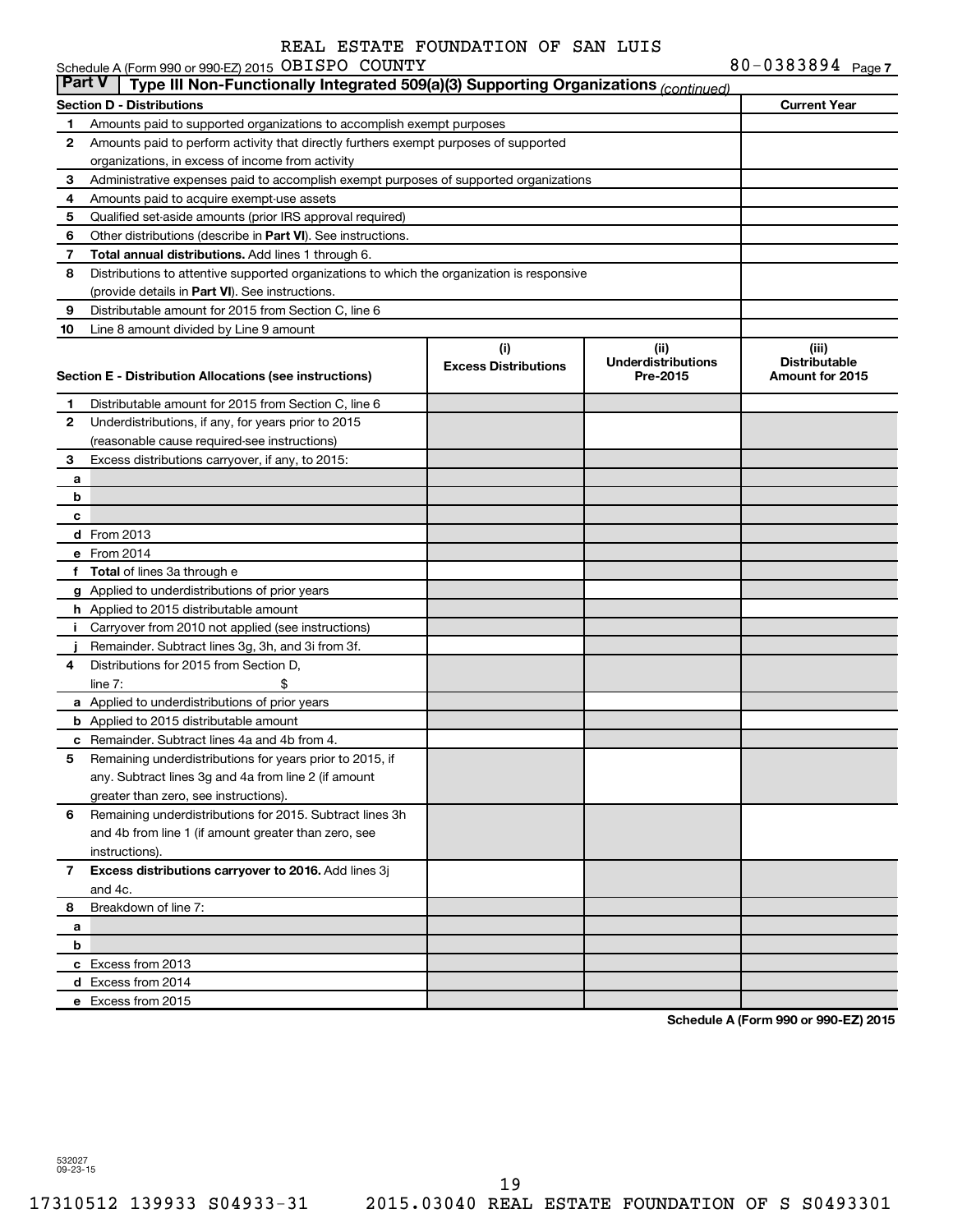REAL ESTATE FOUNDATION OF SAN LUIS

Schedule A (Form 990 or 990-EZ) 2015 OBISPO COUNTY 80-0383894 Page 7

**Part V | Type III Non-Functionally Integrated 509(a)(3) Supporting Organizations** *(continued)*

| **Section D - Distributions** | | **Current Year** |
|---|---|---|
| 1 | Amounts paid to supported organizations to accomplish exempt purposes | |
| 2 | Amounts paid to perform activity that directly furthers exempt purposes of supported organizations, in excess of income from activity | |
| 3 | Administrative expenses paid to accomplish exempt purposes of supported organizations | |
| 4 | Amounts paid to acquire exempt-use assets | |
| 5 | Qualified set-aside amounts (prior IRS approval required) | |
| 6 | Other distributions (describe in **Part VI**). See instructions. | |
| 7 | **Total annual distributions.** Add lines 1 through 6. | |
| 8 | Distributions to attentive supported organizations to which the organization is responsive (provide details in **Part VI**). See instructions. | |
| 9 | Distributable amount for 2015 from Section C, line 6 | |
| 10 | Line 8 amount divided by Line 9 amount | |

| **Section E - Distribution Allocations (see instructions)** | | (i) Excess Distributions | (ii) Underdistributions Pre-2015 | (iii) Distributable Amount for 2015 |
|---|---|---|---|---|
| 1 | Distributable amount for 2015 from Section C, line 6 | | | |
| 2 | Underdistributions, if any, for years prior to 2015 (reasonable cause required-see instructions) | | | |
| 3 | Excess distributions carryover, if any, to 2015: | | | |
| a | | | | |
| b | | | | |
| c | | | | |
| d | From 2013 | | | |
| e | From 2014 | | | |
| f | **Total** of lines 3a through e | | | |
| g | Applied to underdistributions of prior years | | | |
| h | Applied to 2015 distributable amount | | | |
| i | Carryover from 2010 not applied (see instructions) | | | |
| j | Remainder. Subtract lines 3g, 3h, and 3i from 3f. | | | |
| 4 | Distributions for 2015 from Section D, line 7: $ | | | |
| a | Applied to underdistributions of prior years | | | |
| b | Applied to 2015 distributable amount | | | |
| c | Remainder. Subtract lines 4a and 4b from 4. | | | |
| 5 | Remaining underdistributions for years prior to 2015, if any. Subtract lines 3g and 4a from line 2 (if amount greater than zero, see instructions). | | | |
| 6 | Remaining underdistributions for 2015. Subtract lines 3h and 4b from line 1 (if amount greater than zero, see instructions). | | | |
| 7 | **Excess distributions carryover to 2016.** Add lines 3j and 4c. | | | |
| 8 | Breakdown of line 7: | | | |
| a | | | | |
| b | | | | |
| c | Excess from 2013 | | | |
| d | Excess from 2014 | | | |
| e | Excess from 2015 | | | |

**Schedule A (Form 990 or 990-EZ) 2015**

532027 09-23-15

17310512 139933 S04933-31 2015.03040 REAL ESTATE FOUNDATION OF S S0493301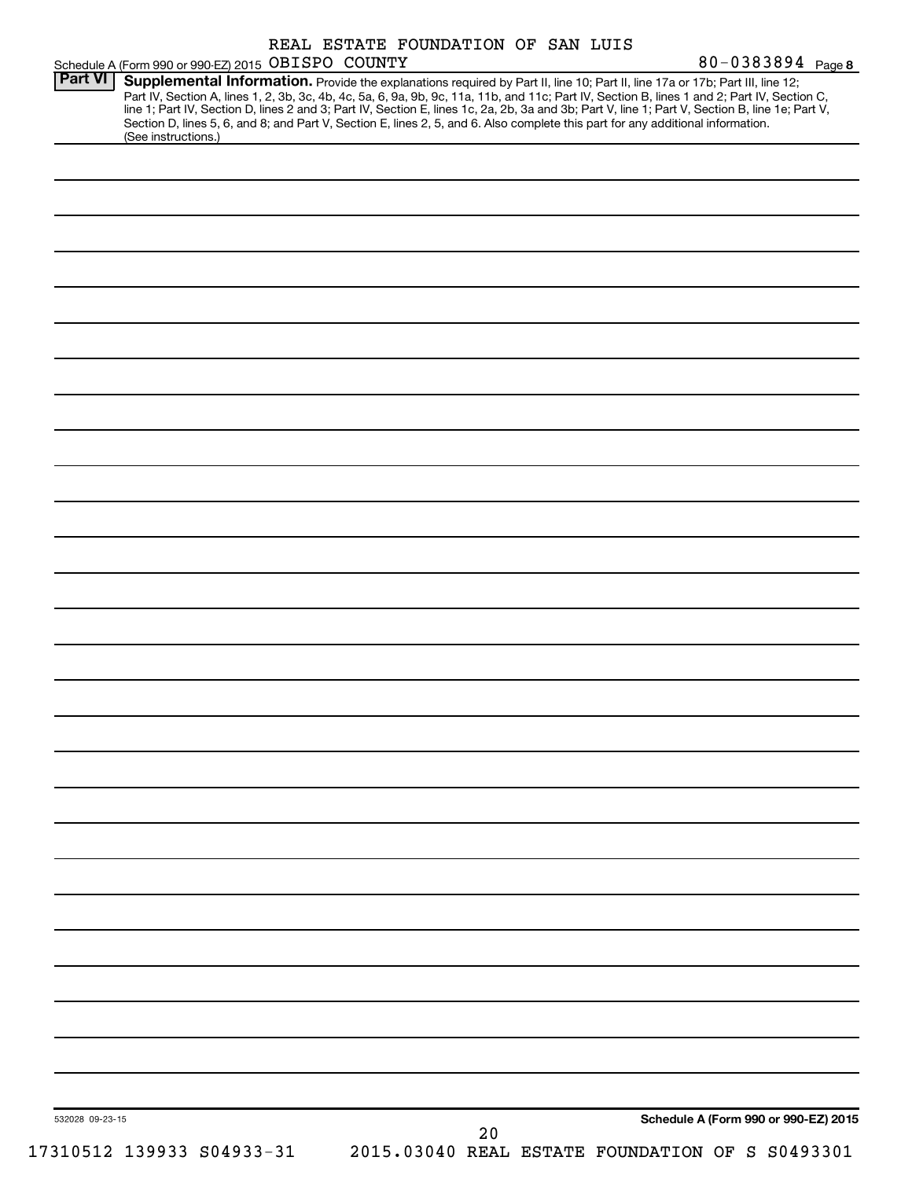REAL ESTATE FOUNDATION OF SAN LUIS

Schedule A (Form 990 or 990-EZ) 2015 OBISPO COUNTY 80-0383894 Page **8**

**Part VI** **Supplemental Information.** Provide the explanations required by Part II, line 10; Part II, line 17a or 17b; Part III, line 12; Part IV, Section A, lines 1, 2, 3b, 3c, 4b, 4c, 5a, 6, 9a, 9b, 9c, 11a, 11b, and 11c; Part IV, Section B, lines 1 and 2; Part IV, Section C, line 1; Part IV, Section D, lines 2 and 3; Part IV, Section E, lines 1c, 2a, 2b, 3a and 3b; Part V, line 1; Part V, Section B, line 1e; Part V, Section D, lines 5, 6, and 8; and Part V, Section E, lines 2, 5, and 6. Also complete this part for any additional information. (See instructions.)

532028 09-23-15

**Schedule A (Form 990 or 990-EZ) 2015**

17310512 139933 S04933-31 2015.03040 REAL ESTATE FOUNDATION OF S S0493301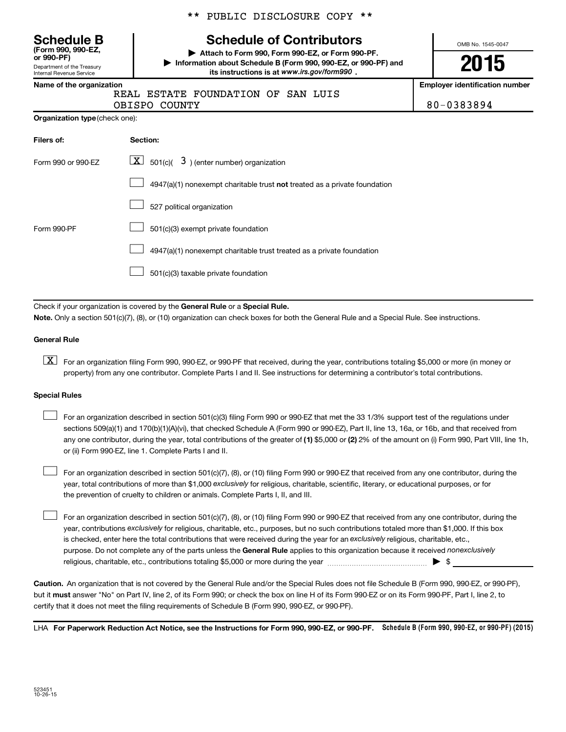\*\* PUBLIC DISCLOSURE COPY \*\*

**Schedule B**
**(Form 990, 990-EZ, or 990-PF)**
Department of the Treasury
Internal Revenue Service

# Schedule of Contributors

**▶ Attach to Form 990, Form 990-EZ, or Form 990-PF.**
**▶ Information about Schedule B (Form 990, 990-EZ, or 990-PF) and its instructions is at *www.irs.gov/form990*.**

OMB No. 1545-0047

**2015**

**Name of the organization**
REAL ESTATE FOUNDATION OF SAN LUIS OBISPO COUNTY

**Employer identification number**
80-0383894

**Organization type** (check one):

| Filers of: | Section: |
|---|---|
| Form 990 or 990-EZ | [X] 501(c)( 3 ) (enter number) organization |
| | [ ] 4947(a)(1) nonexempt charitable trust **not** treated as a private foundation |
| | [ ] 527 political organization |
| Form 990-PF | [ ] 501(c)(3) exempt private foundation |
| | [ ] 4947(a)(1) nonexempt charitable trust treated as a private foundation |
| | [ ] 501(c)(3) taxable private foundation |

Check if your organization is covered by the **General Rule** or a **Special Rule.**

**Note.** Only a section 501(c)(7), (8), or (10) organization can check boxes for both the General Rule and a Special Rule. See instructions.

**General Rule**

[X] For an organization filing Form 990, 990-EZ, or 990-PF that received, during the year, contributions totaling $5,000 or more (in money or property) from any one contributor. Complete Parts I and II. See instructions for determining a contributor's total contributions.

**Special Rules**

[ ] For an organization described in section 501(c)(3) filing Form 990 or 990-EZ that met the 33 1/3% support test of the regulations under sections 509(a)(1) and 170(b)(1)(A)(vi), that checked Schedule A (Form 990 or 990-EZ), Part II, line 13, 16a, or 16b, and that received from any one contributor, during the year, total contributions of the greater of **(1)** $5,000 or **(2)** 2% of the amount on (i) Form 990, Part VIII, line 1h, or (ii) Form 990-EZ, line 1. Complete Parts I and II.

[ ] For an organization described in section 501(c)(7), (8), or (10) filing Form 990 or 990-EZ that received from any one contributor, during the year, total contributions of more than $1,000 *exclusively* for religious, charitable, scientific, literary, or educational purposes, or for the prevention of cruelty to children or animals. Complete Parts I, II, and III.

[ ] For an organization described in section 501(c)(7), (8), or (10) filing Form 990 or 990-EZ that received from any one contributor, during the year, contributions *exclusively* for religious, charitable, etc., purposes, but no such contributions totaled more than $1,000. If this box is checked, enter here the total contributions that were received during the year for an *exclusively* religious, charitable, etc., purpose. Do not complete any of the parts unless the **General Rule** applies to this organization because it received *nonexclusively* religious, charitable, etc., contributions totaling $5,000 or more during the year ........ ▶ $ ______

**Caution.** An organization that is not covered by the General Rule and/or the Special Rules does not file Schedule B (Form 990, 990-EZ, or 990-PF), but it **must** answer "No" on Part IV, line 2, of its Form 990; or check the box on line H of its Form 990-EZ or on its Form 990-PF, Part I, line 2, to certify that it does not meet the filing requirements of Schedule B (Form 990, 990-EZ, or 990-PF).

LHA **For Paperwork Reduction Act Notice, see the Instructions for Form 990, 990-EZ, or 990-PF.** **Schedule B (Form 990, 990-EZ, or 990-PF) (2015)**

523451
10-26-15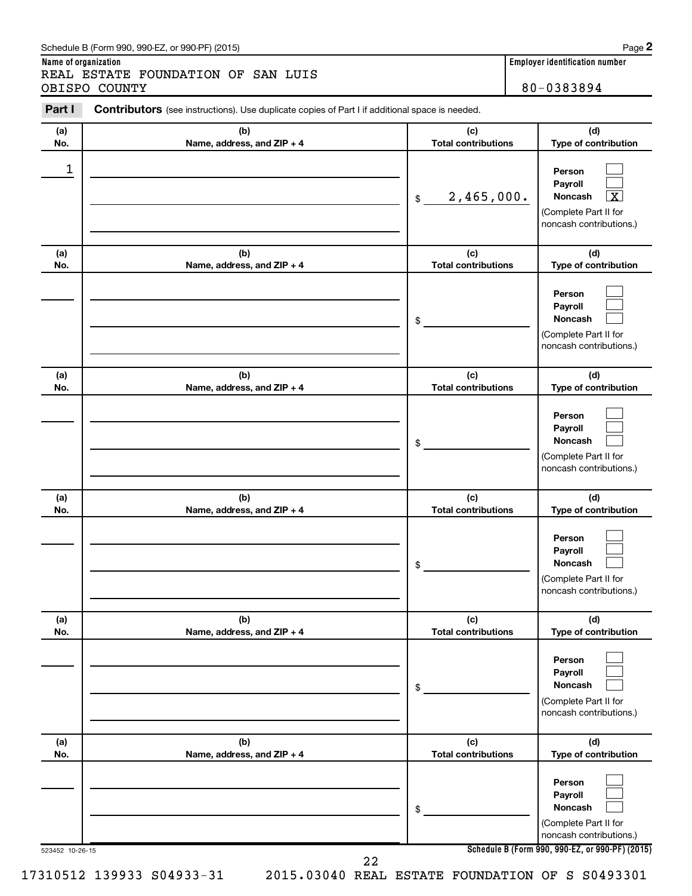Schedule B (Form 990, 990-EZ, or 990-PF) (2015)

**Name of organization**
REAL ESTATE FOUNDATION OF SAN LUIS OBISPO COUNTY

**Employer identification number**
80-0383894

**Part I** **Contributors** (see instructions). Use duplicate copies of Part I if additional space is needed.

| (a) No. | (b) Name, address, and ZIP + 4 | (c) Total contributions | (d) Type of contribution |
|---|---|---|---|
| 1 | | $ 2,465,000. | Person ☐ Payroll ☐ Noncash ☒ (Complete Part II for noncash contributions.) |
| | | $ | Person ☐ Payroll ☐ Noncash ☐ (Complete Part II for noncash contributions.) |
| | | $ | Person ☐ Payroll ☐ Noncash ☐ (Complete Part II for noncash contributions.) |
| | | $ | Person ☐ Payroll ☐ Noncash ☐ (Complete Part II for noncash contributions.) |
| | | $ | Person ☐ Payroll ☐ Noncash ☐ (Complete Part II for noncash contributions.) |
| | | $ | Person ☐ Payroll ☐ Noncash ☐ (Complete Part II for noncash contributions.) |

523452 10-26-15

Schedule B (Form 990, 990-EZ, or 990-PF) (2015)

17310512 139933 S04933-31 2015.03040 REAL ESTATE FOUNDATION OF S S0493301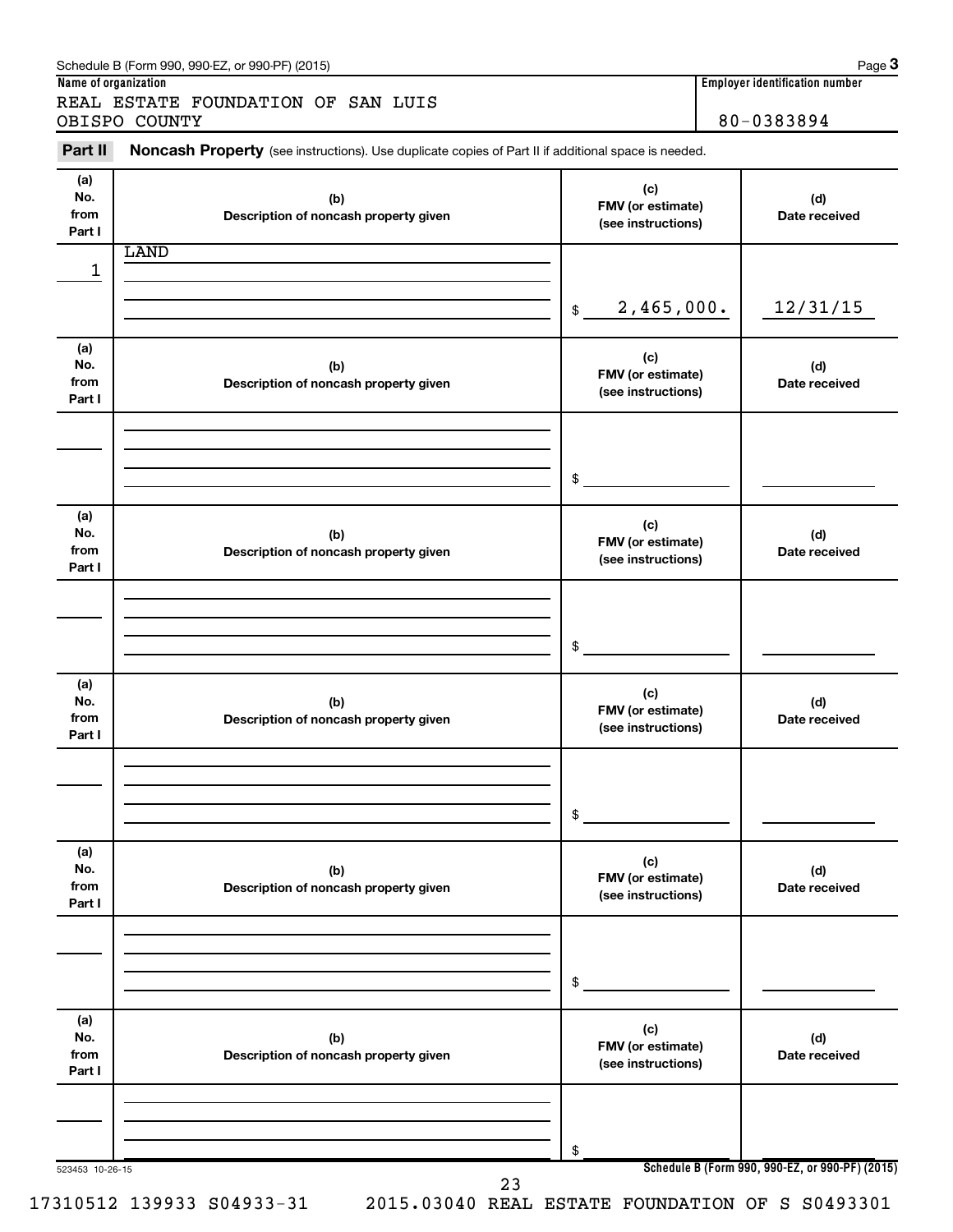Schedule B (Form 990, 990-EZ, or 990-PF) (2015)

**Name of organization**

REAL ESTATE FOUNDATION OF SAN LUIS OBISPO COUNTY

**Employer identification number**

80-0383894

**Part II** **Noncash Property** (see instructions). Use duplicate copies of Part II if additional space is needed.

| (a) No. from Part I | (b) Description of noncash property given | (c) FMV (or estimate) (see instructions) | (d) Date received |
|---|---|---|---|
| 1 | LAND | $ 2,465,000. | 12/31/15 |
| | | $ | |
| | | $ | |
| | | $ | |
| | | $ | |
| | | $ | |

523453 10-26-15

Schedule B (Form 990, 990-EZ, or 990-PF) (2015)

17310512 139933 S04933-31 2015.03040 REAL ESTATE FOUNDATION OF S S0493301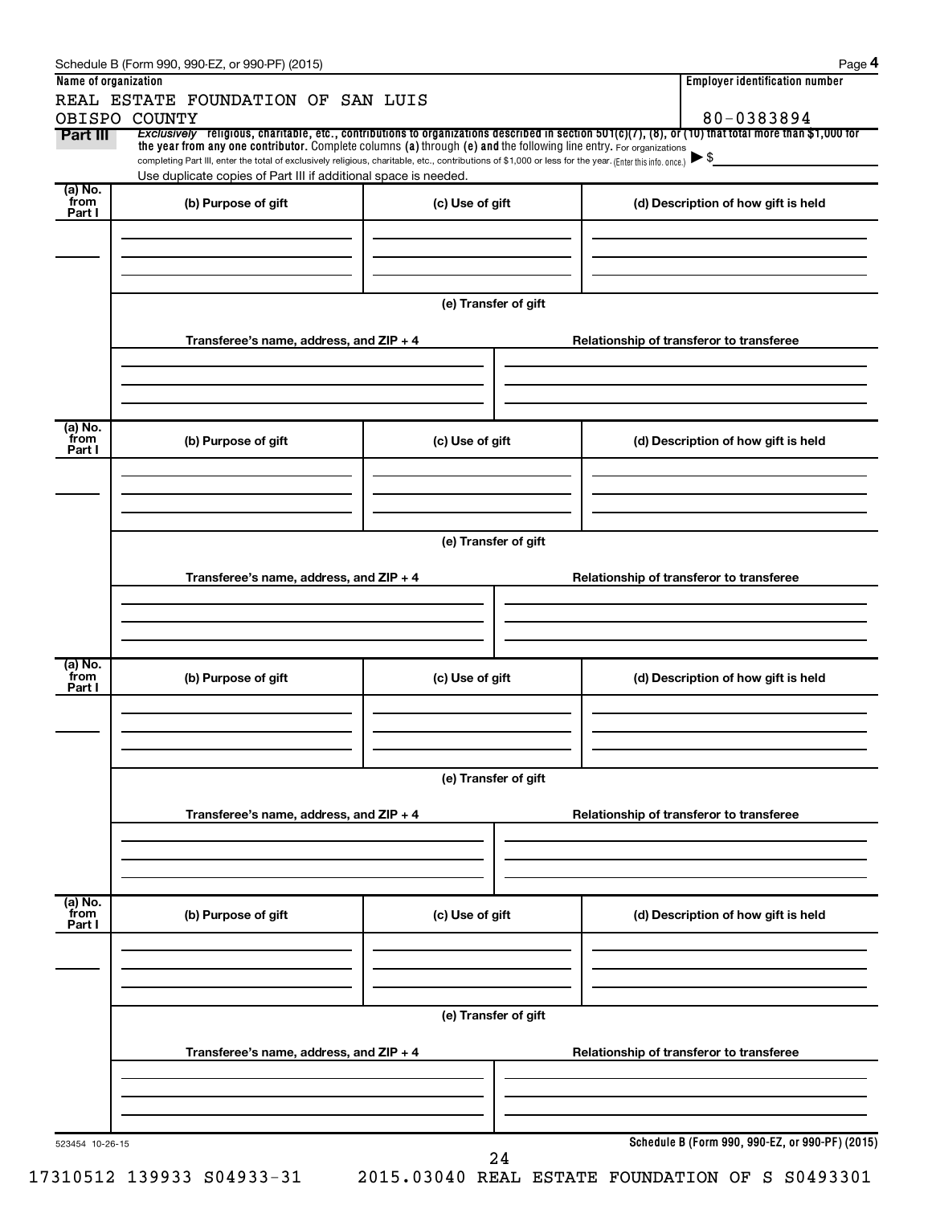Schedule B (Form 990, 990-EZ, or 990-PF) (2015)

| Name of organization | Employer identification number |
|---|---|
| REAL ESTATE FOUNDATION OF SAN LUIS OBISPO COUNTY | 80-0383894 |

**Part III** *Exclusively* **religious, charitable, etc., contributions to organizations described in section 501(c)(7), (8), or (10) that total more than $1,000 for the year from any one contributor.** Complete columns **(a)** through **(e)** and the following line entry. For organizations completing Part III, enter the total of exclusively religious, charitable, etc., contributions of $1,000 or less for the year. (Enter this info. once.) ▶ $

Use duplicate copies of Part III if additional space is needed.

| (a) No. from Part I | (b) Purpose of gift | (c) Use of gift | (d) Description of how gift is held |
|---|---|---|---|
| | | | |

**(e) Transfer of gift**

| Transferee's name, address, and ZIP + 4 | Relationship of transferor to transferee |
|---|---|
| | |

| (a) No. from Part I | (b) Purpose of gift | (c) Use of gift | (d) Description of how gift is held |
|---|---|---|---|
| | | | |

**(e) Transfer of gift**

| Transferee's name, address, and ZIP + 4 | Relationship of transferor to transferee |
|---|---|
| | |

| (a) No. from Part I | (b) Purpose of gift | (c) Use of gift | (d) Description of how gift is held |
|---|---|---|---|
| | | | |

**(e) Transfer of gift**

| Transferee's name, address, and ZIP + 4 | Relationship of transferor to transferee |
|---|---|
| | |

| (a) No. from Part I | (b) Purpose of gift | (c) Use of gift | (d) Description of how gift is held |
|---|---|---|---|
| | | | |

**(e) Transfer of gift**

| Transferee's name, address, and ZIP + 4 | Relationship of transferor to transferee |
|---|---|
| | |

523454 10-26-15

**Schedule B (Form 990, 990-EZ, or 990-PF) (2015)**

17310512 139933 S04933-31 2015.03040 REAL ESTATE FOUNDATION OF S S0493301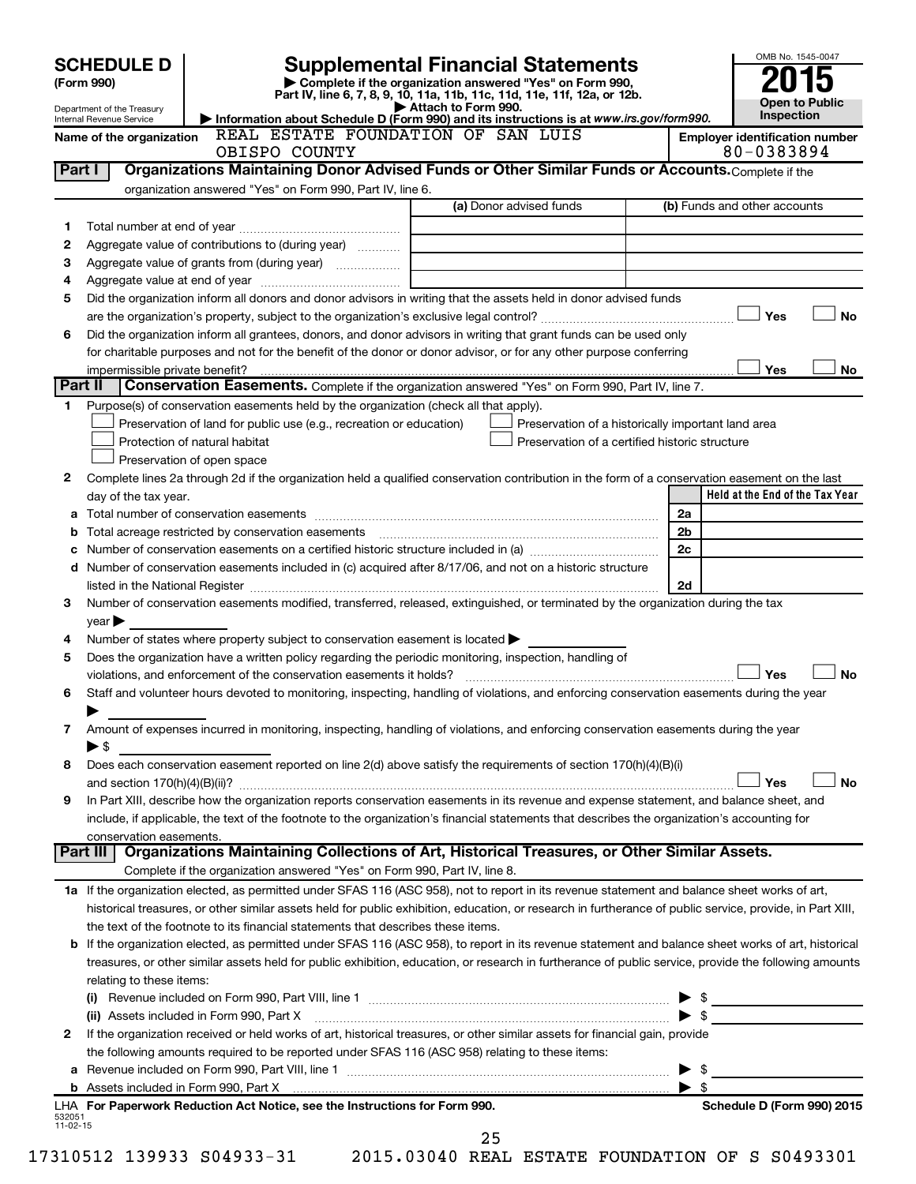**SCHEDULE D (Form 990)**

Department of the Treasury
Internal Revenue Service

# Supplemental Financial Statements

▶ Complete if the organization answered "Yes" on Form 990, Part IV, line 6, 7, 8, 9, 10, 11a, 11b, 11c, 11d, 11e, 11f, 12a, or 12b.
▶ Attach to Form 990.
▶ Information about Schedule D (Form 990) and its instructions is at www.irs.gov/form990.

OMB No. 1545-0047
**2015**
**Open to Public Inspection**

Name of the organization: REAL ESTATE FOUNDATION OF SAN LUIS OBISPO COUNTY
Employer identification number: 80-0383894

## Part I Organizations Maintaining Donor Advised Funds or Other Similar Funds or Accounts.

Complete if the organization answered "Yes" on Form 990, Part IV, line 6.

| | | (a) Donor advised funds | (b) Funds and other accounts |
|---|---|---|---|
| 1 | Total number at end of year | | |
| 2 | Aggregate value of contributions to (during year) | | |
| 3 | Aggregate value of grants from (during year) | | |
| 4 | Aggregate value at end of year | | |

5 Did the organization inform all donors and donor advisors in writing that the assets held in donor advised funds are the organization's property, subject to the organization's exclusive legal control? ☐ Yes ☐ No

6 Did the organization inform all grantees, donors, and donor advisors in writing that grant funds can be used only for charitable purposes and not for the benefit of the donor or donor advisor, or for any other purpose conferring impermissible private benefit? ☐ Yes ☐ No

## Part II Conservation Easements.

Complete if the organization answered "Yes" on Form 990, Part IV, line 7.

1 Purpose(s) of conservation easements held by the organization (check all that apply).

- ☐ Preservation of land for public use (e.g., recreation or education)
- ☐ Protection of natural habitat
- ☐ Preservation of open space
- ☐ Preservation of a historically important land area
- ☐ Preservation of a certified historic structure

2 Complete lines 2a through 2d if the organization held a qualified conservation contribution in the form of a conservation easement on the last day of the tax year.

| | | | Held at the End of the Tax Year |
|---|---|---|---|
| a | Total number of conservation easements | 2a | |
| b | Total acreage restricted by conservation easements | 2b | |
| c | Number of conservation easements on a certified historic structure included in (a) | 2c | |
| d | Number of conservation easements included in (c) acquired after 8/17/06, and not on a historic structure listed in the National Register | 2d | |

3 Number of conservation easements modified, transferred, released, extinguished, or terminated by the organization during the tax year ▶

4 Number of states where property subject to conservation easement is located ▶

5 Does the organization have a written policy regarding the periodic monitoring, inspection, handling of violations, and enforcement of the conservation easements it holds? ☐ Yes ☐ No

6 Staff and volunteer hours devoted to monitoring, inspecting, handling of violations, and enforcing conservation easements during the year ▶

7 Amount of expenses incurred in monitoring, inspecting, handling of violations, and enforcing conservation easements during the year ▶ $

8 Does each conservation easement reported on line 2(d) above satisfy the requirements of section 170(h)(4)(B)(i) and section 170(h)(4)(B)(ii)? ☐ Yes ☐ No

9 In Part XIII, describe how the organization reports conservation easements in its revenue and expense statement, and balance sheet, and include, if applicable, the text of the footnote to the organization's financial statements that describes the organization's accounting for conservation easements.

## Part III Organizations Maintaining Collections of Art, Historical Treasures, or Other Similar Assets.

Complete if the organization answered "Yes" on Form 990, Part IV, line 8.

1a If the organization elected, as permitted under SFAS 116 (ASC 958), not to report in its revenue statement and balance sheet works of art, historical treasures, or other similar assets held for public exhibition, education, or research in furtherance of public service, provide, in Part XIII, the text of the footnote to its financial statements that describes these items.

b If the organization elected, as permitted under SFAS 116 (ASC 958), to report in its revenue statement and balance sheet works of art, historical treasures, or other similar assets held for public exhibition, education, or research in furtherance of public service, provide the following amounts relating to these items:

(i) Revenue included on Form 990, Part VIII, line 1 ▶ $

(ii) Assets included in Form 990, Part X ▶ $

2 If the organization received or held works of art, historical treasures, or other similar assets for financial gain, provide the following amounts required to be reported under SFAS 116 (ASC 958) relating to these items:

a Revenue included on Form 990, Part VIII, line 1 ▶ $

b Assets included in Form 990, Part X ▶ $

LHA For Paperwork Reduction Act Notice, see the Instructions for Form 990. Schedule D (Form 990) 2015

532051 11-02-15

17310512 139933 S04933-31 2015.03040 REAL ESTATE FOUNDATION OF S S0493301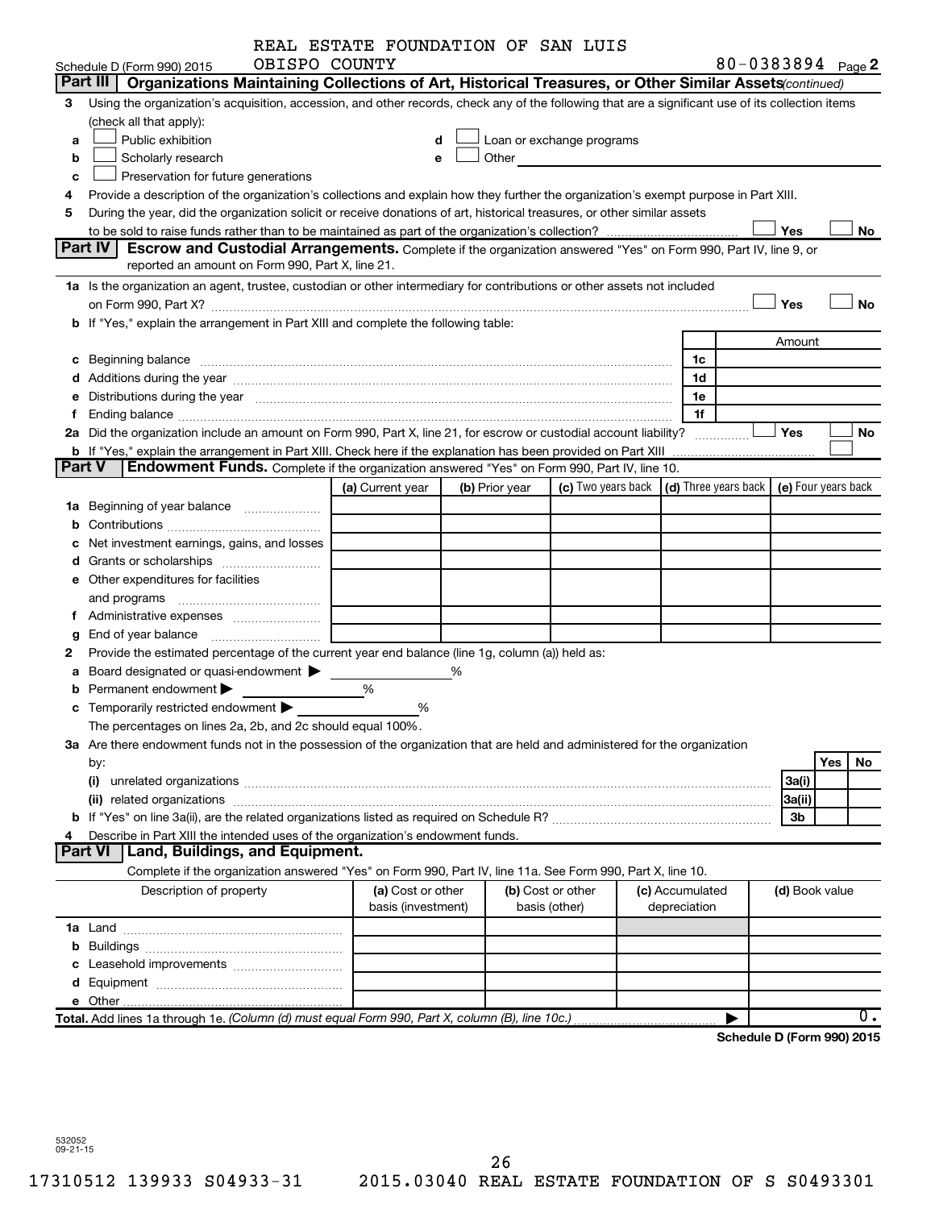REAL ESTATE FOUNDATION OF SAN LUIS OBISPO COUNTY

Schedule D (Form 990) 2015 — 80-0383894 Page **2**

## Part III | Organizations Maintaining Collections of Art, Historical Treasures, or Other Similar Assets *(continued)*

**3** Using the organization's acquisition, accession, and other records, check any of the following that are a significant use of its collection items (check all that apply):

- **a** ☐ Public exhibition
- **b** ☐ Scholarly research
- **c** ☐ Preservation for future generations
- **d** ☐ Loan or exchange programs
- **e** ☐ Other

**4** Provide a description of the organization's collections and explain how they further the organization's exempt purpose in Part XIII.

**5** During the year, did the organization solicit or receive donations of art, historical treasures, or other similar assets to be sold to raise funds rather than to be maintained as part of the organization's collection? ☐ Yes ☐ No

## Part IV | Escrow and Custodial Arrangements.

Complete if the organization answered "Yes" on Form 990, Part IV, line 9, or reported an amount on Form 990, Part X, line 21.

**1a** Is the organization an agent, trustee, custodian or other intermediary for contributions or other assets not included on Form 990, Part X? ☐ Yes ☐ No

**b** If "Yes," explain the arrangement in Part XIII and complete the following table:

| | | Amount |
|---|---|---|
| **c** Beginning balance | 1c | |
| **d** Additions during the year | 1d | |
| **e** Distributions during the year | 1e | |
| **f** Ending balance | 1f | |

**2a** Did the organization include an amount on Form 990, Part X, line 21, for escrow or custodial account liability? ☐ Yes ☐ No

**b** If "Yes," explain the arrangement in Part XIII. Check here if the explanation has been provided on Part XIII ☐

## Part V | Endowment Funds.

Complete if the organization answered "Yes" on Form 990, Part IV, line 10.

| | (a) Current year | (b) Prior year | (c) Two years back | (d) Three years back | (e) Four years back |
|---|---|---|---|---|---|
| **1a** Beginning of year balance | | | | | |
| **b** Contributions | | | | | |
| **c** Net investment earnings, gains, and losses | | | | | |
| **d** Grants or scholarships | | | | | |
| **e** Other expenditures for facilities and programs | | | | | |
| **f** Administrative expenses | | | | | |
| **g** End of year balance | | | | | |

**2** Provide the estimated percentage of the current year end balance (line 1g, column (a)) held as:

- **a** Board designated or quasi-endowment ▶ ______ %
- **b** Permanent endowment ▶ ______ %
- **c** Temporarily restricted endowment ▶ ______ %

The percentages on lines 2a, 2b, and 2c should equal 100%.

**3a** Are there endowment funds not in the possession of the organization that are held and administered for the organization by:

| | | Yes | No |
|---|---|---|---|
| **(i)** unrelated organizations | 3a(i) | | |
| **(ii)** related organizations | 3a(ii) | | |
| **b** If "Yes" on line 3a(ii), are the related organizations listed as required on Schedule R? | 3b | | |

**4** Describe in Part XIII the intended uses of the organization's endowment funds.

## Part VI | Land, Buildings, and Equipment.

Complete if the organization answered "Yes" on Form 990, Part IV, line 11a. See Form 990, Part X, line 10.

| Description of property | (a) Cost or other basis (investment) | (b) Cost or other basis (other) | (c) Accumulated depreciation | (d) Book value |
|---|---|---|---|---|
| **1a** Land | | | | |
| **b** Buildings | | | | |
| **c** Leasehold improvements | | | | |
| **d** Equipment | | | | |
| **e** Other | | | | |
| **Total.** Add lines 1a through 1e. *(Column (d) must equal Form 990, Part X, column (B), line 10c.)* | | | ▶ | 0. |

**Schedule D (Form 990) 2015**

532052 09-21-15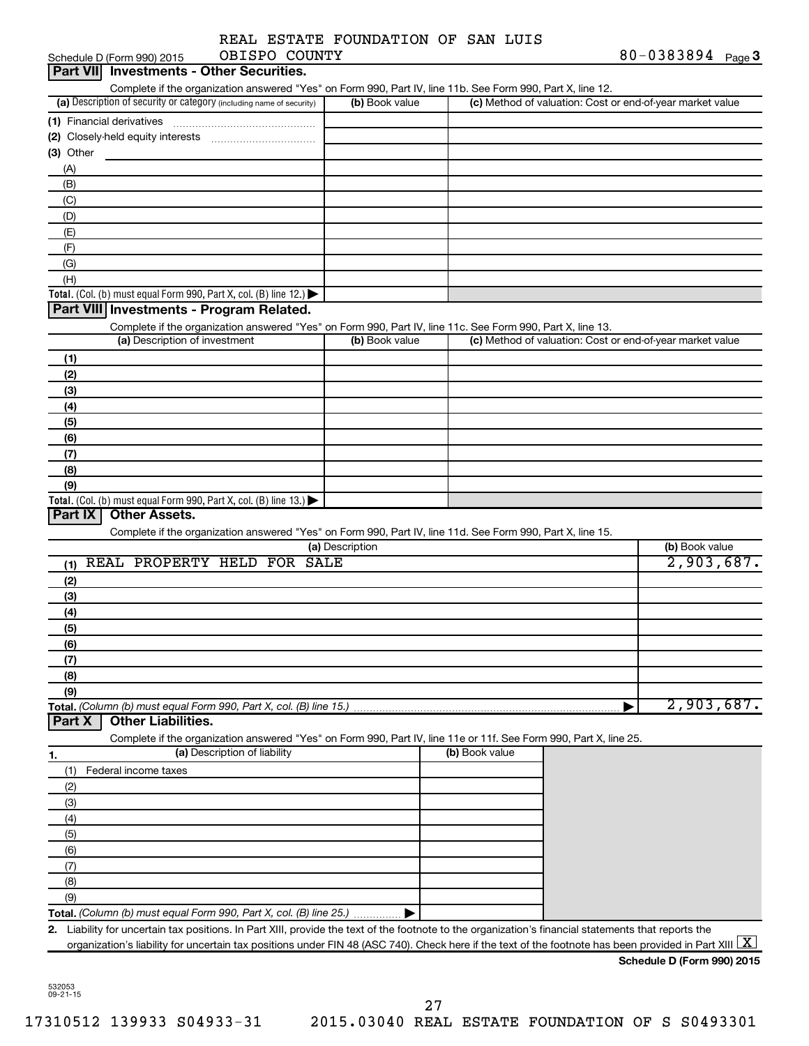REAL ESTATE FOUNDATION OF SAN LUIS OBISPO COUNTY 80-0383894

## Part VII Investments - Other Securities.

Complete if the organization answered "Yes" on Form 990, Part IV, line 11b. See Form 990, Part X, line 12.

| (a) Description of security or category (including name of security) | (b) Book value | (c) Method of valuation: Cost or end-of-year market value |
|---|---|---|
| (1) Financial derivatives | | |
| (2) Closely-held equity interests | | |
| (3) Other | | |
| (A) | | |
| (B) | | |
| (C) | | |
| (D) | | |
| (E) | | |
| (F) | | |
| (G) | | |
| (H) | | |
| Total. (Col. (b) must equal Form 990, Part X, col. (B) line 12.) ▶ | | |

## Part VIII Investments - Program Related.

Complete if the organization answered "Yes" on Form 990, Part IV, line 11c. See Form 990, Part X, line 13.

| (a) Description of investment | (b) Book value | (c) Method of valuation: Cost or end-of-year market value |
|---|---|---|
| (1) | | |
| (2) | | |
| (3) | | |
| (4) | | |
| (5) | | |
| (6) | | |
| (7) | | |
| (8) | | |
| (9) | | |
| Total. (Col. (b) must equal Form 990, Part X, col. (B) line 13.) ▶ | | |

## Part IX Other Assets.

Complete if the organization answered "Yes" on Form 990, Part IV, line 11d. See Form 990, Part X, line 15.

| (a) Description | (b) Book value |
|---|---|
| (1) REAL PROPERTY HELD FOR SALE | 2,903,687. |
| (2) | |
| (3) | |
| (4) | |
| (5) | |
| (6) | |
| (7) | |
| (8) | |
| (9) | |
| Total. (Column (b) must equal Form 990, Part X, col. (B) line 15.) ▶ | 2,903,687. |

## Part X Other Liabilities.

Complete if the organization answered "Yes" on Form 990, Part IV, line 11e or 11f. See Form 990, Part X, line 25.

| 1. (a) Description of liability | (b) Book value |
|---|---|
| (1) Federal income taxes | |
| (2) | |
| (3) | |
| (4) | |
| (5) | |
| (6) | |
| (7) | |
| (8) | |
| (9) | |
| Total. (Column (b) must equal Form 990, Part X, col. (B) line 25.) ▶ | |

2. Liability for uncertain tax positions. In Part XIII, provide the text of the footnote to the organization's financial statements that reports the organization's liability for uncertain tax positions under FIN 48 (ASC 740). Check here if the text of the footnote has been provided in Part XIII [X]

Schedule D (Form 990) 2015

532053 09-21-15

17310512 139933 S04933-31 2015.03040 REAL ESTATE FOUNDATION OF S S0493301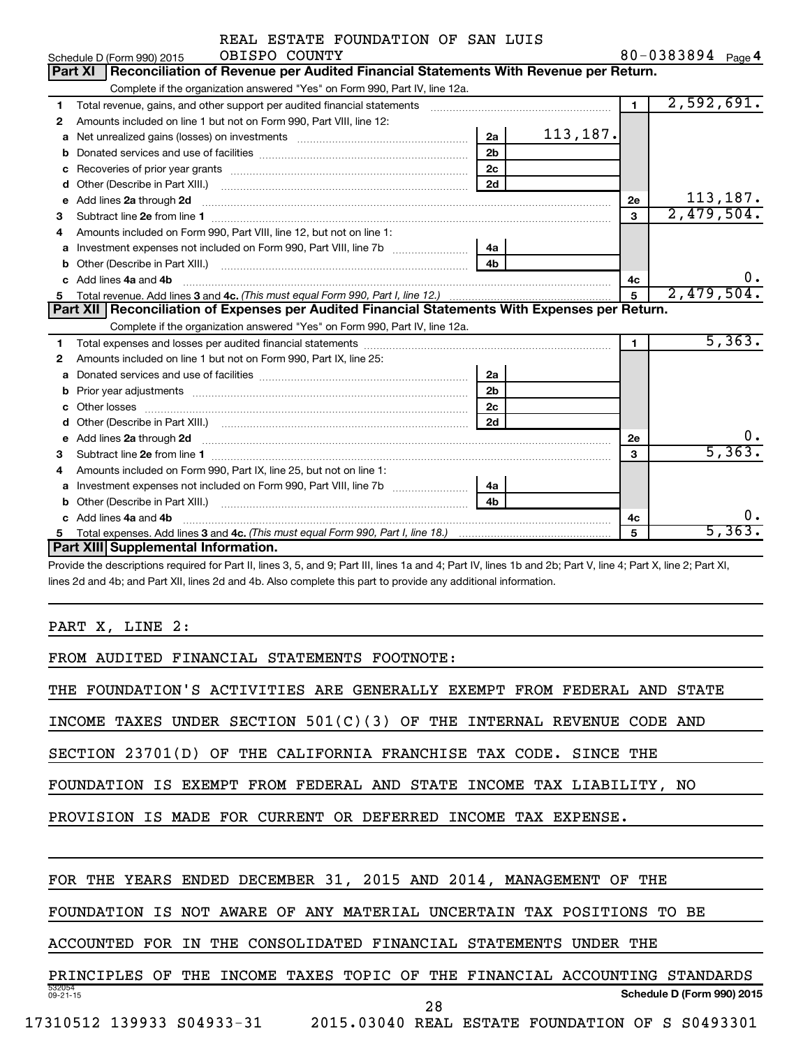Schedule D (Form 990) 2015 REAL ESTATE FOUNDATION OF SAN LUIS OBISPO COUNTY 80-0383894 Page 4

## Part XI Reconciliation of Revenue per Audited Financial Statements With Revenue per Return.

Complete if the organization answered "Yes" on Form 990, Part IV, line 12a.

| | | | | | |
|---|---|---|---|---|---|
| 1 | Total revenue, gains, and other support per audited financial statements | | | 1 | 2,592,691. |
| 2 | Amounts included on line 1 but not on Form 990, Part VIII, line 12: | | | | |
| a | Net unrealized gains (losses) on investments | 2a | 113,187. | | |
| b | Donated services and use of facilities | 2b | | | |
| c | Recoveries of prior year grants | 2c | | | |
| d | Other (Describe in Part XIII.) | 2d | | | |
| e | Add lines 2a through 2d | | | 2e | 113,187. |
| 3 | Subtract line 2e from line 1 | | | 3 | 2,479,504. |
| 4 | Amounts included on Form 990, Part VIII, line 12, but not on line 1: | | | | |
| a | Investment expenses not included on Form 990, Part VIII, line 7b | 4a | | | |
| b | Other (Describe in Part XIII.) | 4b | | | |
| c | Add lines 4a and 4b | | | 4c | 0. |
| 5 | Total revenue. Add lines 3 and 4c. *(This must equal Form 990, Part I, line 12.)* | | | 5 | 2,479,504. |

## Part XII Reconciliation of Expenses per Audited Financial Statements With Expenses per Return.

Complete if the organization answered "Yes" on Form 990, Part IV, line 12a.

| | | | | | |
|---|---|---|---|---|---|
| 1 | Total expenses and losses per audited financial statements | | | 1 | 5,363. |
| 2 | Amounts included on line 1 but not on Form 990, Part IX, line 25: | | | | |
| a | Donated services and use of facilities | 2a | | | |
| b | Prior year adjustments | 2b | | | |
| c | Other losses | 2c | | | |
| d | Other (Describe in Part XIII.) | 2d | | | |
| e | Add lines 2a through 2d | | | 2e | 0. |
| 3 | Subtract line 2e from line 1 | | | 3 | 5,363. |
| 4 | Amounts included on Form 990, Part IX, line 25, but not on line 1: | | | | |
| a | Investment expenses not included on Form 990, Part VIII, line 7b | 4a | | | |
| b | Other (Describe in Part XIII.) | 4b | | | |
| c | Add lines 4a and 4b | | | 4c | 0. |
| 5 | Total expenses. Add lines 3 and 4c. *(This must equal Form 990, Part I, line 18.)* | | | 5 | 5,363. |

## Part XIII Supplemental Information.

Provide the descriptions required for Part II, lines 3, 5, and 9; Part III, lines 1a and 4; Part IV, lines 1b and 2b; Part V, line 4; Part X, line 2; Part XI, lines 2d and 4b; and Part XII, lines 2d and 4b. Also complete this part to provide any additional information.

PART X, LINE 2:

FROM AUDITED FINANCIAL STATEMENTS FOOTNOTE:

THE FOUNDATION'S ACTIVITIES ARE GENERALLY EXEMPT FROM FEDERAL AND STATE INCOME TAXES UNDER SECTION 501(C)(3) OF THE INTERNAL REVENUE CODE AND SECTION 23701(D) OF THE CALIFORNIA FRANCHISE TAX CODE. SINCE THE FOUNDATION IS EXEMPT FROM FEDERAL AND STATE INCOME TAX LIABILITY, NO PROVISION IS MADE FOR CURRENT OR DEFERRED INCOME TAX EXPENSE.

FOR THE YEARS ENDED DECEMBER 31, 2015 AND 2014, MANAGEMENT OF THE FOUNDATION IS NOT AWARE OF ANY MATERIAL UNCERTAIN TAX POSITIONS TO BE ACCOUNTED FOR IN THE CONSOLIDATED FINANCIAL STATEMENTS UNDER THE PRINCIPLES OF THE INCOME TAXES TOPIC OF THE FINANCIAL ACCOUNTING STANDARDS

532054 09-21-15 Schedule D (Form 990) 2015

17310512 139933 S04933-31 2015.03040 REAL ESTATE FOUNDATION OF S S0493301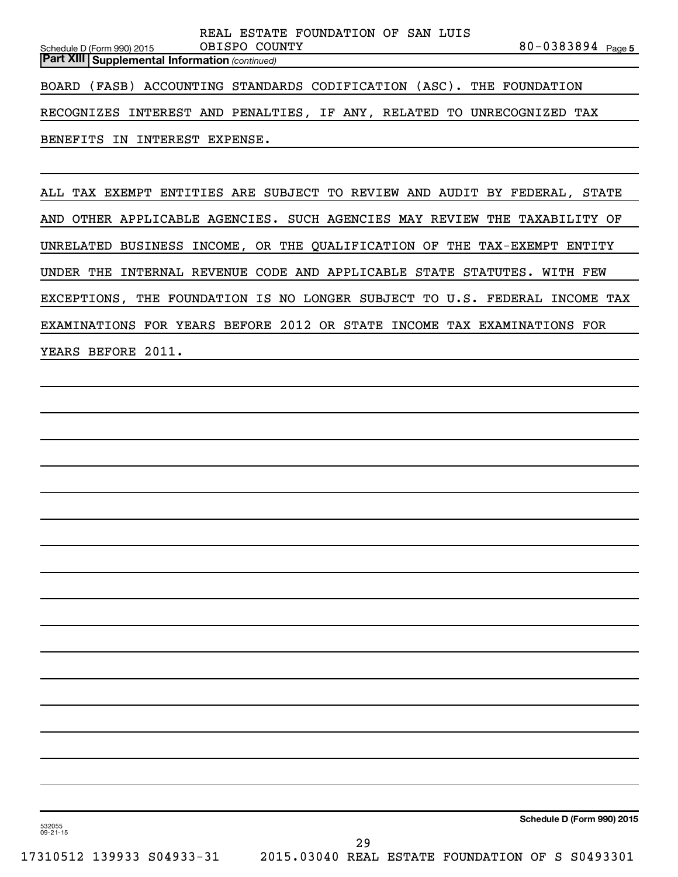**Part XIII Supplemental Information** *(continued)*

BOARD (FASB) ACCOUNTING STANDARDS CODIFICATION (ASC). THE FOUNDATION RECOGNIZES INTEREST AND PENALTIES, IF ANY, RELATED TO UNRECOGNIZED TAX BENEFITS IN INTEREST EXPENSE.

ALL TAX EXEMPT ENTITIES ARE SUBJECT TO REVIEW AND AUDIT BY FEDERAL, STATE AND OTHER APPLICABLE AGENCIES. SUCH AGENCIES MAY REVIEW THE TAXABILITY OF UNRELATED BUSINESS INCOME, OR THE QUALIFICATION OF THE TAX-EXEMPT ENTITY UNDER THE INTERNAL REVENUE CODE AND APPLICABLE STATE STATUTES. WITH FEW EXCEPTIONS, THE FOUNDATION IS NO LONGER SUBJECT TO U.S. FEDERAL INCOME TAX EXAMINATIONS FOR YEARS BEFORE 2012 OR STATE INCOME TAX EXAMINATIONS FOR YEARS BEFORE 2011.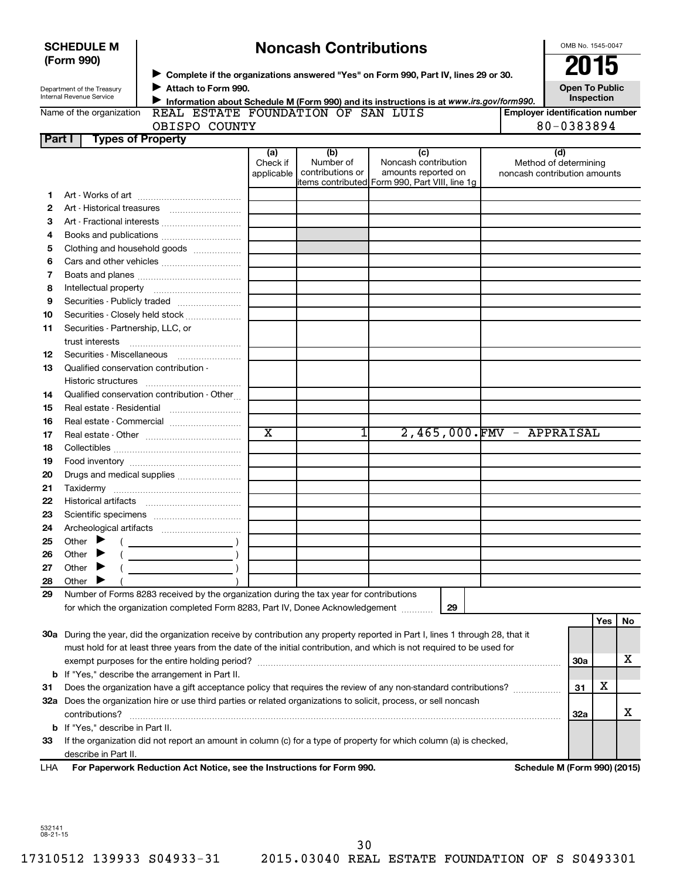**SCHEDULE M (Form 990)**

Department of the Treasury
Internal Revenue Service

# Noncash Contributions

▶ Complete if the organizations answered "Yes" on Form 990, Part IV, lines 29 or 30.
▶ Attach to Form 990.
▶ Information about Schedule M (Form 990) and its instructions is at www.irs.gov/form990.

OMB No. 1545-0047
**2015**
**Open To Public Inspection**

Name of the organization: REAL ESTATE FOUNDATION OF SAN LUIS OBISPO COUNTY

Employer identification number: 80-0383894

## Part I Types of Property

| | | (a) Check if applicable | (b) Number of contributions or items contributed | (c) Noncash contribution amounts reported on Form 990, Part VIII, line 1g | (d) Method of determining noncash contribution amounts |
|---|---|---|---|---|---|
| 1 | Art - Works of art | | | | |
| 2 | Art - Historical treasures | | | | |
| 3 | Art - Fractional interests | | | | |
| 4 | Books and publications | | | | |
| 5 | Clothing and household goods | | | | |
| 6 | Cars and other vehicles | | | | |
| 7 | Boats and planes | | | | |
| 8 | Intellectual property | | | | |
| 9 | Securities - Publicly traded | | | | |
| 10 | Securities - Closely held stock | | | | |
| 11 | Securities - Partnership, LLC, or trust interests | | | | |
| 12 | Securities - Miscellaneous | | | | |
| 13 | Qualified conservation contribution - Historic structures | | | | |
| 14 | Qualified conservation contribution - Other | | | | |
| 15 | Real estate - Residential | | | | |
| 16 | Real estate - Commercial | | | | |
| 17 | Real estate - Other | X | 1 | 2,465,000. | FMV - APPRAISAL |
| 18 | Collectibles | | | | |
| 19 | Food inventory | | | | |
| 20 | Drugs and medical supplies | | | | |
| 21 | Taxidermy | | | | |
| 22 | Historical artifacts | | | | |
| 23 | Scientific specimens | | | | |
| 24 | Archeological artifacts | | | | |
| 25 | Other ▶ ( ) | | | | |
| 26 | Other ▶ ( ) | | | | |
| 27 | Other ▶ ( ) | | | | |
| 28 | Other ▶ ( ) | | | | |

29 Number of Forms 8283 received by the organization during the tax year for contributions for which the organization completed Form 8283, Part IV, Donee Acknowledgement ..... **29**

| | | | Yes | No |
|---|---|---|---|---|
| 30a | During the year, did the organization receive by contribution any property reported in Part I, lines 1 through 28, that it must hold for at least three years from the date of the initial contribution, and which is not required to be used for exempt purposes for the entire holding period? | 30a | | X |
| b | If "Yes," describe the arrangement in Part II. | | | |
| 31 | Does the organization have a gift acceptance policy that requires the review of any non-standard contributions? | 31 | X | |
| 32a | Does the organization hire or use third parties or related organizations to solicit, process, or sell noncash contributions? | 32a | | X |
| b | If "Yes," describe in Part II. | | | |
| 33 | If the organization did not report an amount in column (c) for a type of property for which column (a) is checked, describe in Part II. | | | |

LHA **For Paperwork Reduction Act Notice, see the Instructions for Form 990.** **Schedule M (Form 990) (2015)**

532141
08-21-15

17310512 139933 S04933-31 2015.03040 REAL ESTATE FOUNDATION OF S S0493301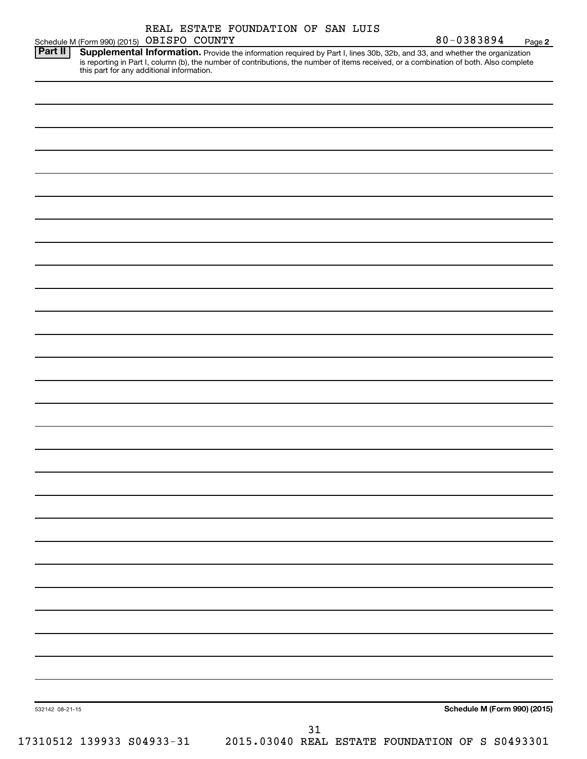Schedule M (Form 990) (2015) REAL ESTATE FOUNDATION OF SAN LUIS OBISPO COUNTY 80-0383894 Page 2

**Part II** **Supplemental Information.** Provide the information required by Part I, lines 30b, 32b, and 33, and whether the organization is reporting in Part I, column (b), the number of contributions, the number of items received, or a combination of both. Also complete this part for any additional information.

532142 08-21-15

**Schedule M (Form 990) (2015)**

17310512 139933 S04933-31 2015.03040 REAL ESTATE FOUNDATION OF S S0493301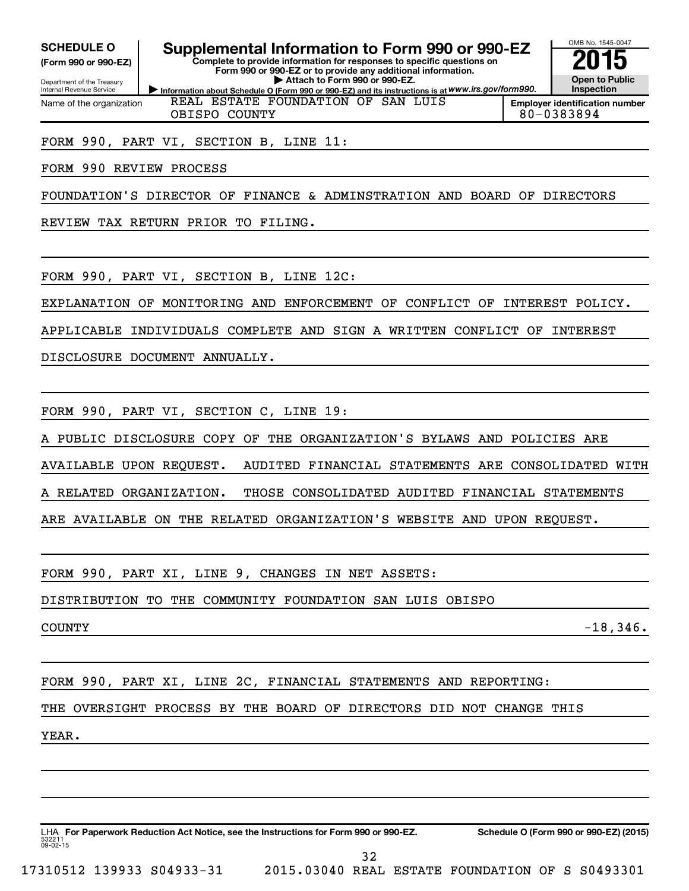**SCHEDULE O** (Form 990 or 990-EZ)

Department of the Treasury
Internal Revenue Service

# Supplemental Information to Form 990 or 990-EZ

**Complete to provide information for responses to specific questions on Form 990 or 990-EZ or to provide any additional information.**

▶ **Attach to Form 990 or 990-EZ.**

▶ **Information about Schedule O (Form 990 or 990-EZ) and its instructions is at** *www.irs.gov/form990.*

OMB No. 1545-0047

**2015**

**Open to Public Inspection**

Name of the organization: REAL ESTATE FOUNDATION OF SAN LUIS OBISPO COUNTY

**Employer identification number:** 80-0383894

FORM 990, PART VI, SECTION B, LINE 11:

FORM 990 REVIEW PROCESS

FOUNDATION'S DIRECTOR OF FINANCE & ADMINSTRATION AND BOARD OF DIRECTORS REVIEW TAX RETURN PRIOR TO FILING.

FORM 990, PART VI, SECTION B, LINE 12C:

EXPLANATION OF MONITORING AND ENFORCEMENT OF CONFLICT OF INTEREST POLICY. APPLICABLE INDIVIDUALS COMPLETE AND SIGN A WRITTEN CONFLICT OF INTEREST DISCLOSURE DOCUMENT ANNUALLY.

FORM 990, PART VI, SECTION C, LINE 19:

A PUBLIC DISCLOSURE COPY OF THE ORGANIZATION'S BYLAWS AND POLICIES ARE AVAILABLE UPON REQUEST. AUDITED FINANCIAL STATEMENTS ARE CONSOLIDATED WITH A RELATED ORGANIZATION. THOSE CONSOLIDATED AUDITED FINANCIAL STATEMENTS ARE AVAILABLE ON THE RELATED ORGANIZATION'S WEBSITE AND UPON REQUEST.

FORM 990, PART XI, LINE 9, CHANGES IN NET ASSETS:

DISTRIBUTION TO THE COMMUNITY FOUNDATION SAN LUIS OBISPO COUNTY -18,346.

FORM 990, PART XI, LINE 2C, FINANCIAL STATEMENTS AND REPORTING:

THE OVERSIGHT PROCESS BY THE BOARD OF DIRECTORS DID NOT CHANGE THIS YEAR.

LHA **For Paperwork Reduction Act Notice, see the Instructions for Form 990 or 990-EZ.** **Schedule O (Form 990 or 990-EZ) (2015)**

532211 09-02-15

17310512 139933 S04933-31 2015.03040 REAL ESTATE FOUNDATION OF S S0493301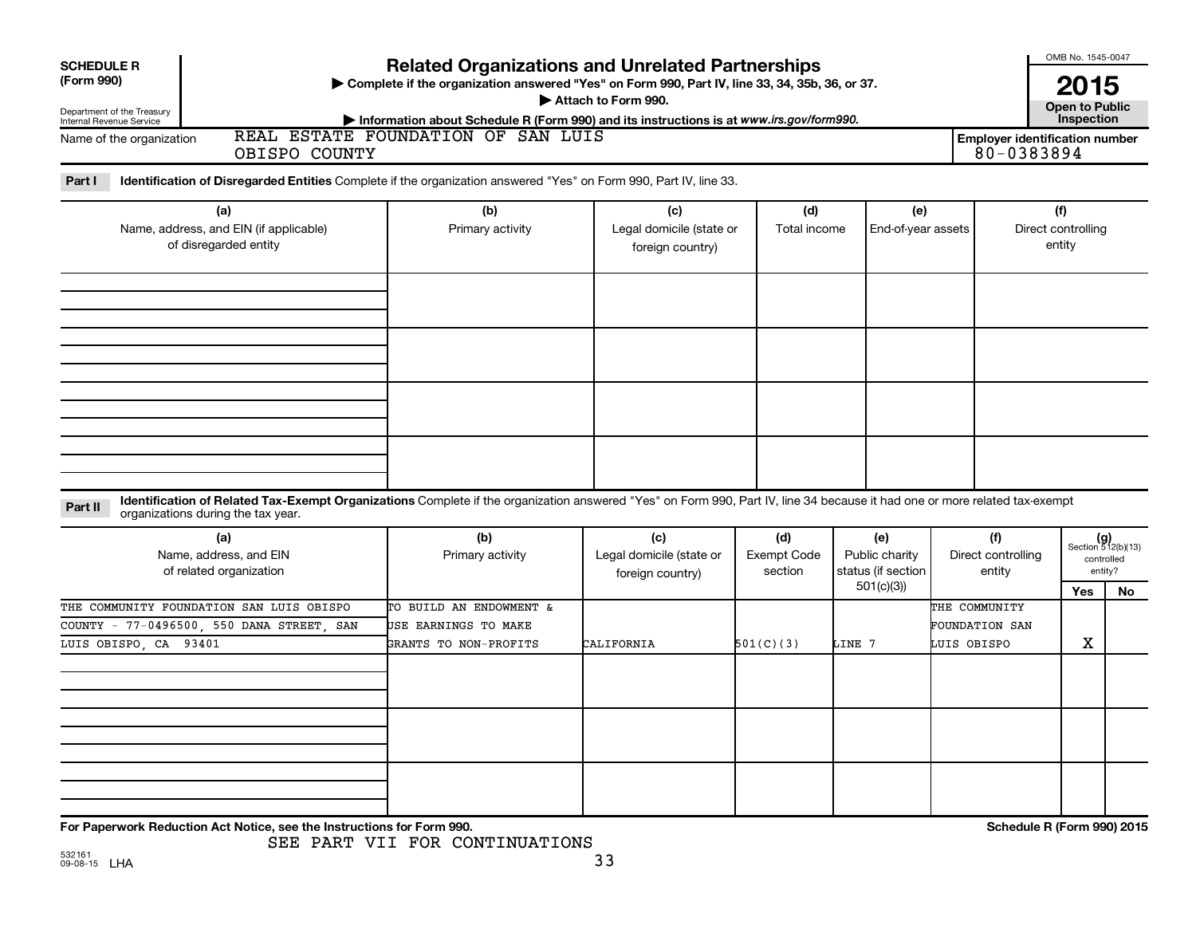**SCHEDULE R (Form 990)**

Department of the Treasury
Internal Revenue Service

# Related Organizations and Unrelated Partnerships

▶ Complete if the organization answered "Yes" on Form 990, Part IV, line 33, 34, 35b, 36, or 37.
▶ Attach to Form 990.
▶ Information about Schedule R (Form 990) and its instructions is at www.irs.gov/form990.

OMB No. 1545-0047

**2015**

**Open to Public Inspection**

Name of the organization: REAL ESTATE FOUNDATION OF SAN LUIS OBISPO COUNTY

Employer identification number: 80-0383894

**Part I** **Identification of Disregarded Entities** Complete if the organization answered "Yes" on Form 990, Part IV, line 33.

| (a) Name, address, and EIN (if applicable) of disregarded entity | (b) Primary activity | (c) Legal domicile (state or foreign country) | (d) Total income | (e) End-of-year assets | (f) Direct controlling entity |
|---|---|---|---|---|---|
| | | | | | |
| | | | | | |
| | | | | | |
| | | | | | |

**Part II** **Identification of Related Tax-Exempt Organizations** Complete if the organization answered "Yes" on Form 990, Part IV, line 34 because it had one or more related tax-exempt organizations during the tax year.

| (a) Name, address, and EIN of related organization | (b) Primary activity | (c) Legal domicile (state or foreign country) | (d) Exempt Code section | (e) Public charity status (if section 501(c)(3)) | (f) Direct controlling entity | (g) Section 512(b)(13) controlled entity? Yes | No |
|---|---|---|---|---|---|---|---|
| THE COMMUNITY FOUNDATION SAN LUIS OBISPO COUNTY - 77-0496500, 550 DANA STREET, SAN LUIS OBISPO, CA 93401 | TO BUILD AN ENDOWMENT & USE EARNINGS TO MAKE GRANTS TO NON-PROFITS | CALIFORNIA | 501(C)(3) | LINE 7 | THE COMMUNITY FOUNDATION SAN LUIS OBISPO | X | |
| | | | | | | | |
| | | | | | | | |
| | | | | | | | |

For Paperwork Reduction Act Notice, see the Instructions for Form 990.

SEE PART VII FOR CONTINUATIONS

532161 09-08-15 LHA

Schedule R (Form 990) 2015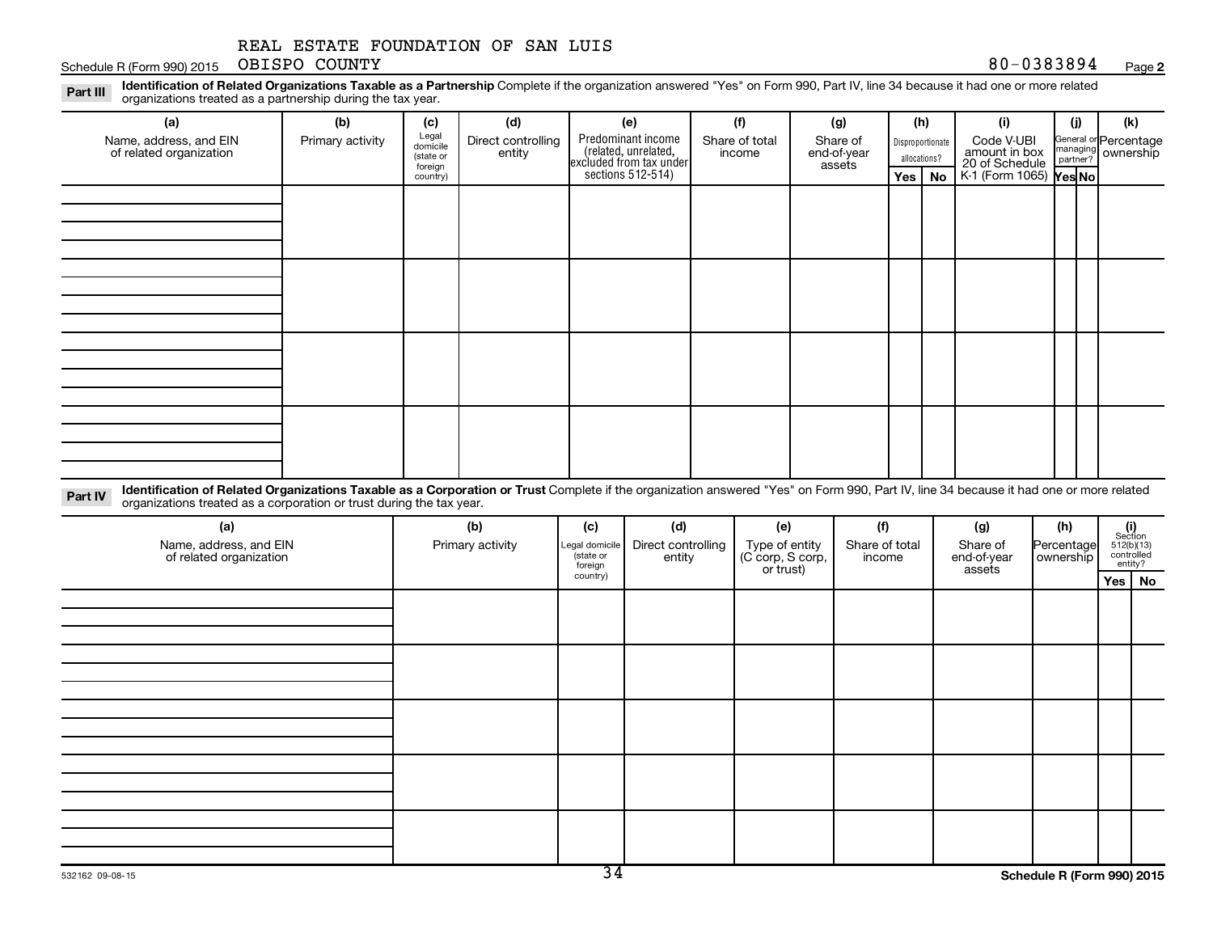REAL ESTATE FOUNDATION OF SAN LUIS OBISPO COUNTY

Schedule R (Form 990) 2015 80-0383894 Page 2

**Part III** **Identification of Related Organizations Taxable as a Partnership** Complete if the organization answered "Yes" on Form 990, Part IV, line 34 because it had one or more related organizations treated as a partnership during the tax year.

| (a) Name, address, and EIN of related organization | (b) Primary activity | (c) Legal domicile (state or foreign country) | (d) Direct controlling entity | (e) Predominant income (related, unrelated, excluded from tax under sections 512-514) | (f) Share of total income | (g) Share of end-of-year assets | (h) Disproportionate allocations? Yes | (h) No | (i) Code V-UBI amount in box 20 of Schedule K-1 (Form 1065) | (j) General or managing partner? Yes | (j) No | (k) Percentage ownership |
|---|---|---|---|---|---|---|---|---|---|---|---|---|
| | | | | | | | | | | | | |
| | | | | | | | | | | | | |
| | | | | | | | | | | | | |
| | | | | | | | | | | | | |

**Part IV** **Identification of Related Organizations Taxable as a Corporation or Trust** Complete if the organization answered "Yes" on Form 990, Part IV, line 34 because it had one or more related organizations treated as a corporation or trust during the tax year.

| (a) Name, address, and EIN of related organization | (b) Primary activity | (c) Legal domicile (state or foreign country) | (d) Direct controlling entity | (e) Type of entity (C corp, S corp, or trust) | (f) Share of total income | (g) Share of end-of-year assets | (h) Percentage ownership | (i) Section 512(b)(13) controlled entity? Yes | (i) No |
|---|---|---|---|---|---|---|---|---|---|
| | | | | | | | | | |
| | | | | | | | | | |
| | | | | | | | | | |
| | | | | | | | | | |
| | | | | | | | | | |

532162 09-08-15 Schedule R (Form 990) 2015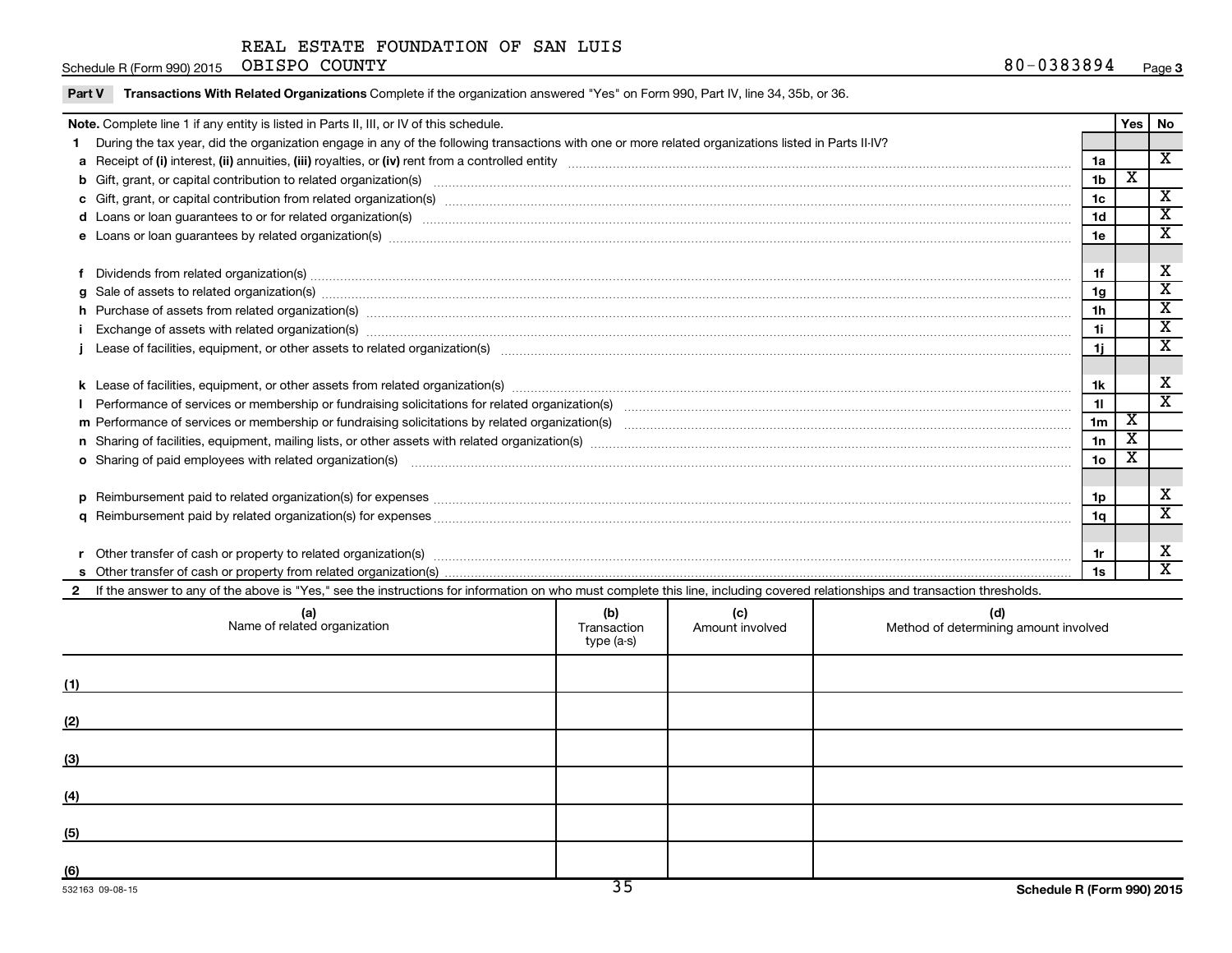REAL ESTATE FOUNDATION OF SAN LUIS OBISPO COUNTY

Schedule R (Form 990) 2015 — 80-0383894 — Page 3

**Part V** **Transactions With Related Organizations** Complete if the organization answered "Yes" on Form 990, Part IV, line 34, 35b, or 36.

| Note. Complete line 1 if any entity is listed in Parts II, III, or IV of this schedule. | | Yes | No |
|---|---|---|---|
| **1** During the tax year, did the organization engage in any of the following transactions with one or more related organizations listed in Parts II-IV? | | | |
| **a** Receipt of (i) interest, (ii) annuities, (iii) royalties, or (iv) rent from a controlled entity | 1a | | X |
| **b** Gift, grant, or capital contribution to related organization(s) | 1b | X | |
| **c** Gift, grant, or capital contribution from related organization(s) | 1c | | X |
| **d** Loans or loan guarantees to or for related organization(s) | 1d | | X |
| **e** Loans or loan guarantees by related organization(s) | 1e | | X |
| **f** Dividends from related organization(s) | 1f | | X |
| **g** Sale of assets to related organization(s) | 1g | | X |
| **h** Purchase of assets from related organization(s) | 1h | | X |
| **i** Exchange of assets with related organization(s) | 1i | | X |
| **j** Lease of facilities, equipment, or other assets to related organization(s) | 1j | | X |
| **k** Lease of facilities, equipment, or other assets from related organization(s) | 1k | | X |
| **l** Performance of services or membership or fundraising solicitations for related organization(s) | 1l | | X |
| **m** Performance of services or membership or fundraising solicitations by related organization(s) | 1m | X | |
| **n** Sharing of facilities, equipment, mailing lists, or other assets with related organization(s) | 1n | X | |
| **o** Sharing of paid employees with related organization(s) | 1o | X | |
| **p** Reimbursement paid to related organization(s) for expenses | 1p | | X |
| **q** Reimbursement paid by related organization(s) for expenses | 1q | | X |
| **r** Other transfer of cash or property to related organization(s) | 1r | | X |
| **s** Other transfer of cash or property from related organization(s) | 1s | | X |

**2** If the answer to any of the above is "Yes," see the instructions for information on who must complete this line, including covered relationships and transaction thresholds.

| | (a) Name of related organization | (b) Transaction type (a-s) | (c) Amount involved | (d) Method of determining amount involved |
|---|---|---|---|---|
| (1) | | | | |
| (2) | | | | |
| (3) | | | | |
| (4) | | | | |
| (5) | | | | |
| (6) | | | | |

532163 09-08-15

Schedule R (Form 990) 2015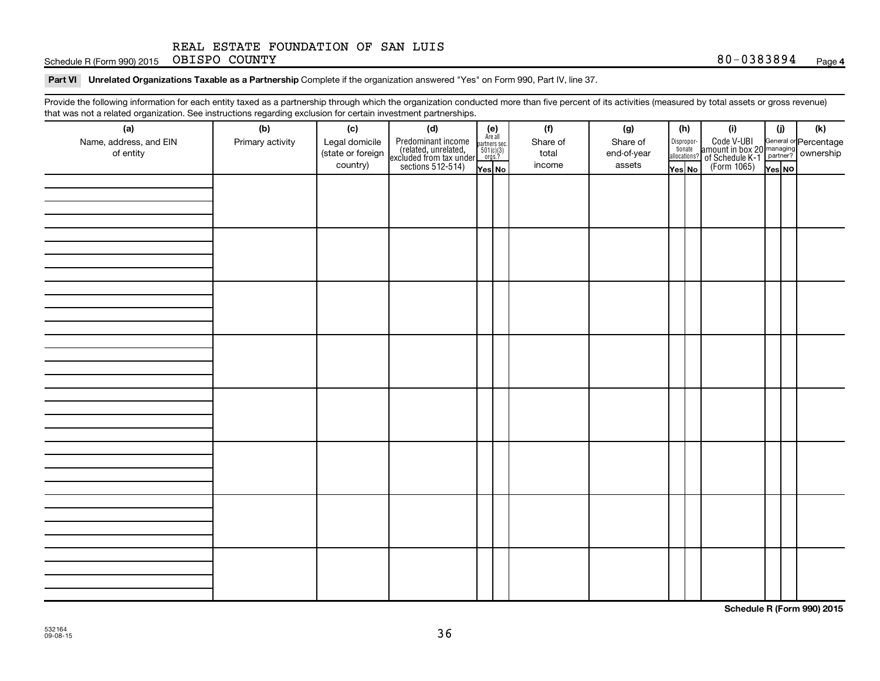REAL ESTATE FOUNDATION OF SAN LUIS OBISPO COUNTY 80-0383894

**Part VI Unrelated Organizations Taxable as a Partnership** Complete if the organization answered "Yes" on Form 990, Part IV, line 37.

Provide the following information for each entity taxed as a partnership through which the organization conducted more than five percent of its activities (measured by total assets or gross revenue) that was not a related organization. See instructions regarding exclusion for certain investment partnerships.

| (a) Name, address, and EIN of entity | (b) Primary activity | (c) Legal domicile (state or foreign country) | (d) Predominant income (related, unrelated, excluded from tax under sections 512-514) | (e) Are all partners sec. 501(c)(3) orgs.? Yes | (e) No | (f) Share of total income | (g) Share of end-of-year assets | (h) Disproportionate allocations? Yes | (h) No | (i) Code V-UBI amount in box 20 of Schedule K-1 (Form 1065) | (j) General or managing partner? Yes | (j) No | (k) Percentage ownership |
|---|---|---|---|---|---|---|---|---|---|---|---|---|---|
| | | | | | | | | | | | | | |
| | | | | | | | | | | | | | |
| | | | | | | | | | | | | | |
| | | | | | | | | | | | | | |
| | | | | | | | | | | | | | |
| | | | | | | | | | | | | | |
| | | | | | | | | | | | | | |
| | | | | | | | | | | | | | |

532164 09-08-15

Schedule R (Form 990) 2015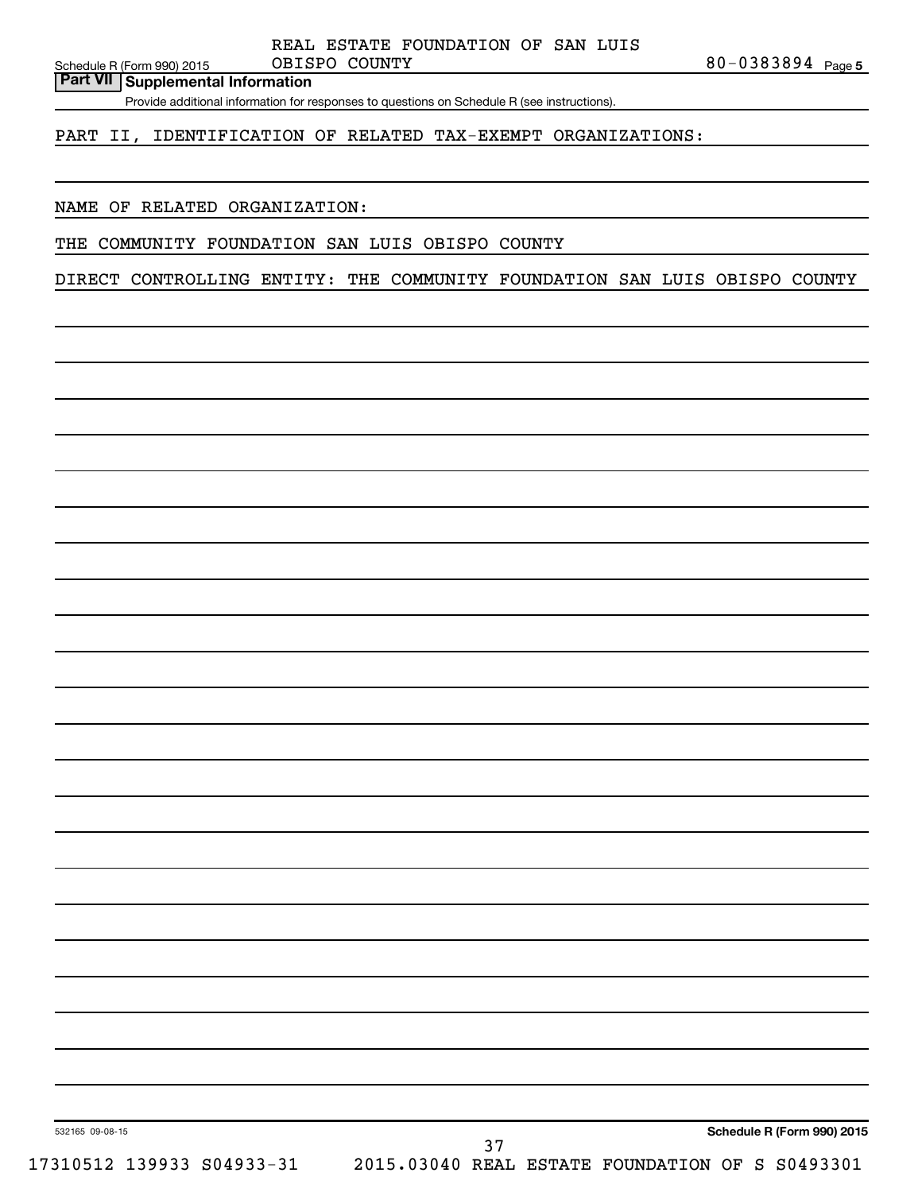Schedule R (Form 990) 2015 REAL ESTATE FOUNDATION OF SAN LUIS OBISPO COUNTY 80-0383894 Page 5

**Part VII | Supplemental Information**

Provide additional information for responses to questions on Schedule R (see instructions).

PART II, IDENTIFICATION OF RELATED TAX-EXEMPT ORGANIZATIONS:

NAME OF RELATED ORGANIZATION:

THE COMMUNITY FOUNDATION SAN LUIS OBISPO COUNTY

DIRECT CONTROLLING ENTITY: THE COMMUNITY FOUNDATION SAN LUIS OBISPO COUNTY

532165 09-08-15

**Schedule R (Form 990) 2015**

17310512 139933 S04933-31 2015.03040 REAL ESTATE FOUNDATION OF S S0493301